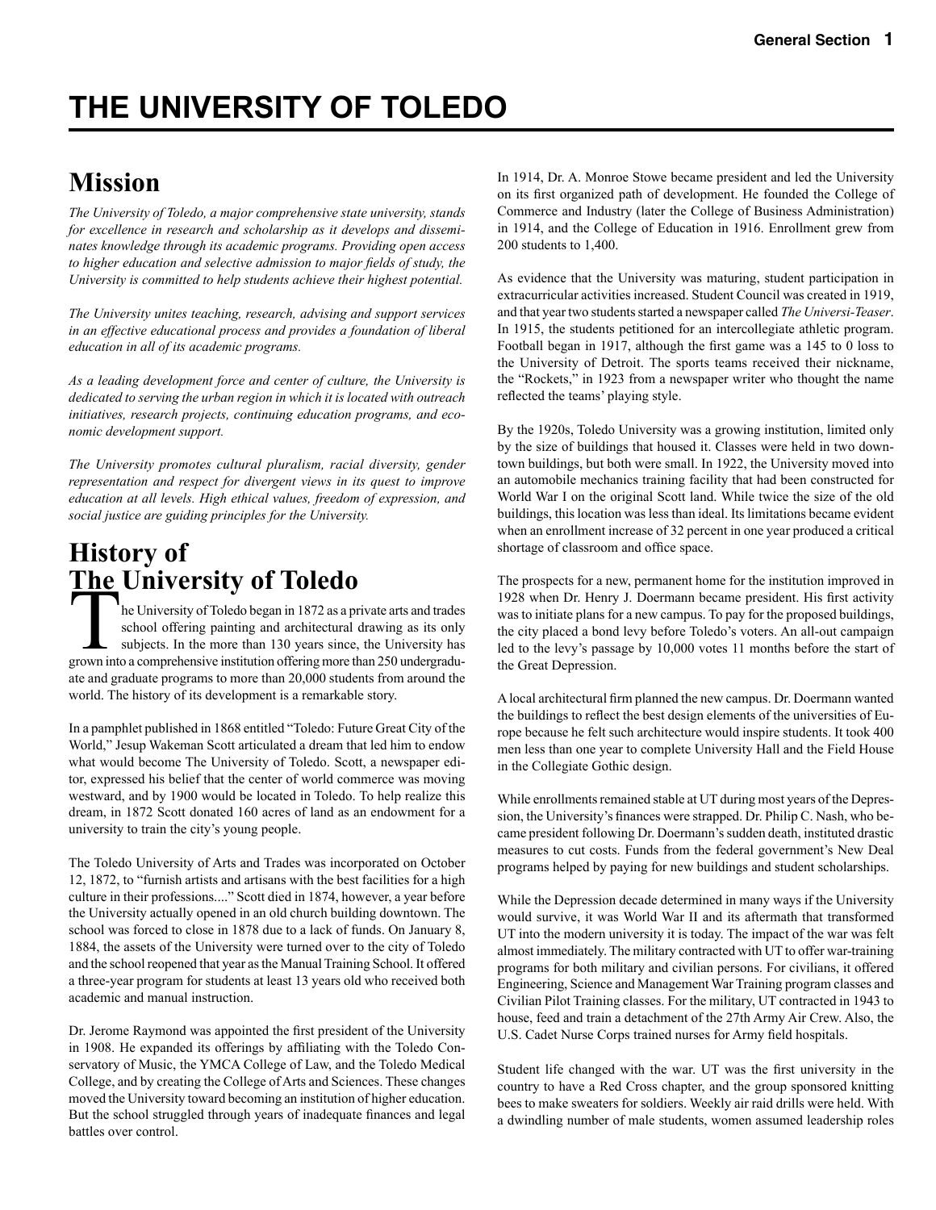# THE UNIVERSITY OF TOLEDO

## Mission

*The University of Toledo, a major comprehensive state university, stands for excellence in research and scholarship as it develops and disseminates knowledge through its academic programs. Providing open access to higher education and selective admission to major fields of study, the University is committed to help students achieve their highest potential.*

*The University unites teaching, research, advising and support services in an effective educational process and provides a foundation of liberal education in all of its academic programs.*

*As a leading development force and center of culture, the University is dedicated to serving the urban region in which it is located with outreach initiatives, research projects, continuing education programs, and economic development support.*

*The University promotes cultural pluralism, racial diversity, gender representation and respect for divergent views in its quest to improve education at all levels. High ethical values, freedom of expression, and social justice are guiding principles for the University.*

## History of The University of Toledo

The University of Toledo began in 1872 as a private arts and trades school offering painting and architectural drawing as its only subjects. In the more than 130 years since, the University has grown into a comprehensive institution offering more than 250 undergraduate and graduate programs to more than 20,000 students from around the world. The history of its development is a remarkable story.

In a pamphlet published in 1868 entitled "Toledo: Future Great City of the World," Jesup Wakeman Scott articulated a dream that led him to endow what would become The University of Toledo. Scott, a newspaper editor, expressed his belief that the center of world commerce was moving westward, and by 1900 would be located in Toledo. To help realize this dream, in 1872 Scott donated 160 acres of land as an endowment for a university to train the city's young people.

The Toledo University of Arts and Trades was incorporated on October 12, 1872, to "furnish artists and artisans with the best facilities for a high culture in their professions...." Scott died in 1874, however, a year before the University actually opened in an old church building downtown. The school was forced to close in 1878 due to a lack of funds. On January 8, 1884, the assets of the University were turned over to the city of Toledo and the school reopened that year as the Manual Training School. It offered a three-year program for students at least 13 years old who received both academic and manual instruction.

Dr. Jerome Raymond was appointed the first president of the University in 1908. He expanded its offerings by affiliating with the Toledo Conservatory of Music, the YMCA College of Law, and the Toledo Medical College, and by creating the College of Arts and Sciences. These changes moved the University toward becoming an institution of higher education. But the school struggled through years of inadequate finances and legal battles over control.

In 1914, Dr. A. Monroe Stowe became president and led the University on its first organized path of development. He founded the College of Commerce and Industry (later the College of Business Administration) in 1914, and the College of Education in 1916. Enrollment grew from 200 students to 1,400.

As evidence that the University was maturing, student participation in extracurricular activities increased. Student Council was created in 1919, and that year two students started a newspaper called *The Universi-Teaser*. In 1915, the students petitioned for an intercollegiate athletic program. Football began in 1917, although the first game was a 145 to 0 loss to the University of Detroit. The sports teams received their nickname, the "Rockets," in 1923 from a newspaper writer who thought the name reflected the teams' playing style.

By the 1920s, Toledo University was a growing institution, limited only by the size of buildings that housed it. Classes were held in two downtown buildings, but both were small. In 1922, the University moved into an automobile mechanics training facility that had been constructed for World War I on the original Scott land. While twice the size of the old buildings, this location was less than ideal. Its limitations became evident when an enrollment increase of 32 percent in one year produced a critical shortage of classroom and office space.

The prospects for a new, permanent home for the institution improved in 1928 when Dr. Henry J. Doermann became president. His first activity was to initiate plans for a new campus. To pay for the proposed buildings, the city placed a bond levy before Toledo's voters. An all-out campaign led to the levy's passage by 10,000 votes 11 months before the start of the Great Depression.

A local architectural firm planned the new campus. Dr. Doermann wanted the buildings to reflect the best design elements of the universities of Europe because he felt such architecture would inspire students. It took 400 men less than one year to complete University Hall and the Field House in the Collegiate Gothic design.

While enrollments remained stable at UT during most years of the Depression, the University's finances were strapped. Dr. Philip C. Nash, who became president following Dr. Doermann's sudden death, instituted drastic measures to cut costs. Funds from the federal government's New Deal programs helped by paying for new buildings and student scholarships.

While the Depression decade determined in many ways if the University would survive, it was World War II and its aftermath that transformed UT into the modern university it is today. The impact of the war was felt almost immediately. The military contracted with UT to offer war-training programs for both military and civilian persons. For civilians, it offered Engineering, Science and Management War Training program classes and Civilian Pilot Training classes. For the military, UT contracted in 1943 to house, feed and train a detachment of the 27th Army Air Crew. Also, the U.S. Cadet Nurse Corps trained nurses for Army field hospitals.

Student life changed with the war. UT was the first university in the country to have a Red Cross chapter, and the group sponsored knitting bees to make sweaters for soldiers. Weekly air raid drills were held. With a dwindling number of male students, women assumed leadership roles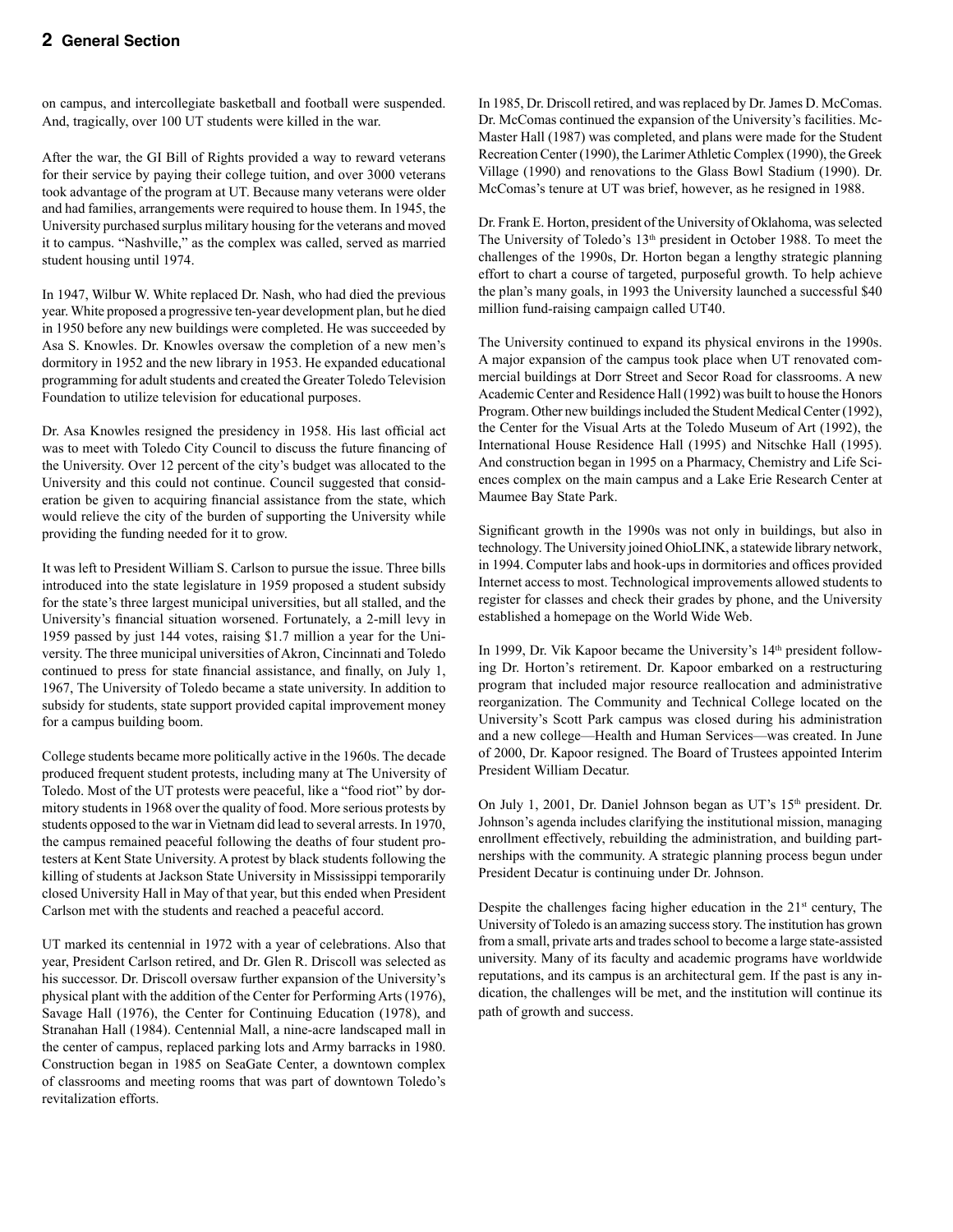on campus, and intercollegiate basketball and football were suspended. And, tragically, over 100 UT students were killed in the war.

After the war, the GI Bill of Rights provided a way to reward veterans for their service by paying their college tuition, and over 3000 veterans took advantage of the program at UT. Because many veterans were older and had families, arrangements were required to house them. In 1945, the University purchased surplus military housing for the veterans and moved it to campus. "Nashville," as the complex was called, served as married student housing until 1974.

In 1947, Wilbur W. White replaced Dr. Nash, who had died the previous year. White proposed a progressive ten-year development plan, but he died in 1950 before any new buildings were completed. He was succeeded by Asa S. Knowles. Dr. Knowles oversaw the completion of a new men's dormitory in 1952 and the new library in 1953. He expanded educational programming for adult students and created the Greater Toledo Television Foundation to utilize television for educational purposes.

Dr. Asa Knowles resigned the presidency in 1958. His last official act was to meet with Toledo City Council to discuss the future financing of the University. Over 12 percent of the city's budget was allocated to the University and this could not continue. Council suggested that consideration be given to acquiring financial assistance from the state, which would relieve the city of the burden of supporting the University while providing the funding needed for it to grow.

It was left to President William S. Carlson to pursue the issue. Three bills introduced into the state legislature in 1959 proposed a student subsidy for the state's three largest municipal universities, but all stalled, and the University's financial situation worsened. Fortunately, a 2-mill levy in 1959 passed by just 144 votes, raising $1.7 million a year for the University. The three municipal universities of Akron, Cincinnati and Toledo continued to press for state financial assistance, and finally, on July 1, 1967, The University of Toledo became a state university. In addition to subsidy for students, state support provided capital improvement money for a campus building boom.

College students became more politically active in the 1960s. The decade produced frequent student protests, including many at The University of Toledo. Most of the UT protests were peaceful, like a "food riot" by dormitory students in 1968 over the quality of food. More serious protests by students opposed to the war in Vietnam did lead to several arrests. In 1970, the campus remained peaceful following the deaths of four student protesters at Kent State University. A protest by black students following the killing of students at Jackson State University in Mississippi temporarily closed University Hall in May of that year, but this ended when President Carlson met with the students and reached a peaceful accord.

UT marked its centennial in 1972 with a year of celebrations. Also that year, President Carlson retired, and Dr. Glen R. Driscoll was selected as his successor. Dr. Driscoll oversaw further expansion of the University's physical plant with the addition of the Center for Performing Arts (1976), Savage Hall (1976), the Center for Continuing Education (1978), and Stranahan Hall (1984). Centennial Mall, a nine-acre landscaped mall in the center of campus, replaced parking lots and Army barracks in 1980. Construction began in 1985 on SeaGate Center, a downtown complex of classrooms and meeting rooms that was part of downtown Toledo's revitalization efforts.

In 1985, Dr. Driscoll retired, and was replaced by Dr. James D. McComas. Dr. McComas continued the expansion of the University's facilities. McMaster Hall (1987) was completed, and plans were made for the Student Recreation Center (1990), the Larimer Athletic Complex (1990), the Greek Village (1990) and renovations to the Glass Bowl Stadium (1990). Dr. McComas's tenure at UT was brief, however, as he resigned in 1988.

Dr. Frank E. Horton, president of the University of Oklahoma, was selected The University of Toledo's 13th president in October 1988. To meet the challenges of the 1990s, Dr. Horton began a lengthy strategic planning effort to chart a course of targeted, purposeful growth. To help achieve the plan's many goals, in 1993 the University launched a successful $40 million fund-raising campaign called UT40.

The University continued to expand its physical environs in the 1990s. A major expansion of the campus took place when UT renovated commercial buildings at Dorr Street and Secor Road for classrooms. A new Academic Center and Residence Hall (1992) was built to house the Honors Program. Other new buildings included the Student Medical Center (1992), the Center for the Visual Arts at the Toledo Museum of Art (1992), the International House Residence Hall (1995) and Nitschke Hall (1995). And construction began in 1995 on a Pharmacy, Chemistry and Life Sciences complex on the main campus and a Lake Erie Research Center at Maumee Bay State Park.

Significant growth in the 1990s was not only in buildings, but also in technology. The University joined OhioLINK, a statewide library network, in 1994. Computer labs and hook-ups in dormitories and offices provided Internet access to most. Technological improvements allowed students to register for classes and check their grades by phone, and the University established a homepage on the World Wide Web.

In 1999, Dr. Vik Kapoor became the University's 14th president following Dr. Horton's retirement. Dr. Kapoor embarked on a restructuring program that included major resource reallocation and administrative reorganization. The Community and Technical College located on the University's Scott Park campus was closed during his administration and a new college—Health and Human Services—was created. In June of 2000, Dr. Kapoor resigned. The Board of Trustees appointed Interim President William Decatur.

On July 1, 2001, Dr. Daniel Johnson began as UT's 15th president. Dr. Johnson's agenda includes clarifying the institutional mission, managing enrollment effectively, rebuilding the administration, and building partnerships with the community. A strategic planning process begun under President Decatur is continuing under Dr. Johnson.

Despite the challenges facing higher education in the 21st century, The University of Toledo is an amazing success story. The institution has grown from a small, private arts and trades school to become a large state-assisted university. Many of its faculty and academic programs have worldwide reputations, and its campus is an architectural gem. If the past is any indication, the challenges will be met, and the institution will continue its path of growth and success.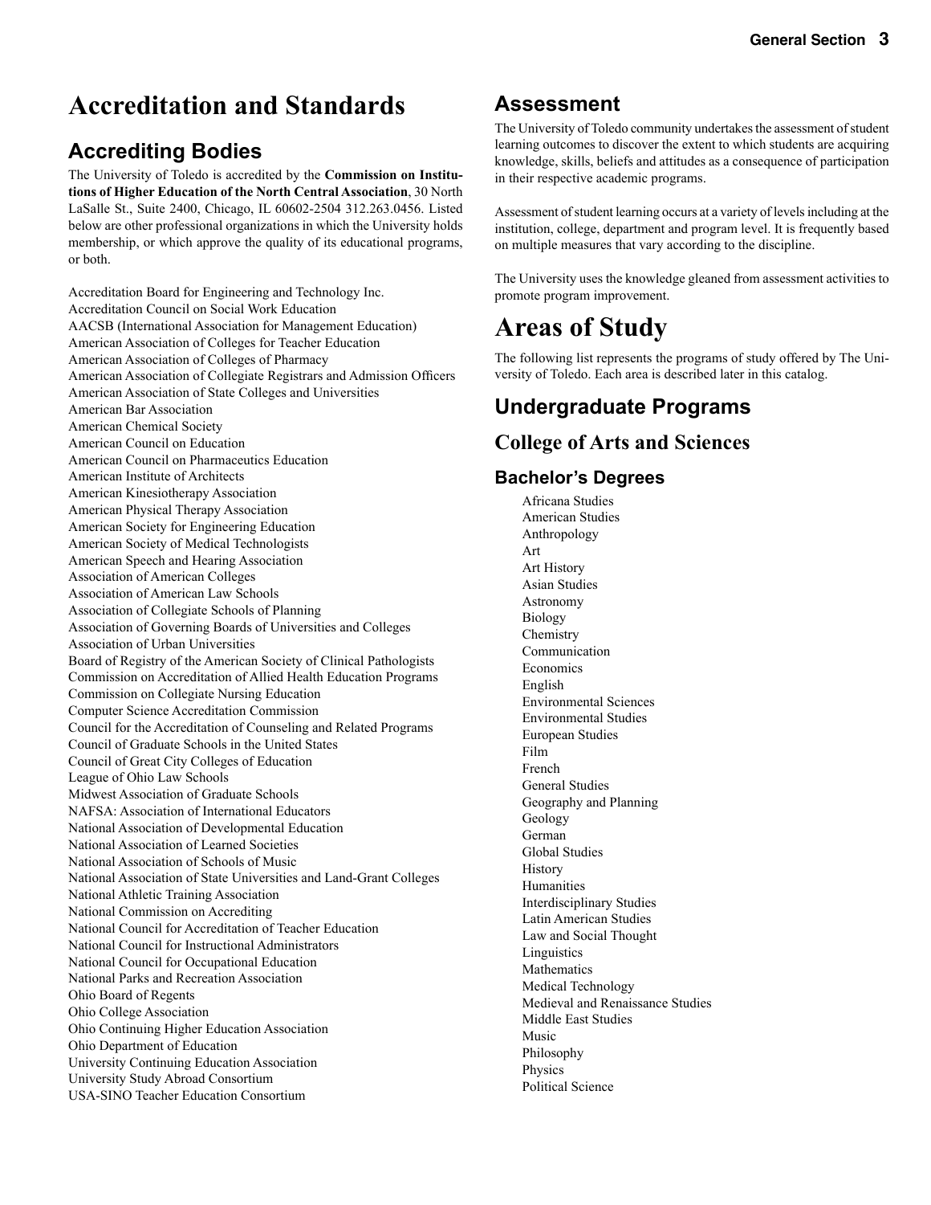# Accreditation and Standards

## Accrediting Bodies

The University of Toledo is accredited by the **Commission on Institutions of Higher Education of the North Central Association**, 30 North LaSalle St., Suite 2400, Chicago, IL 60602-2504 312.263.0456. Listed below are other professional organizations in which the University holds membership, or which approve the quality of its educational programs, or both.

Accreditation Board for Engineering and Technology Inc.
Accreditation Council on Social Work Education
AACSB (International Association for Management Education)
American Association of Colleges for Teacher Education
American Association of Colleges of Pharmacy
American Association of Collegiate Registrars and Admission Officers
American Association of State Colleges and Universities
American Bar Association
American Chemical Society
American Council on Education
American Council on Pharmaceutics Education
American Institute of Architects
American Kinesiotherapy Association
American Physical Therapy Association
American Society for Engineering Education
American Society of Medical Technologists
American Speech and Hearing Association
Association of American Colleges
Association of American Law Schools
Association of Collegiate Schools of Planning
Association of Governing Boards of Universities and Colleges
Association of Urban Universities
Board of Registry of the American Society of Clinical Pathologists
Commission on Accreditation of Allied Health Education Programs
Commission on Collegiate Nursing Education
Computer Science Accreditation Commission
Council for the Accreditation of Counseling and Related Programs
Council of Graduate Schools in the United States
Council of Great City Colleges of Education
League of Ohio Law Schools
Midwest Association of Graduate Schools
NAFSA: Association of International Educators
National Association of Developmental Education
National Association of Learned Societies
National Association of Schools of Music
National Association of State Universities and Land-Grant Colleges
National Athletic Training Association
National Commission on Accrediting
National Council for Accreditation of Teacher Education
National Council for Instructional Administrators
National Council for Occupational Education
National Parks and Recreation Association
Ohio Board of Regents
Ohio College Association
Ohio Continuing Higher Education Association
Ohio Department of Education
University Continuing Education Association
University Study Abroad Consortium
USA-SINO Teacher Education Consortium

## Assessment

The University of Toledo community undertakes the assessment of student learning outcomes to discover the extent to which students are acquiring knowledge, skills, beliefs and attitudes as a consequence of participation in their respective academic programs.

Assessment of student learning occurs at a variety of levels including at the institution, college, department and program level. It is frequently based on multiple measures that vary according to the discipline.

The University uses the knowledge gleaned from assessment activities to promote program improvement.

# Areas of Study

The following list represents the programs of study offered by The University of Toledo. Each area is described later in this catalog.

## Undergraduate Programs

### College of Arts and Sciences

#### Bachelor's Degrees

- Africana Studies
- American Studies
- Anthropology
- Art
- Art History
- Asian Studies
- Astronomy
- Biology
- Chemistry
- Communication
- Economics
- English
- Environmental Sciences
- Environmental Studies
- European Studies
- Film
- French
- General Studies
- Geography and Planning
- Geology
- German
- Global Studies
- History
- Humanities
- Interdisciplinary Studies
- Latin American Studies
- Law and Social Thought
- Linguistics
- Mathematics
- Medical Technology
- Medieval and Renaissance Studies
- Middle East Studies
- Music
- Philosophy
- Physics
- Political Science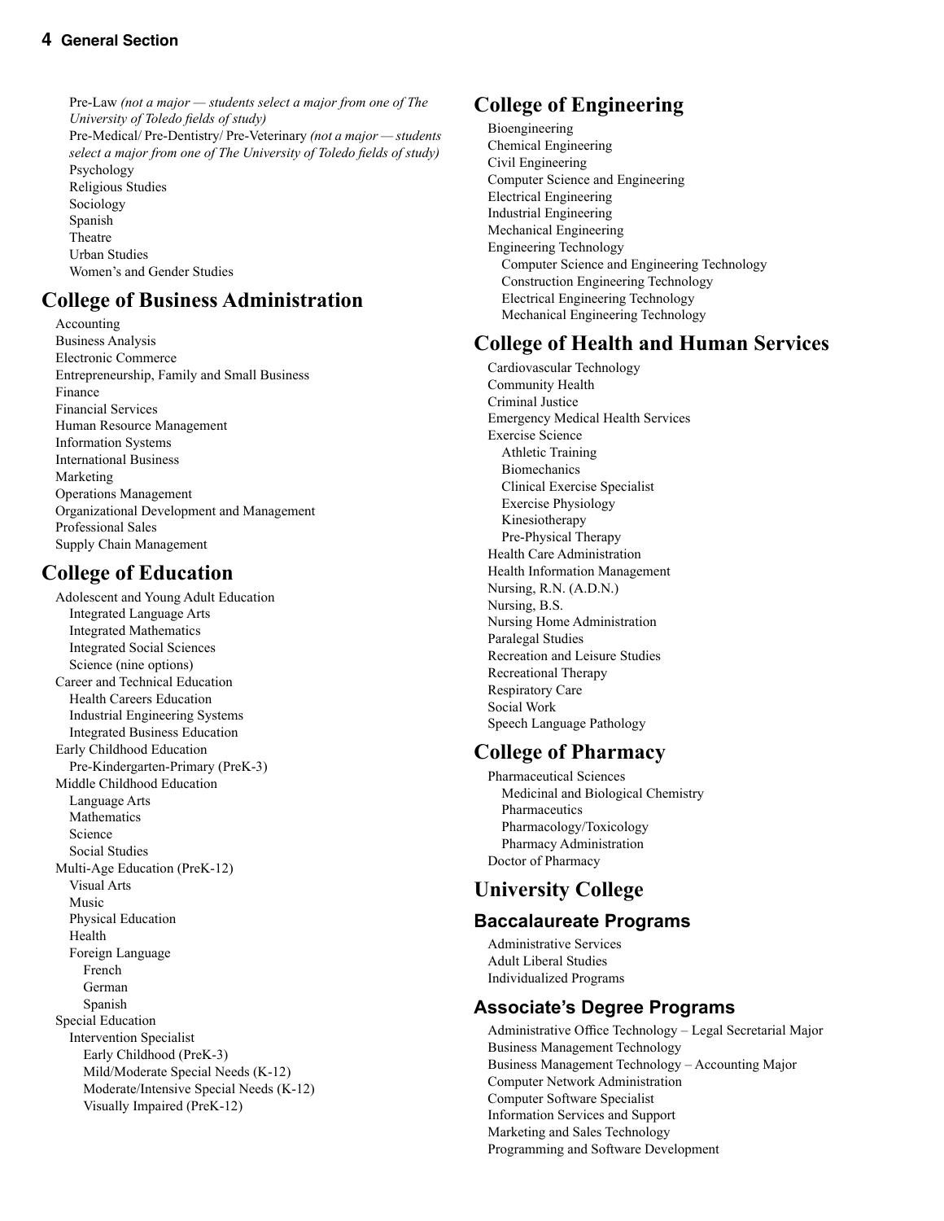- Pre-Law *(not a major — students select a major from one of The University of Toledo fields of study)*
- Pre-Medical/ Pre-Dentistry/ Pre-Veterinary *(not a major — students select a major from one of The University of Toledo fields of study)*
- Psychology
- Religious Studies
- Sociology
- Spanish
- Theatre
- Urban Studies
- Women's and Gender Studies

## College of Business Administration

- Accounting
- Business Analysis
- Electronic Commerce
- Entrepreneurship, Family and Small Business
- Finance
- Financial Services
- Human Resource Management
- Information Systems
- International Business
- Marketing
- Operations Management
- Organizational Development and Management
- Professional Sales
- Supply Chain Management

## College of Education

- Adolescent and Young Adult Education
  - Integrated Language Arts
  - Integrated Mathematics
  - Integrated Social Sciences
  - Science (nine options)
- Career and Technical Education
  - Health Careers Education
  - Industrial Engineering Systems
  - Integrated Business Education
- Early Childhood Education
  - Pre-Kindergarten-Primary (PreK-3)
- Middle Childhood Education
  - Language Arts
  - Mathematics
  - Science
  - Social Studies
- Multi-Age Education (PreK-12)
  - Visual Arts
  - Music
  - Physical Education
  - Health
  - Foreign Language
    - French
    - German
    - Spanish
- Special Education
  - Intervention Specialist
    - Early Childhood (PreK-3)
    - Mild/Moderate Special Needs (K-12)
    - Moderate/Intensive Special Needs (K-12)
    - Visually Impaired (PreK-12)

## College of Engineering

- Bioengineering
- Chemical Engineering
- Civil Engineering
- Computer Science and Engineering
- Electrical Engineering
- Industrial Engineering
- Mechanical Engineering
- Engineering Technology
  - Computer Science and Engineering Technology
  - Construction Engineering Technology
  - Electrical Engineering Technology
  - Mechanical Engineering Technology

## College of Health and Human Services

- Cardiovascular Technology
- Community Health
- Criminal Justice
- Emergency Medical Health Services
- Exercise Science
  - Athletic Training
  - Biomechanics
  - Clinical Exercise Specialist
  - Exercise Physiology
  - Kinesiotherapy
  - Pre-Physical Therapy
- Health Care Administration
- Health Information Management
- Nursing, R.N. (A.D.N.)
- Nursing, B.S.
- Nursing Home Administration
- Paralegal Studies
- Recreation and Leisure Studies
- Recreational Therapy
- Respiratory Care
- Social Work
- Speech Language Pathology

## College of Pharmacy

- Pharmaceutical Sciences
  - Medicinal and Biological Chemistry
  - Pharmaceutics
  - Pharmacology/Toxicology
  - Pharmacy Administration
- Doctor of Pharmacy

## University College

### Baccalaureate Programs

- Administrative Services
- Adult Liberal Studies
- Individualized Programs

### Associate's Degree Programs

- Administrative Office Technology – Legal Secretarial Major
- Business Management Technology
- Business Management Technology – Accounting Major
- Computer Network Administration
- Computer Software Specialist
- Information Services and Support
- Marketing and Sales Technology
- Programming and Software Development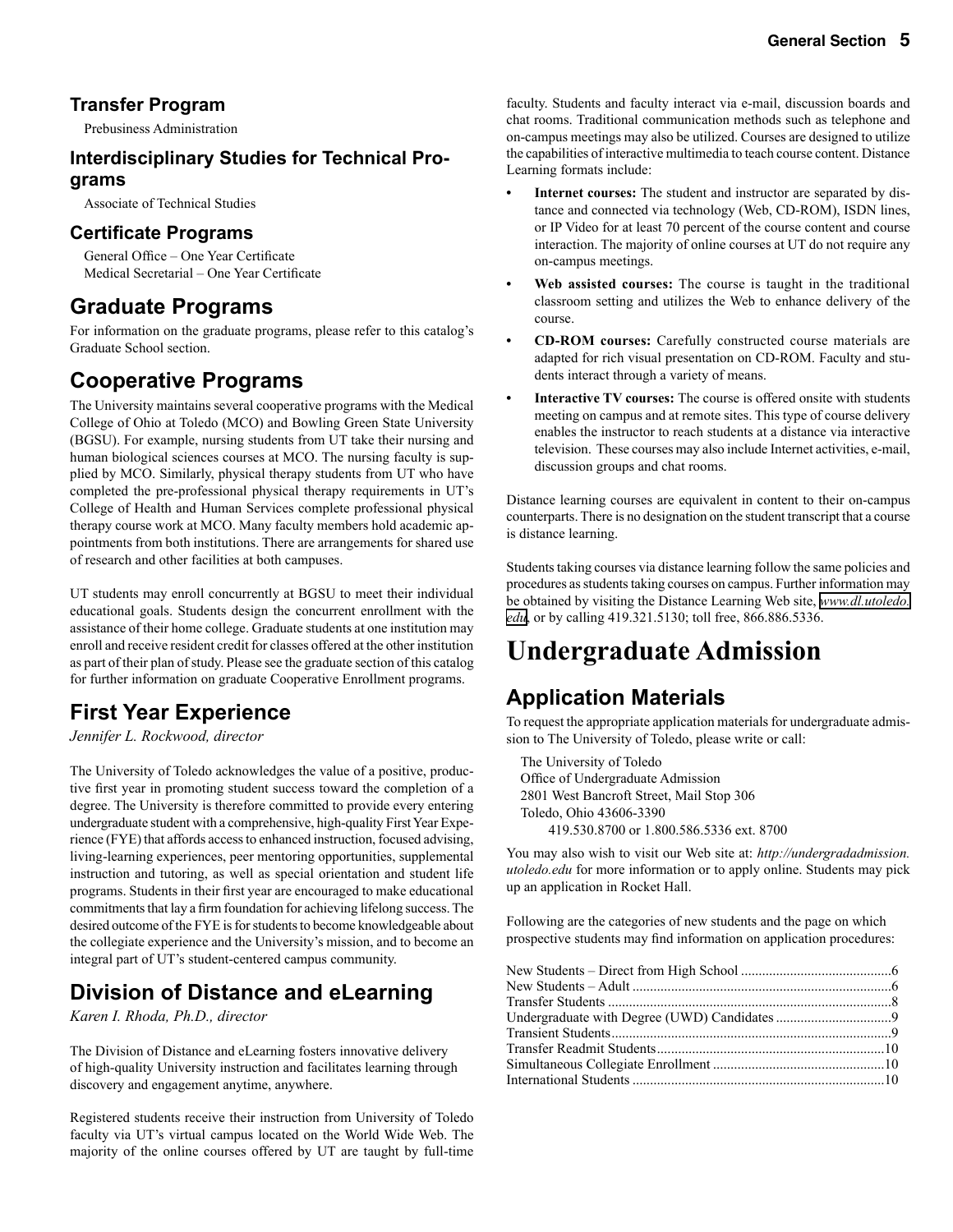### Transfer Program

Prebusiness Administration

### Interdisciplinary Studies for Technical Programs

Associate of Technical Studies

### Certificate Programs

General Office – One Year Certificate
Medical Secretarial – One Year Certificate

## Graduate Programs

For information on the graduate programs, please refer to this catalog's Graduate School section.

## Cooperative Programs

The University maintains several cooperative programs with the Medical College of Ohio at Toledo (MCO) and Bowling Green State University (BGSU). For example, nursing students from UT take their nursing and human biological sciences courses at MCO. The nursing faculty is supplied by MCO. Similarly, physical therapy students from UT who have completed the pre-professional physical therapy requirements in UT's College of Health and Human Services complete professional physical therapy course work at MCO. Many faculty members hold academic appointments from both institutions. There are arrangements for shared use of research and other facilities at both campuses.

UT students may enroll concurrently at BGSU to meet their individual educational goals. Students design the concurrent enrollment with the assistance of their home college. Graduate students at one institution may enroll and receive resident credit for classes offered at the other institution as part of their plan of study. Please see the graduate section of this catalog for further information on graduate Cooperative Enrollment programs.

## First Year Experience

*Jennifer L. Rockwood, director*

The University of Toledo acknowledges the value of a positive, productive first year in promoting student success toward the completion of a degree. The University is therefore committed to provide every entering undergraduate student with a comprehensive, high-quality First Year Experience (FYE) that affords access to enhanced instruction, focused advising, living-learning experiences, peer mentoring opportunities, supplemental instruction and tutoring, as well as special orientation and student life programs. Students in their first year are encouraged to make educational commitments that lay a firm foundation for achieving lifelong success. The desired outcome of the FYE is for students to become knowledgeable about the collegiate experience and the University's mission, and to become an integral part of UT's student-centered campus community.

## Division of Distance and eLearning

*Karen I. Rhoda, Ph.D., director*

The Division of Distance and eLearning fosters innovative delivery of high-quality University instruction and facilitates learning through discovery and engagement anytime, anywhere.

Registered students receive their instruction from University of Toledo faculty via UT's virtual campus located on the World Wide Web. The majority of the online courses offered by UT are taught by full-time faculty. Students and faculty interact via e-mail, discussion boards and chat rooms. Traditional communication methods such as telephone and on-campus meetings may also be utilized. Courses are designed to utilize the capabilities of interactive multimedia to teach course content. Distance Learning formats include:

- **Internet courses:** The student and instructor are separated by distance and connected via technology (Web, CD-ROM), ISDN lines, or IP Video for at least 70 percent of the course content and course interaction. The majority of online courses at UT do not require any on-campus meetings.
- **Web assisted courses:** The course is taught in the traditional classroom setting and utilizes the Web to enhance delivery of the course.
- **CD-ROM courses:** Carefully constructed course materials are adapted for rich visual presentation on CD-ROM. Faculty and students interact through a variety of means.
- **Interactive TV courses:** The course is offered onsite with students meeting on campus and at remote sites. This type of course delivery enables the instructor to reach students at a distance via interactive television. These courses may also include Internet activities, e-mail, discussion groups and chat rooms.

Distance learning courses are equivalent in content to their on-campus counterparts. There is no designation on the student transcript that a course is distance learning.

Students taking courses via distance learning follow the same policies and procedures as students taking courses on campus. Further information may be obtained by visiting the Distance Learning Web site, www.dl.utoledo.edu, or by calling 419.321.5130; toll free, 866.886.5336.

# Undergraduate Admission

## Application Materials

To request the appropriate application materials for undergraduate admission to The University of Toledo, please write or call:

The University of Toledo
Office of Undergraduate Admission
2801 West Bancroft Street, Mail Stop 306
Toledo, Ohio 43606-3390
419.530.8700 or 1.800.586.5336 ext. 8700

You may also wish to visit our Web site at: *http://undergradadmission.utoledo.edu* for more information or to apply online. Students may pick up an application in Rocket Hall.

Following are the categories of new students and the page on which prospective students may find information on application procedures:

| Category | Page |
|---|---|
| New Students – Direct from High School | 6 |
| New Students – Adult | 6 |
| Transfer Students | 8 |
| Undergraduate with Degree (UWD) Candidates | 9 |
| Transient Students | 9 |
| Transfer Readmit Students | 10 |
| Simultaneous Collegiate Enrollment | 10 |
| International Students | 10 |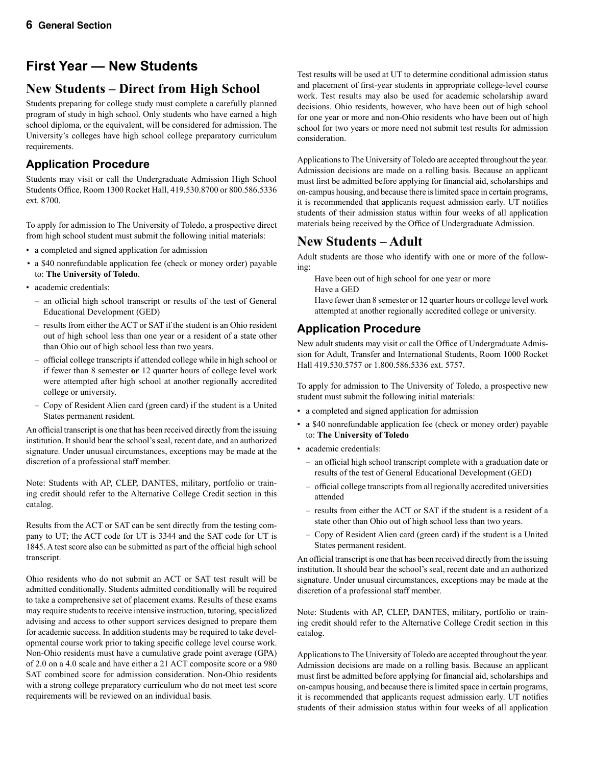# First Year — New Students

## New Students – Direct from High School

Students preparing for college study must complete a carefully planned program of study in high school. Only students who have earned a high school diploma, or the equivalent, will be considered for admission. The University's colleges have high school college preparatory curriculum requirements.

### Application Procedure

Students may visit or call the Undergraduate Admission High School Students Office, Room 1300 Rocket Hall, 419.530.8700 or 800.586.5336 ext. 8700.

To apply for admission to The University of Toledo, a prospective direct from high school student must submit the following initial materials:

- a completed and signed application for admission
- a $40 nonrefundable application fee (check or money order) payable to: **The University of Toledo**.
- academic credentials:
  - an official high school transcript or results of the test of General Educational Development (GED)
  - results from either the ACT or SAT if the student is an Ohio resident out of high school less than one year or a resident of a state other than Ohio out of high school less than two years.
  - official college transcripts if attended college while in high school or if fewer than 8 semester **or** 12 quarter hours of college level work were attempted after high school at another regionally accredited college or university.
  - Copy of Resident Alien card (green card) if the student is a United States permanent resident.

An official transcript is one that has been received directly from the issuing institution. It should bear the school's seal, recent date, and an authorized signature. Under unusual circumstances, exceptions may be made at the discretion of a professional staff member.

Note: Students with AP, CLEP, DANTES, military, portfolio or training credit should refer to the Alternative College Credit section in this catalog.

Results from the ACT or SAT can be sent directly from the testing company to UT; the ACT code for UT is 3344 and the SAT code for UT is 1845. A test score also can be submitted as part of the official high school transcript.

Ohio residents who do not submit an ACT or SAT test result will be admitted conditionally. Students admitted conditionally will be required to take a comprehensive set of placement exams. Results of these exams may require students to receive intensive instruction, tutoring, specialized advising and access to other support services designed to prepare them for academic success. In addition students may be required to take developmental course work prior to taking specific college level course work. Non-Ohio residents must have a cumulative grade point average (GPA) of 2.0 on a 4.0 scale and have either a 21 ACT composite score or a 980 SAT combined score for admission consideration. Non-Ohio residents with a strong college preparatory curriculum who do not meet test score requirements will be reviewed on an individual basis.

Test results will be used at UT to determine conditional admission status and placement of first-year students in appropriate college-level course work. Test results may also be used for academic scholarship award decisions. Ohio residents, however, who have been out of high school for one year or more and non-Ohio residents who have been out of high school for two years or more need not submit test results for admission consideration.

Applications to The University of Toledo are accepted throughout the year. Admission decisions are made on a rolling basis. Because an applicant must first be admitted before applying for financial aid, scholarships and on-campus housing, and because there is limited space in certain programs, it is recommended that applicants request admission early. UT notifies students of their admission status within four weeks of all application materials being received by the Office of Undergraduate Admission.

## New Students – Adult

Adult students are those who identify with one or more of the following:

Have been out of high school for one year or more
Have a GED
Have fewer than 8 semester or 12 quarter hours or college level work attempted at another regionally accredited college or university.

### Application Procedure

New adult students may visit or call the Office of Undergraduate Admission for Adult, Transfer and International Students, Room 1000 Rocket Hall 419.530.5757 or 1.800.586.5336 ext. 5757.

To apply for admission to The University of Toledo, a prospective new student must submit the following initial materials:

- a completed and signed application for admission
- a $40 nonrefundable application fee (check or money order) payable to: **The University of Toledo**
- academic credentials:
  - an official high school transcript complete with a graduation date or results of the test of General Educational Development (GED)
  - official college transcripts from all regionally accredited universities attended
  - results from either the ACT or SAT if the student is a resident of a state other than Ohio out of high school less than two years.
  - Copy of Resident Alien card (green card) if the student is a United States permanent resident.

An official transcript is one that has been received directly from the issuing institution. It should bear the school's seal, recent date and an authorized signature. Under unusual circumstances, exceptions may be made at the discretion of a professional staff member.

Note: Students with AP, CLEP, DANTES, military, portfolio or training credit should refer to the Alternative College Credit section in this catalog.

Applications to The University of Toledo are accepted throughout the year. Admission decisions are made on a rolling basis. Because an applicant must first be admitted before applying for financial aid, scholarships and on-campus housing, and because there is limited space in certain programs, it is recommended that applicants request admission early. UT notifies students of their admission status within four weeks of all application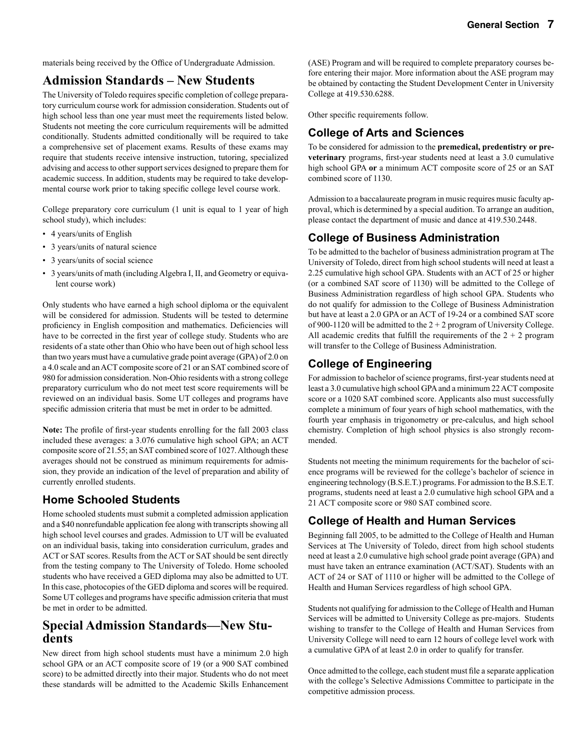materials being received by the Office of Undergraduate Admission.

## Admission Standards – New Students

The University of Toledo requires specific completion of college preparatory curriculum course work for admission consideration. Students out of high school less than one year must meet the requirements listed below. Students not meeting the core curriculum requirements will be admitted conditionally. Students admitted conditionally will be required to take a comprehensive set of placement exams. Results of these exams may require that students receive intensive instruction, tutoring, specialized advising and access to other support services designed to prepare them for academic success. In addition, students may be required to take developmental course work prior to taking specific college level course work.

College preparatory core curriculum (1 unit is equal to 1 year of high school study), which includes:

- 4 years/units of English
- 3 years/units of natural science
- 3 years/units of social science
- 3 years/units of math (including Algebra I, II, and Geometry or equivalent course work)

Only students who have earned a high school diploma or the equivalent will be considered for admission. Students will be tested to determine proficiency in English composition and mathematics. Deficiencies will have to be corrected in the first year of college study. Students who are residents of a state other than Ohio who have been out of high school less than two years must have a cumulative grade point average (GPA) of 2.0 on a 4.0 scale and an ACT composite score of 21 or an SAT combined score of 980 for admission consideration. Non-Ohio residents with a strong college preparatory curriculum who do not meet test score requirements will be reviewed on an individual basis. Some UT colleges and programs have specific admission criteria that must be met in order to be admitted.

**Note:** The profile of first-year students enrolling for the fall 2003 class included these averages: a 3.076 cumulative high school GPA; an ACT composite score of 21.55; an SAT combined score of 1027. Although these averages should not be construed as minimum requirements for admission, they provide an indication of the level of preparation and ability of currently enrolled students.

### Home Schooled Students

Home schooled students must submit a completed admission application and a $40 nonrefundable application fee along with transcripts showing all high school level courses and grades. Admission to UT will be evaluated on an individual basis, taking into consideration curriculum, grades and ACT or SAT scores. Results from the ACT or SAT should be sent directly from the testing company to The University of Toledo. Home schooled students who have received a GED diploma may also be admitted to UT. In this case, photocopies of the GED diploma and scores will be required. Some UT colleges and programs have specific admission criteria that must be met in order to be admitted.

## Special Admission Standards—New Students

New direct from high school students must have a minimum 2.0 high school GPA or an ACT composite score of 19 (or a 900 SAT combined score) to be admitted directly into their major. Students who do not meet these standards will be admitted to the Academic Skills Enhancement (ASE) Program and will be required to complete preparatory courses before entering their major. More information about the ASE program may be obtained by contacting the Student Development Center in University College at 419.530.6288.

Other specific requirements follow.

### College of Arts and Sciences

To be considered for admission to the **premedical, predentistry or preveterinary** programs, first-year students need at least a 3.0 cumulative high school GPA **or** a minimum ACT composite score of 25 or an SAT combined score of 1130.

Admission to a baccalaureate program in music requires music faculty approval, which is determined by a special audition. To arrange an audition, please contact the department of music and dance at 419.530.2448.

### College of Business Administration

To be admitted to the bachelor of business administration program at The University of Toledo, direct from high school students will need at least a 2.25 cumulative high school GPA. Students with an ACT of 25 or higher (or a combined SAT score of 1130) will be admitted to the College of Business Administration regardless of high school GPA. Students who do not qualify for admission to the College of Business Administration but have at least a 2.0 GPA or an ACT of 19-24 or a combined SAT score of 900-1120 will be admitted to the 2 + 2 program of University College. All academic credits that fulfill the requirements of the 2 + 2 program will transfer to the College of Business Administration.

### College of Engineering

For admission to bachelor of science programs, first-year students need at least a 3.0 cumulative high school GPA and a minimum 22 ACT composite score or a 1020 SAT combined score. Applicants also must successfully complete a minimum of four years of high school mathematics, with the fourth year emphasis in trigonometry or pre-calculus, and high school chemistry. Completion of high school physics is also strongly recommended.

Students not meeting the minimum requirements for the bachelor of science programs will be reviewed for the college's bachelor of science in engineering technology (B.S.E.T.) programs. For admission to the B.S.E.T. programs, students need at least a 2.0 cumulative high school GPA and a 21 ACT composite score or 980 SAT combined score.

### College of Health and Human Services

Beginning fall 2005, to be admitted to the College of Health and Human Services at The University of Toledo, direct from high school students need at least a 2.0 cumulative high school grade point average (GPA) and must have taken an entrance examination (ACT/SAT). Students with an ACT of 24 or SAT of 1110 or higher will be admitted to the College of Health and Human Services regardless of high school GPA.

Students not qualifying for admission to the College of Health and Human Services will be admitted to University College as pre-majors. Students wishing to transfer to the College of Health and Human Services from University College will need to earn 12 hours of college level work with a cumulative GPA of at least 2.0 in order to qualify for transfer.

Once admitted to the college, each student must file a separate application with the college's Selective Admissions Committee to participate in the competitive admission process.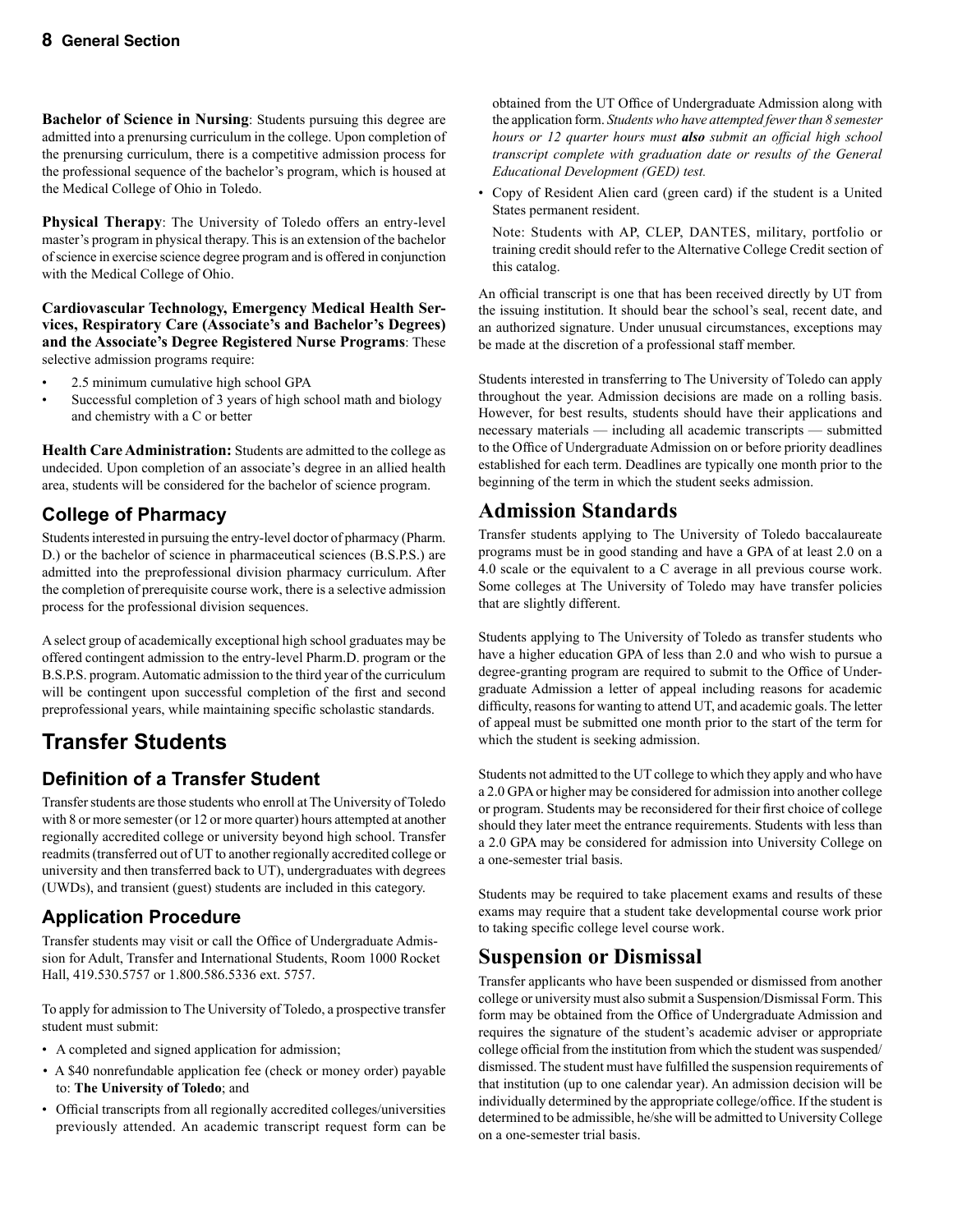**Bachelor of Science in Nursing**: Students pursuing this degree are admitted into a prenursing curriculum in the college. Upon completion of the prenursing curriculum, there is a competitive admission process for the professional sequence of the bachelor's program, which is housed at the Medical College of Ohio in Toledo.

**Physical Therapy**: The University of Toledo offers an entry-level master's program in physical therapy. This is an extension of the bachelor of science in exercise science degree program and is offered in conjunction with the Medical College of Ohio.

**Cardiovascular Technology, Emergency Medical Health Services, Respiratory Care (Associate's and Bachelor's Degrees) and the Associate's Degree Registered Nurse Programs**: These selective admission programs require:

- 2.5 minimum cumulative high school GPA
- Successful completion of 3 years of high school math and biology and chemistry with a C or better

**Health Care Administration:** Students are admitted to the college as undecided. Upon completion of an associate's degree in an allied health area, students will be considered for the bachelor of science program.

## College of Pharmacy

Students interested in pursuing the entry-level doctor of pharmacy (Pharm. D.) or the bachelor of science in pharmaceutical sciences (B.S.P.S.) are admitted into the preprofessional division pharmacy curriculum. After the completion of prerequisite course work, there is a selective admission process for the professional division sequences.

A select group of academically exceptional high school graduates may be offered contingent admission to the entry-level Pharm.D. program or the B.S.P.S. program. Automatic admission to the third year of the curriculum will be contingent upon successful completion of the first and second preprofessional years, while maintaining specific scholastic standards.

# Transfer Students

## Definition of a Transfer Student

Transfer students are those students who enroll at The University of Toledo with 8 or more semester (or 12 or more quarter) hours attempted at another regionally accredited college or university beyond high school. Transfer readmits (transferred out of UT to another regionally accredited college or university and then transferred back to UT), undergraduates with degrees (UWDs), and transient (guest) students are included in this category.

## Application Procedure

Transfer students may visit or call the Office of Undergraduate Admission for Adult, Transfer and International Students, Room 1000 Rocket Hall, 419.530.5757 or 1.800.586.5336 ext. 5757.

To apply for admission to The University of Toledo, a prospective transfer student must submit:

- A completed and signed application for admission;
- A $40 nonrefundable application fee (check or money order) payable to: **The University of Toledo**; and
- Official transcripts from all regionally accredited colleges/universities previously attended. An academic transcript request form can be obtained from the UT Office of Undergraduate Admission along with the application form. *Students who have attempted fewer than 8 semester hours or 12 quarter hours must **also** submit an official high school transcript complete with graduation date or results of the General Educational Development (GED) test.*
- Copy of Resident Alien card (green card) if the student is a United States permanent resident.

  Note: Students with AP, CLEP, DANTES, military, portfolio or training credit should refer to the Alternative College Credit section of this catalog.

An official transcript is one that has been received directly by UT from the issuing institution. It should bear the school's seal, recent date, and an authorized signature. Under unusual circumstances, exceptions may be made at the discretion of a professional staff member.

Students interested in transferring to The University of Toledo can apply throughout the year. Admission decisions are made on a rolling basis. However, for best results, students should have their applications and necessary materials — including all academic transcripts — submitted to the Office of Undergraduate Admission on or before priority deadlines established for each term. Deadlines are typically one month prior to the beginning of the term in which the student seeks admission.

## Admission Standards

Transfer students applying to The University of Toledo baccalaureate programs must be in good standing and have a GPA of at least 2.0 on a 4.0 scale or the equivalent to a C average in all previous course work. Some colleges at The University of Toledo may have transfer policies that are slightly different.

Students applying to The University of Toledo as transfer students who have a higher education GPA of less than 2.0 and who wish to pursue a degree-granting program are required to submit to the Office of Undergraduate Admission a letter of appeal including reasons for academic difficulty, reasons for wanting to attend UT, and academic goals. The letter of appeal must be submitted one month prior to the start of the term for which the student is seeking admission.

Students not admitted to the UT college to which they apply and who have a 2.0 GPA or higher may be considered for admission into another college or program. Students may be reconsidered for their first choice of college should they later meet the entrance requirements. Students with less than a 2.0 GPA may be considered for admission into University College on a one-semester trial basis.

Students may be required to take placement exams and results of these exams may require that a student take developmental course work prior to taking specific college level course work.

## Suspension or Dismissal

Transfer applicants who have been suspended or dismissed from another college or university must also submit a Suspension/Dismissal Form. This form may be obtained from the Office of Undergraduate Admission and requires the signature of the student's academic adviser or appropriate college official from the institution from which the student was suspended/dismissed. The student must have fulfilled the suspension requirements of that institution (up to one calendar year). An admission decision will be individually determined by the appropriate college/office. If the student is determined to be admissible, he/she will be admitted to University College on a one-semester trial basis.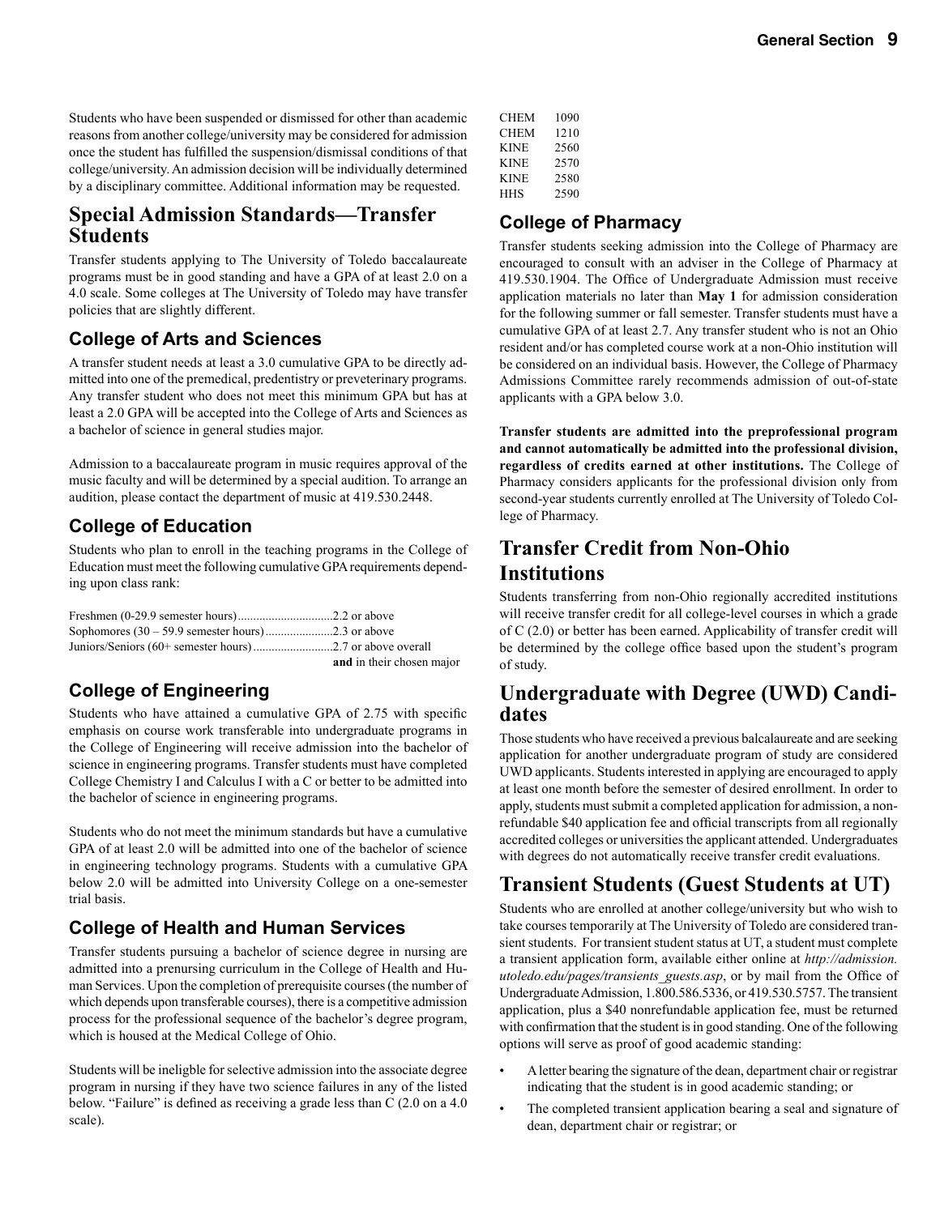Students who have been suspended or dismissed for other than academic reasons from another college/university may be considered for admission once the student has fulfilled the suspension/dismissal conditions of that college/university. An admission decision will be individually determined by a disciplinary committee. Additional information may be requested.

## Special Admission Standards—Transfer Students

Transfer students applying to The University of Toledo baccalaureate programs must be in good standing and have a GPA of at least 2.0 on a 4.0 scale. Some colleges at The University of Toledo may have transfer policies that are slightly different.

### College of Arts and Sciences

A transfer student needs at least a 3.0 cumulative GPA to be directly admitted into one of the premedical, predentistry or preveterinary programs. Any transfer student who does not meet this minimum GPA but has at least a 2.0 GPA will be accepted into the College of Arts and Sciences as a bachelor of science in general studies major.

Admission to a baccalaureate program in music requires approval of the music faculty and will be determined by a special audition. To arrange an audition, please contact the department of music at 419.530.2448.

### College of Education

Students who plan to enroll in the teaching programs in the College of Education must meet the following cumulative GPA requirements depending upon class rank:

| | |
|---|---|
| Freshmen (0-29.9 semester hours) | 2.2 or above |
| Sophomores (30 – 59.9 semester hours) | 2.3 or above |
| Juniors/Seniors (60+ semester hours) | 2.7 or above overall **and** in their chosen major |

### College of Engineering

Students who have attained a cumulative GPA of 2.75 with specific emphasis on course work transferable into undergraduate programs in the College of Engineering will receive admission into the bachelor of science in engineering programs. Transfer students must have completed College Chemistry I and Calculus I with a C or better to be admitted into the bachelor of science in engineering programs.

Students who do not meet the minimum standards but have a cumulative GPA of at least 2.0 will be admitted into one of the bachelor of science in engineering technology programs. Students with a cumulative GPA below 2.0 will be admitted into University College on a one-semester trial basis.

### College of Health and Human Services

Transfer students pursuing a bachelor of science degree in nursing are admitted into a prenursing curriculum in the College of Health and Human Services. Upon the completion of prerequisite courses (the number of which depends upon transferable courses), there is a competitive admission process for the professional sequence of the bachelor's degree program, which is housed at the Medical College of Ohio.

Students will be ineligble for selective admission into the associate degree program in nursing if they have two science failures in any of the listed below. "Failure" is defined as receiving a grade less than C (2.0 on a 4.0 scale).

| | |
|---|---|
| CHEM | 1090 |
| CHEM | 1210 |
| KINE | 2560 |
| KINE | 2570 |
| KINE | 2580 |
| HHS | 2590 |

### College of Pharmacy

Transfer students seeking admission into the College of Pharmacy are encouraged to consult with an adviser in the College of Pharmacy at 419.530.1904. The Office of Undergraduate Admission must receive application materials no later than **May 1** for admission consideration for the following summer or fall semester. Transfer students must have a cumulative GPA of at least 2.7. Any transfer student who is not an Ohio resident and/or has completed course work at a non-Ohio institution will be considered on an individual basis. However, the College of Pharmacy Admissions Committee rarely recommends admission of out-of-state applicants with a GPA below 3.0.

**Transfer students are admitted into the preprofessional program and cannot automatically be admitted into the professional division, regardless of credits earned at other institutions.** The College of Pharmacy considers applicants for the professional division only from second-year students currently enrolled at The University of Toledo College of Pharmacy.

## Transfer Credit from Non-Ohio Institutions

Students transferring from non-Ohio regionally accredited institutions will receive transfer credit for all college-level courses in which a grade of C (2.0) or better has been earned. Applicability of transfer credit will be determined by the college office based upon the student's program of study.

## Undergraduate with Degree (UWD) Candidates

Those students who have received a previous balcalaureate and are seeking application for another undergraduate program of study are considered UWD applicants. Students interested in applying are encouraged to apply at least one month before the semester of desired enrollment. In order to apply, students must submit a completed application for admission, a nonrefundable $40 application fee and official transcripts from all regionally accredited colleges or universities the applicant attended. Undergraduates with degrees do not automatically receive transfer credit evaluations.

## Transient Students (Guest Students at UT)

Students who are enrolled at another college/university but who wish to take courses temporarily at The University of Toledo are considered transient students. For transient student status at UT, a student must complete a transient application form, available either online at *http://admission.utoledo.edu/pages/transients_guests.asp*, or by mail from the Office of Undergraduate Admission, 1.800.586.5336, or 419.530.5757. The transient application, plus a $40 nonrefundable application fee, must be returned with confirmation that the student is in good standing. One of the following options will serve as proof of good academic standing:

- A letter bearing the signature of the dean, department chair or registrar indicating that the student is in good academic standing; or
- The completed transient application bearing a seal and signature of dean, department chair or registrar; or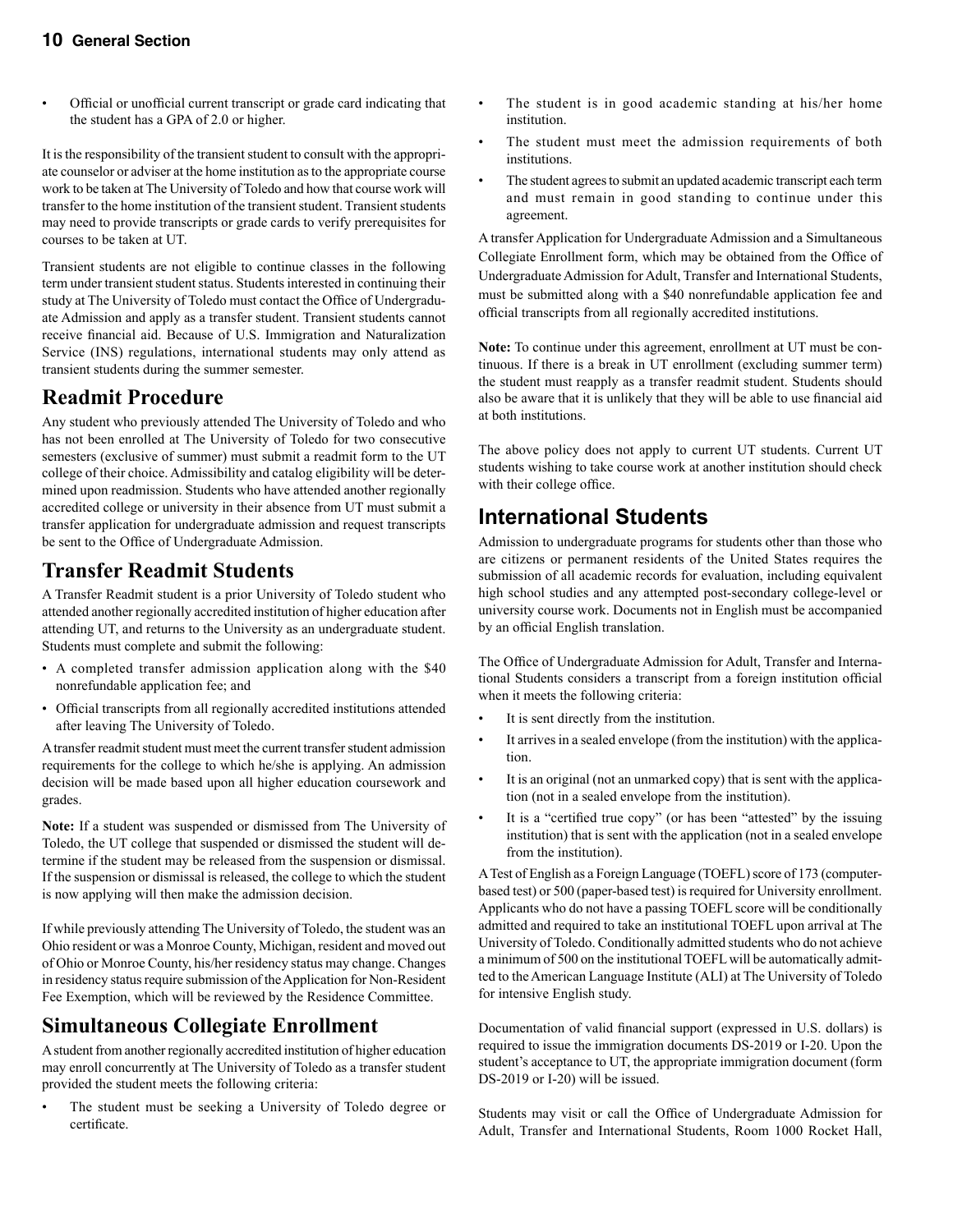- Official or unofficial current transcript or grade card indicating that the student has a GPA of 2.0 or higher.

It is the responsibility of the transient student to consult with the appropriate counselor or adviser at the home institution as to the appropriate course work to be taken at The University of Toledo and how that course work will transfer to the home institution of the transient student. Transient students may need to provide transcripts or grade cards to verify prerequisites for courses to be taken at UT.

Transient students are not eligible to continue classes in the following term under transient student status. Students interested in continuing their study at The University of Toledo must contact the Office of Undergraduate Admission and apply as a transfer student. Transient students cannot receive financial aid. Because of U.S. Immigration and Naturalization Service (INS) regulations, international students may only attend as transient students during the summer semester.

## Readmit Procedure

Any student who previously attended The University of Toledo and who has not been enrolled at The University of Toledo for two consecutive semesters (exclusive of summer) must submit a readmit form to the UT college of their choice. Admissibility and catalog eligibility will be determined upon readmission. Students who have attended another regionally accredited college or university in their absence from UT must submit a transfer application for undergraduate admission and request transcripts be sent to the Office of Undergraduate Admission.

## Transfer Readmit Students

A Transfer Readmit student is a prior University of Toledo student who attended another regionally accredited institution of higher education after attending UT, and returns to the University as an undergraduate student. Students must complete and submit the following:

- A completed transfer admission application along with the $40 nonrefundable application fee; and
- Official transcripts from all regionally accredited institutions attended after leaving The University of Toledo.

A transfer readmit student must meet the current transfer student admission requirements for the college to which he/she is applying. An admission decision will be made based upon all higher education coursework and grades.

**Note:** If a student was suspended or dismissed from The University of Toledo, the UT college that suspended or dismissed the student will determine if the student may be released from the suspension or dismissal. If the suspension or dismissal is released, the college to which the student is now applying will then make the admission decision.

If while previously attending The University of Toledo, the student was an Ohio resident or was a Monroe County, Michigan, resident and moved out of Ohio or Monroe County, his/her residency status may change. Changes in residency status require submission of the Application for Non-Resident Fee Exemption, which will be reviewed by the Residence Committee.

## Simultaneous Collegiate Enrollment

A student from another regionally accredited institution of higher education may enroll concurrently at The University of Toledo as a transfer student provided the student meets the following criteria:

- The student must be seeking a University of Toledo degree or certificate.
- The student is in good academic standing at his/her home institution.
- The student must meet the admission requirements of both institutions.
- The student agrees to submit an updated academic transcript each term and must remain in good standing to continue under this agreement.

A transfer Application for Undergraduate Admission and a Simultaneous Collegiate Enrollment form, which may be obtained from the Office of Undergraduate Admission for Adult, Transfer and International Students, must be submitted along with a $40 nonrefundable application fee and official transcripts from all regionally accredited institutions.

**Note:** To continue under this agreement, enrollment at UT must be continuous. If there is a break in UT enrollment (excluding summer term) the student must reapply as a transfer readmit student. Students should also be aware that it is unlikely that they will be able to use financial aid at both institutions.

The above policy does not apply to current UT students. Current UT students wishing to take course work at another institution should check with their college office.

## International Students

Admission to undergraduate programs for students other than those who are citizens or permanent residents of the United States requires the submission of all academic records for evaluation, including equivalent high school studies and any attempted post-secondary college-level or university course work. Documents not in English must be accompanied by an official English translation.

The Office of Undergraduate Admission for Adult, Transfer and International Students considers a transcript from a foreign institution official when it meets the following criteria:

- It is sent directly from the institution.
- It arrives in a sealed envelope (from the institution) with the application.
- It is an original (not an unmarked copy) that is sent with the application (not in a sealed envelope from the institution).
- It is a "certified true copy" (or has been "attested" by the issuing institution) that is sent with the application (not in a sealed envelope from the institution).

A Test of English as a Foreign Language (TOEFL) score of 173 (computer-based test) or 500 (paper-based test) is required for University enrollment. Applicants who do not have a passing TOEFL score will be conditionally admitted and required to take an institutional TOEFL upon arrival at The University of Toledo. Conditionally admitted students who do not achieve a minimum of 500 on the institutional TOEFL will be automatically admitted to the American Language Institute (ALI) at The University of Toledo for intensive English study.

Documentation of valid financial support (expressed in U.S. dollars) is required to issue the immigration documents DS-2019 or I-20. Upon the student's acceptance to UT, the appropriate immigration document (form DS-2019 or I-20) will be issued.

Students may visit or call the Office of Undergraduate Admission for Adult, Transfer and International Students, Room 1000 Rocket Hall,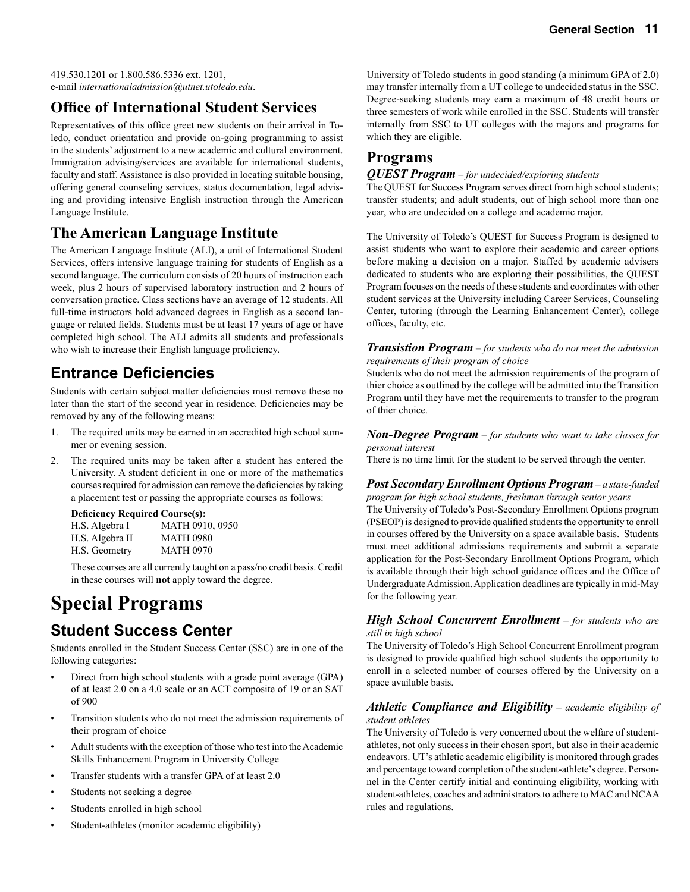419.530.1201 or 1.800.586.5336 ext. 1201,
e-mail *internationaladmission@utnet.utoledo.edu*.

## Office of International Student Services

Representatives of this office greet new students on their arrival in Toledo, conduct orientation and provide on-going programming to assist in the students' adjustment to a new academic and cultural environment. Immigration advising/services are available for international students, faculty and staff. Assistance is also provided in locating suitable housing, offering general counseling services, status documentation, legal advising and providing intensive English instruction through the American Language Institute.

## The American Language Institute

The American Language Institute (ALI), a unit of International Student Services, offers intensive language training for students of English as a second language. The curriculum consists of 20 hours of instruction each week, plus 2 hours of supervised laboratory instruction and 2 hours of conversation practice. Class sections have an average of 12 students. All full-time instructors hold advanced degrees in English as a second language or related fields. Students must be at least 17 years of age or have completed high school. The ALI admits all students and professionals who wish to increase their English language proficiency.

## Entrance Deficiencies

Students with certain subject matter deficiencies must remove these no later than the start of the second year in residence. Deficiencies may be removed by any of the following means:

1. The required units may be earned in an accredited high school summer or evening session.
2. The required units may be taken after a student has entered the University. A student deficient in one or more of the mathematics courses required for admission can remove the deficiencies by taking a placement test or passing the appropriate courses as follows:

| Deficiency | Required Course(s): |
|---|---|
| H.S. Algebra I | MATH 0910, 0950 |
| H.S. Algebra II | MATH 0980 |
| H.S. Geometry | MATH 0970 |

These courses are all currently taught on a pass/no credit basis. Credit in these courses will **not** apply toward the degree.

# Special Programs

## Student Success Center

Students enrolled in the Student Success Center (SSC) are in one of the following categories:

- Direct from high school students with a grade point average (GPA) of at least 2.0 on a 4.0 scale or an ACT composite of 19 or an SAT of 900
- Transition students who do not meet the admission requirements of their program of choice
- Adult students with the exception of those who test into the Academic Skills Enhancement Program in University College
- Transfer students with a transfer GPA of at least 2.0
- Students not seeking a degree
- Students enrolled in high school
- Student-athletes (monitor academic eligibility)

University of Toledo students in good standing (a minimum GPA of 2.0) may transfer internally from a UT college to undecided status in the SSC. Degree-seeking students may earn a maximum of 48 credit hours or three semesters of work while enrolled in the SSC. Students will transfer internally from SSC to UT colleges with the majors and programs for which they are eligible.

## Programs

***QUEST Program*** *– for undecided/exploring students*

The QUEST for Success Program serves direct from high school students; transfer students; and adult students, out of high school more than one year, who are undecided on a college and academic major.

The University of Toledo's QUEST for Success Program is designed to assist students who want to explore their academic and career options before making a decision on a major. Staffed by academic advisers dedicated to students who are exploring their possibilities, the QUEST Program focuses on the needs of these students and coordinates with other student services at the University including Career Services, Counseling Center, tutoring (through the Learning Enhancement Center), college offices, faculty, etc.

***Transistion Program*** *– for students who do not meet the admission requirements of their program of choice*

Students who do not meet the admission requirements of the program of thier choice as outlined by the college will be admitted into the Transition Program until they have met the requirements to transfer to the program of thier choice.

***Non-Degree Program*** *– for students who want to take classes for personal interest*

There is no time limit for the student to be served through the center.

***Post Secondary Enrollment Options Program*** *– a state-funded program for high school students, freshman through senior years*

The University of Toledo's Post-Secondary Enrollment Options program (PSEOP) is designed to provide qualified students the opportunity to enroll in courses offered by the University on a space available basis. Students must meet additional admissions requirements and submit a separate application for the Post-Secondary Enrollment Options Program, which is available through their high school guidance offices and the Office of Undergraduate Admission. Application deadlines are typically in mid-May for the following year.

***High School Concurrent Enrollment*** *– for students who are still in high school*

The University of Toledo's High School Concurrent Enrollment program is designed to provide qualified high school students the opportunity to enroll in a selected number of courses offered by the University on a space available basis.

***Athletic Compliance and Eligibility*** *– academic eligibility of student athletes*

The University of Toledo is very concerned about the welfare of student-athletes, not only success in their chosen sport, but also in their academic endeavors. UT's athletic academic eligibility is monitored through grades and percentage toward completion of the student-athlete's degree. Personnel in the Center certify initial and continuing eligibility, working with student-athletes, coaches and administrators to adhere to MAC and NCAA rules and regulations.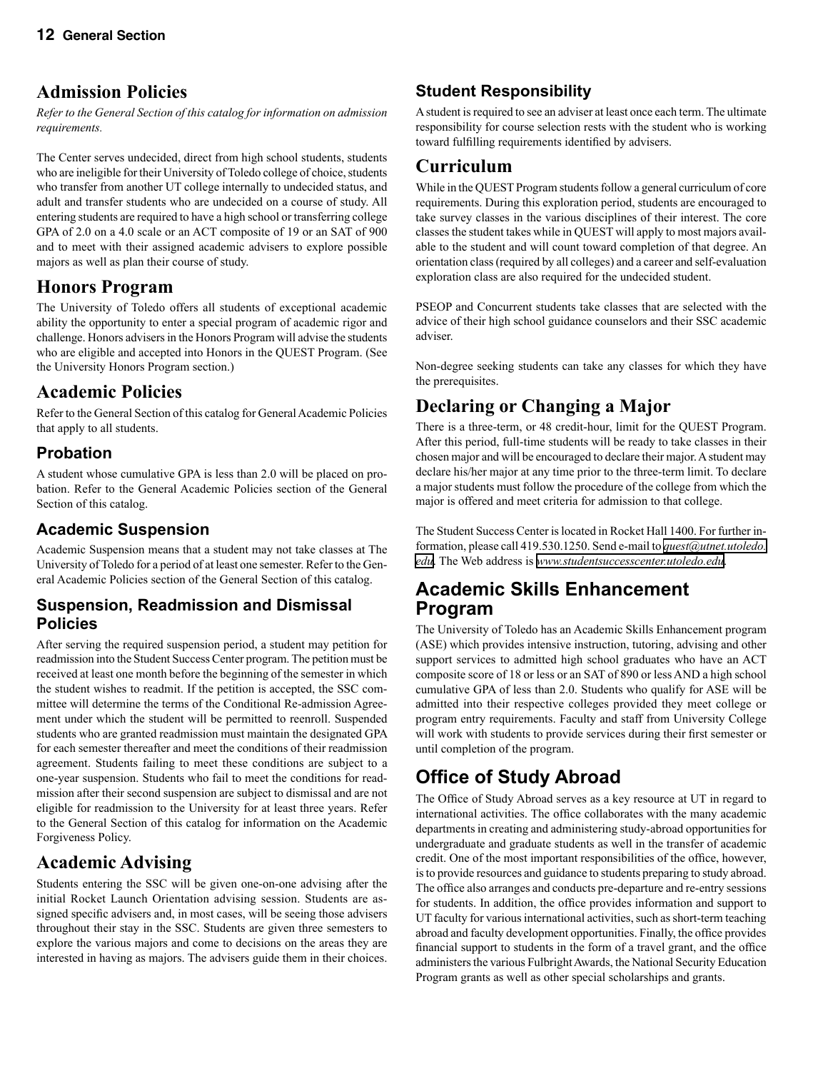## Admission Policies

*Refer to the General Section of this catalog for information on admission requirements.*

The Center serves undecided, direct from high school students, students who are ineligible for their University of Toledo college of choice, students who transfer from another UT college internally to undecided status, and adult and transfer students who are undecided on a course of study. All entering students are required to have a high school or transferring college GPA of 2.0 on a 4.0 scale or an ACT composite of 19 or an SAT of 900 and to meet with their assigned academic advisers to explore possible majors as well as plan their course of study.

## Honors Program

The University of Toledo offers all students of exceptional academic ability the opportunity to enter a special program of academic rigor and challenge. Honors advisers in the Honors Program will advise the students who are eligible and accepted into Honors in the QUEST Program. (See the University Honors Program section.)

## Academic Policies

Refer to the General Section of this catalog for General Academic Policies that apply to all students.

### Probation

A student whose cumulative GPA is less than 2.0 will be placed on probation. Refer to the General Academic Policies section of the General Section of this catalog.

### Academic Suspension

Academic Suspension means that a student may not take classes at The University of Toledo for a period of at least one semester. Refer to the General Academic Policies section of the General Section of this catalog.

### Suspension, Readmission and Dismissal Policies

After serving the required suspension period, a student may petition for readmission into the Student Success Center program. The petition must be received at least one month before the beginning of the semester in which the student wishes to readmit. If the petition is accepted, the SSC committee will determine the terms of the Conditional Re-admission Agreement under which the student will be permitted to reenroll. Suspended students who are granted readmission must maintain the designated GPA for each semester thereafter and meet the conditions of their readmission agreement. Students failing to meet these conditions are subject to a one-year suspension. Students who fail to meet the conditions for readmission after their second suspension are subject to dismissal and are not eligible for readmission to the University for at least three years. Refer to the General Section of this catalog for information on the Academic Forgiveness Policy.

## Academic Advising

Students entering the SSC will be given one-on-one advising after the initial Rocket Launch Orientation advising session. Students are assigned specific advisers and, in most cases, will be seeing those advisers throughout their stay in the SSC. Students are given three semesters to explore the various majors and come to decisions on the areas they are interested in having as majors. The advisers guide them in their choices.

### Student Responsibility

A student is required to see an adviser at least once each term. The ultimate responsibility for course selection rests with the student who is working toward fulfilling requirements identified by advisers.

## Curriculum

While in the QUEST Program students follow a general curriculum of core requirements. During this exploration period, students are encouraged to take survey classes in the various disciplines of their interest. The core classes the student takes while in QUEST will apply to most majors available to the student and will count toward completion of that degree. An orientation class (required by all colleges) and a career and self-evaluation exploration class are also required for the undecided student.

PSEOP and Concurrent students take classes that are selected with the advice of their high school guidance counselors and their SSC academic adviser.

Non-degree seeking students can take any classes for which they have the prerequisites.

## Declaring or Changing a Major

There is a three-term, or 48 credit-hour, limit for the QUEST Program. After this period, full-time students will be ready to take classes in their chosen major and will be encouraged to declare their major. A student may declare his/her major at any time prior to the three-term limit. To declare a major students must follow the procedure of the college from which the major is offered and meet criteria for admission to that college.

The Student Success Center is located in Rocket Hall 1400. For further information, please call 419.530.1250. Send e-mail to *quest@utnet.utoledo.edu*. The Web address is *www.studentsuccesscenter.utoledo.edu*.

## Academic Skills Enhancement Program

The University of Toledo has an Academic Skills Enhancement program (ASE) which provides intensive instruction, tutoring, advising and other support services to admitted high school graduates who have an ACT composite score of 18 or less or an SAT of 890 or less AND a high school cumulative GPA of less than 2.0. Students who qualify for ASE will be admitted into their respective colleges provided they meet college or program entry requirements. Faculty and staff from University College will work with students to provide services during their first semester or until completion of the program.

## Office of Study Abroad

The Office of Study Abroad serves as a key resource at UT in regard to international activities. The office collaborates with the many academic departments in creating and administering study-abroad opportunities for undergraduate and graduate students as well in the transfer of academic credit. One of the most important responsibilities of the office, however, is to provide resources and guidance to students preparing to study abroad. The office also arranges and conducts pre-departure and re-entry sessions for students. In addition, the office provides information and support to UT faculty for various international activities, such as short-term teaching abroad and faculty development opportunities. Finally, the office provides financial support to students in the form of a travel grant, and the office administers the various Fulbright Awards, the National Security Education Program grants as well as other special scholarships and grants.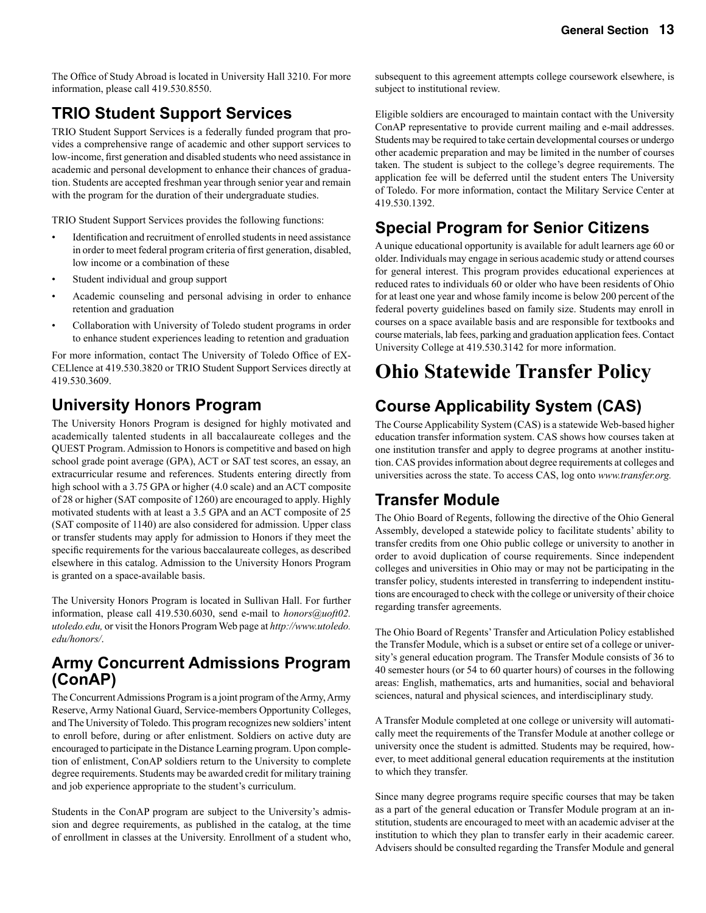The Office of Study Abroad is located in University Hall 3210. For more information, please call 419.530.8550.

## TRIO Student Support Services

TRIO Student Support Services is a federally funded program that provides a comprehensive range of academic and other support services to low-income, first generation and disabled students who need assistance in academic and personal development to enhance their chances of graduation. Students are accepted freshman year through senior year and remain with the program for the duration of their undergraduate studies.

TRIO Student Support Services provides the following functions:

- Identification and recruitment of enrolled students in need assistance in order to meet federal program criteria of first generation, disabled, low income or a combination of these
- Student individual and group support
- Academic counseling and personal advising in order to enhance retention and graduation
- Collaboration with University of Toledo student programs in order to enhance student experiences leading to retention and graduation

For more information, contact The University of Toledo Office of EXCELlence at 419.530.3820 or TRIO Student Support Services directly at 419.530.3609.

## University Honors Program

The University Honors Program is designed for highly motivated and academically talented students in all baccalaureate colleges and the QUEST Program. Admission to Honors is competitive and based on high school grade point average (GPA), ACT or SAT test scores, an essay, an extracurricular resume and references. Students entering directly from high school with a 3.75 GPA or higher (4.0 scale) and an ACT composite of 28 or higher (SAT composite of 1260) are encouraged to apply. Highly motivated students with at least a 3.5 GPA and an ACT composite of 25 (SAT composite of 1140) are also considered for admission. Upper class or transfer students may apply for admission to Honors if they meet the specific requirements for the various baccalaureate colleges, as described elsewhere in this catalog. Admission to the University Honors Program is granted on a space-available basis.

The University Honors Program is located in Sullivan Hall. For further information, please call 419.530.6030, send e-mail to *honors@uoft02.utoledo.edu,* or visit the Honors Program Web page at *http://www.utoledo.edu/honors/*.

## Army Concurrent Admissions Program (ConAP)

The Concurrent Admissions Program is a joint program of the Army, Army Reserve, Army National Guard, Service-members Opportunity Colleges, and The University of Toledo. This program recognizes new soldiers' intent to enroll before, during or after enlistment. Soldiers on active duty are encouraged to participate in the Distance Learning program. Upon completion of enlistment, ConAP soldiers return to the University to complete degree requirements. Students may be awarded credit for military training and job experience appropriate to the student's curriculum.

Students in the ConAP program are subject to the University's admission and degree requirements, as published in the catalog, at the time of enrollment in classes at the University. Enrollment of a student who, subsequent to this agreement attempts college coursework elsewhere, is subject to institutional review.

Eligible soldiers are encouraged to maintain contact with the University ConAP representative to provide current mailing and e-mail addresses. Students may be required to take certain developmental courses or undergo other academic preparation and may be limited in the number of courses taken. The student is subject to the college's degree requirements. The application fee will be deferred until the student enters The University of Toledo. For more information, contact the Military Service Center at 419.530.1392.

## Special Program for Senior Citizens

A unique educational opportunity is available for adult learners age 60 or older. Individuals may engage in serious academic study or attend courses for general interest. This program provides educational experiences at reduced rates to individuals 60 or older who have been residents of Ohio for at least one year and whose family income is below 200 percent of the federal poverty guidelines based on family size. Students may enroll in courses on a space available basis and are responsible for textbooks and course materials, lab fees, parking and graduation application fees. Contact University College at 419.530.3142 for more information.

# Ohio Statewide Transfer Policy

## Course Applicability System (CAS)

The Course Applicability System (CAS) is a statewide Web-based higher education transfer information system. CAS shows how courses taken at one institution transfer and apply to degree programs at another institution. CAS provides information about degree requirements at colleges and universities across the state. To access CAS, log onto *www.transfer.org.*

## Transfer Module

The Ohio Board of Regents, following the directive of the Ohio General Assembly, developed a statewide policy to facilitate students' ability to transfer credits from one Ohio public college or university to another in order to avoid duplication of course requirements. Since independent colleges and universities in Ohio may or may not be participating in the transfer policy, students interested in transferring to independent institutions are encouraged to check with the college or university of their choice regarding transfer agreements.

The Ohio Board of Regents' Transfer and Articulation Policy established the Transfer Module, which is a subset or entire set of a college or university's general education program. The Transfer Module consists of 36 to 40 semester hours (or 54 to 60 quarter hours) of courses in the following areas: English, mathematics, arts and humanities, social and behavioral sciences, natural and physical sciences, and interdisciplinary study.

A Transfer Module completed at one college or university will automatically meet the requirements of the Transfer Module at another college or university once the student is admitted. Students may be required, however, to meet additional general education requirements at the institution to which they transfer.

Since many degree programs require specific courses that may be taken as a part of the general education or Transfer Module program at an institution, students are encouraged to meet with an academic adviser at the institution to which they plan to transfer early in their academic career. Advisers should be consulted regarding the Transfer Module and general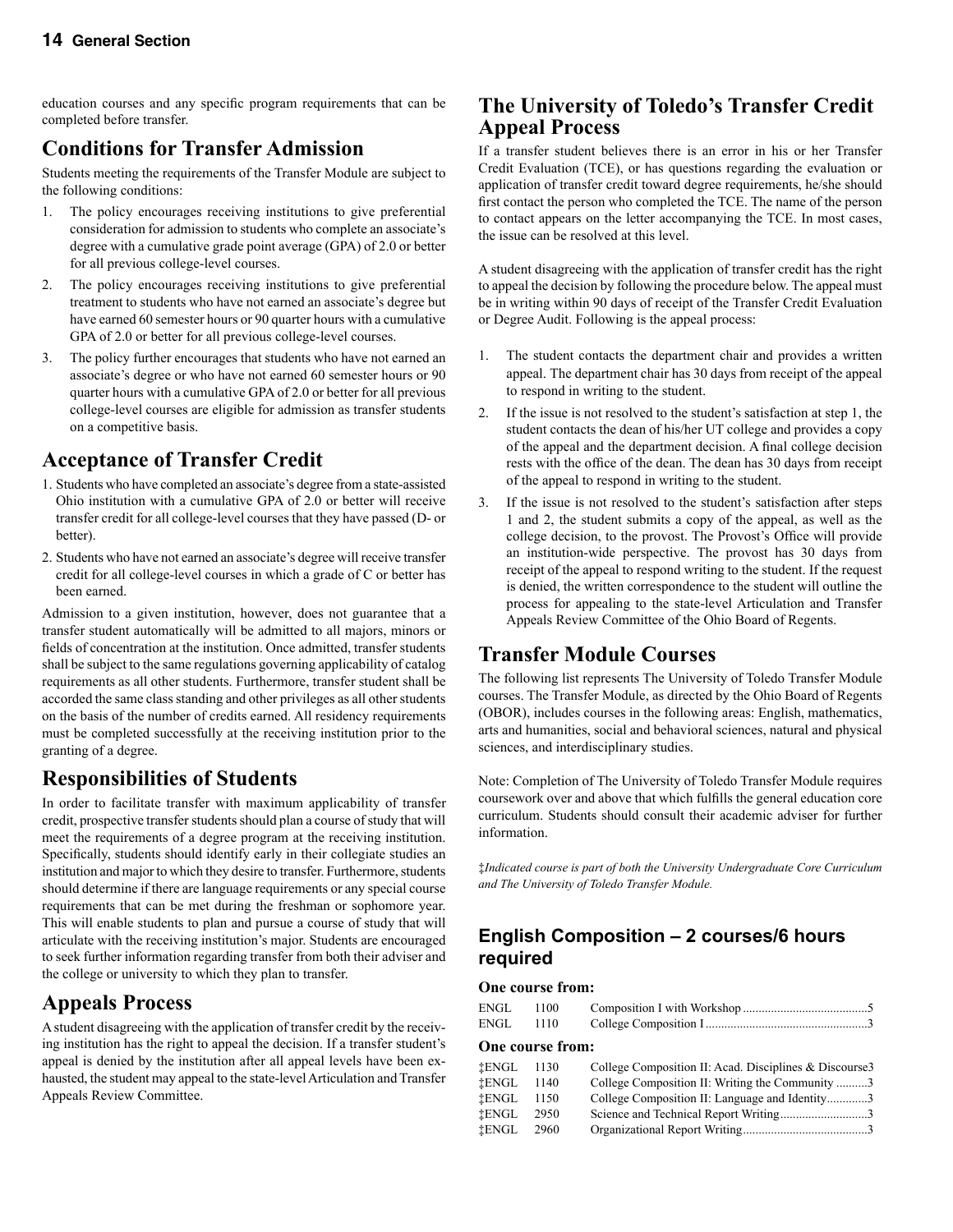education courses and any specific program requirements that can be completed before transfer.

## Conditions for Transfer Admission

Students meeting the requirements of the Transfer Module are subject to the following conditions:

1. The policy encourages receiving institutions to give preferential consideration for admission to students who complete an associate's degree with a cumulative grade point average (GPA) of 2.0 or better for all previous college-level courses.
2. The policy encourages receiving institutions to give preferential treatment to students who have not earned an associate's degree but have earned 60 semester hours or 90 quarter hours with a cumulative GPA of 2.0 or better for all previous college-level courses.
3. The policy further encourages that students who have not earned an associate's degree or who have not earned 60 semester hours or 90 quarter hours with a cumulative GPA of 2.0 or better for all previous college-level courses are eligible for admission as transfer students on a competitive basis.

## Acceptance of Transfer Credit

1. Students who have completed an associate's degree from a state-assisted Ohio institution with a cumulative GPA of 2.0 or better will receive transfer credit for all college-level courses that they have passed (D- or better).
2. Students who have not earned an associate's degree will receive transfer credit for all college-level courses in which a grade of C or better has been earned.

Admission to a given institution, however, does not guarantee that a transfer student automatically will be admitted to all majors, minors or fields of concentration at the institution. Once admitted, transfer students shall be subject to the same regulations governing applicability of catalog requirements as all other students. Furthermore, transfer student shall be accorded the same class standing and other privileges as all other students on the basis of the number of credits earned. All residency requirements must be completed successfully at the receiving institution prior to the granting of a degree.

## Responsibilities of Students

In order to facilitate transfer with maximum applicability of transfer credit, prospective transfer students should plan a course of study that will meet the requirements of a degree program at the receiving institution. Specifically, students should identify early in their collegiate studies an institution and major to which they desire to transfer. Furthermore, students should determine if there are language requirements or any special course requirements that can be met during the freshman or sophomore year. This will enable students to plan and pursue a course of study that will articulate with the receiving institution's major. Students are encouraged to seek further information regarding transfer from both their adviser and the college or university to which they plan to transfer.

## Appeals Process

A student disagreeing with the application of transfer credit by the receiving institution has the right to appeal the decision. If a transfer student's appeal is denied by the institution after all appeal levels have been exhausted, the student may appeal to the state-level Articulation and Transfer Appeals Review Committee.

## The University of Toledo's Transfer Credit Appeal Process

If a transfer student believes there is an error in his or her Transfer Credit Evaluation (TCE), or has questions regarding the evaluation or application of transfer credit toward degree requirements, he/she should first contact the person who completed the TCE. The name of the person to contact appears on the letter accompanying the TCE. In most cases, the issue can be resolved at this level.

A student disagreeing with the application of transfer credit has the right to appeal the decision by following the procedure below. The appeal must be in writing within 90 days of receipt of the Transfer Credit Evaluation or Degree Audit. Following is the appeal process:

1. The student contacts the department chair and provides a written appeal. The department chair has 30 days from receipt of the appeal to respond in writing to the student.
2. If the issue is not resolved to the student's satisfaction at step 1, the student contacts the dean of his/her UT college and provides a copy of the appeal and the department decision. A final college decision rests with the office of the dean. The dean has 30 days from receipt of the appeal to respond in writing to the student.
3. If the issue is not resolved to the student's satisfaction after steps 1 and 2, the student submits a copy of the appeal, as well as the college decision, to the provost. The Provost's Office will provide an institution-wide perspective. The provost has 30 days from receipt of the appeal to respond writing to the student. If the request is denied, the written correspondence to the student will outline the process for appealing to the state-level Articulation and Transfer Appeals Review Committee of the Ohio Board of Regents.

## Transfer Module Courses

The following list represents The University of Toledo Transfer Module courses. The Transfer Module, as directed by the Ohio Board of Regents (OBOR), includes courses in the following areas: English, mathematics, arts and humanities, social and behavioral sciences, natural and physical sciences, and interdisciplinary studies.

Note: Completion of The University of Toledo Transfer Module requires coursework over and above that which fulfills the general education core curriculum. Students should consult their academic adviser for further information.

*‡Indicated course is part of both the University Undergraduate Core Curriculum and The University of Toledo Transfer Module.*

### English Composition – 2 courses/6 hours required

**One course from:**

| | | | |
|---|---|---|---|
| ENGL | 1100 | Composition I with Workshop | 5 |
| ENGL | 1110 | College Composition I | 3 |

**One course from:**

| | | | |
|---|---|---|---|
| ‡ENGL | 1130 | College Composition II: Acad. Disciplines & Discourse | 3 |
| ‡ENGL | 1140 | College Composition II: Writing the Community | 3 |
| ‡ENGL | 1150 | College Composition II: Language and Identity | 3 |
| ‡ENGL | 2950 | Science and Technical Report Writing | 3 |
| ‡ENGL | 2960 | Organizational Report Writing | 3 |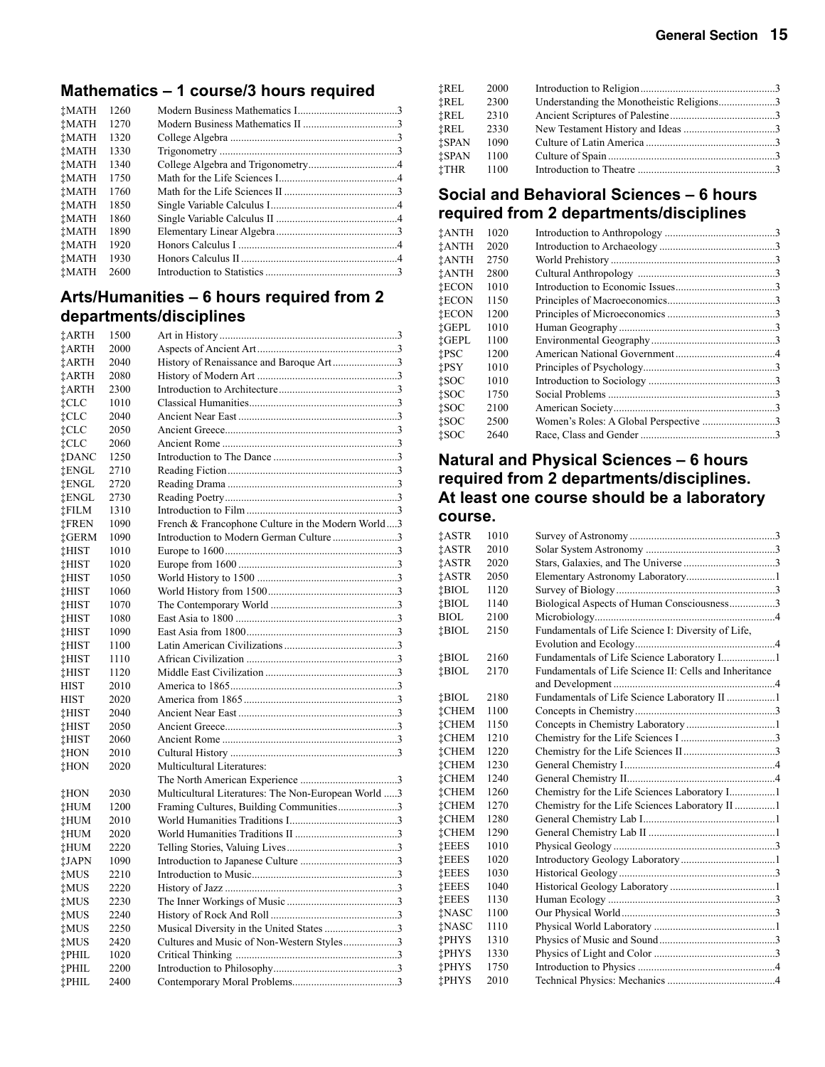## Mathematics – 1 course/3 hours required

| | | | |
|---|---|---|---|
| ‡MATH | 1260 | Modern Business Mathematics I | 3 |
| ‡MATH | 1270 | Modern Business Mathematics II | 3 |
| ‡MATH | 1320 | College Algebra | 3 |
| ‡MATH | 1330 | Trigonometry | 3 |
| ‡MATH | 1340 | College Algebra and Trigonometry | 4 |
| ‡MATH | 1750 | Math for the Life Sciences I | 4 |
| ‡MATH | 1760 | Math for the Life Sciences II | 3 |
| ‡MATH | 1850 | Single Variable Calculus I | 4 |
| ‡MATH | 1860 | Single Variable Calculus II | 4 |
| ‡MATH | 1890 | Elementary Linear Algebra | 3 |
| ‡MATH | 1920 | Honors Calculus I | 4 |
| ‡MATH | 1930 | Honors Calculus II | 4 |
| ‡MATH | 2600 | Introduction to Statistics | 3 |

## Arts/Humanities – 6 hours required from 2 departments/disciplines

| | | | |
|---|---|---|---|
| ‡ARTH | 1500 | Art in History | 3 |
| ‡ARTH | 2000 | Aspects of Ancient Art | 3 |
| ‡ARTH | 2040 | History of Renaissance and Baroque Art | 3 |
| ‡ARTH | 2080 | History of Modern Art | 3 |
| ‡ARTH | 2300 | Introduction to Architecture | 3 |
| ‡CLC | 1010 | Classical Humanities | 3 |
| ‡CLC | 2040 | Ancient Near East | 3 |
| ‡CLC | 2050 | Ancient Greece | 3 |
| ‡CLC | 2060 | Ancient Rome | 3 |
| ‡DANC | 1250 | Introduction to The Dance | 3 |
| ‡ENGL | 2710 | Reading Fiction | 3 |
| ‡ENGL | 2720 | Reading Drama | 3 |
| ‡ENGL | 2730 | Reading Poetry | 3 |
| ‡FILM | 1310 | Introduction to Film | 3 |
| ‡FREN | 1090 | French & Francophone Culture in the Modern World | 3 |
| ‡GERM | 1090 | Introduction to Modern German Culture | 3 |
| ‡HIST | 1010 | Europe to 1600 | 3 |
| ‡HIST | 1020 | Europe from 1600 | 3 |
| ‡HIST | 1050 | World History to 1500 | 3 |
| ‡HIST | 1060 | World History from 1500 | 3 |
| ‡HIST | 1070 | The Contemporary World | 3 |
| ‡HIST | 1080 | East Asia to 1800 | 3 |
| ‡HIST | 1090 | East Asia from 1800 | 3 |
| ‡HIST | 1100 | Latin American Civilizations | 3 |
| ‡HIST | 1110 | African Civilization | 3 |
| ‡HIST | 1120 | Middle East Civilization | 3 |
| HIST | 2010 | America to 1865 | 3 |
| HIST | 2020 | America from 1865 | 3 |
| ‡HIST | 2040 | Ancient Near East | 3 |
| ‡HIST | 2050 | Ancient Greece | 3 |
| ‡HIST | 2060 | Ancient Rome | 3 |
| ‡HON | 2010 | Cultural History | 3 |
| ‡HON | 2020 | Multicultural Literatures: The North American Experience | 3 |
| ‡HON | 2030 | Multicultural Literatures: The Non-European World | 3 |
| ‡HUM | 1200 | Framing Cultures, Building Communities | 3 |
| ‡HUM | 2010 | World Humanities Traditions I | 3 |
| ‡HUM | 2020 | World Humanities Traditions II | 3 |
| ‡HUM | 2220 | Telling Stories, Valuing Lives | 3 |
| ‡JAPN | 1090 | Introduction to Japanese Culture | 3 |
| ‡MUS | 2210 | Introduction to Music | 3 |
| ‡MUS | 2220 | History of Jazz | 3 |
| ‡MUS | 2230 | The Inner Workings of Music | 3 |
| ‡MUS | 2240 | History of Rock And Roll | 3 |
| ‡MUS | 2250 | Musical Diversity in the United States | 3 |
| ‡MUS | 2420 | Cultures and Music of Non-Western Styles | 3 |
| ‡PHIL | 1020 | Critical Thinking | 3 |
| ‡PHIL | 2200 | Introduction to Philosophy | 3 |
| ‡PHIL | 2400 | Contemporary Moral Problems | 3 |
| ‡REL | 2000 | Introduction to Religion | 3 |
| ‡REL | 2300 | Understanding the Monotheistic Religions | 3 |
| ‡REL | 2310 | Ancient Scriptures of Palestine | 3 |
| ‡REL | 2330 | New Testament History and Ideas | 3 |
| ‡SPAN | 1090 | Culture of Latin America | 3 |
| ‡SPAN | 1100 | Culture of Spain | 3 |
| ‡THR | 1100 | Introduction to Theatre | 3 |

## Social and Behavioral Sciences – 6 hours required from 2 departments/disciplines

| | | | |
|---|---|---|---|
| ‡ANTH | 1020 | Introduction to Anthropology | 3 |
| ‡ANTH | 2020 | Introduction to Archaeology | 3 |
| ‡ANTH | 2750 | World Prehistory | 3 |
| ‡ANTH | 2800 | Cultural Anthropology | 3 |
| ‡ECON | 1010 | Introduction to Economic Issues | 3 |
| ‡ECON | 1150 | Principles of Macroeconomics | 3 |
| ‡ECON | 1200 | Principles of Microeconomics | 3 |
| ‡GEPL | 1010 | Human Geography | 3 |
| ‡GEPL | 1100 | Environmental Geography | 3 |
| ‡PSC | 1200 | American National Government | 4 |
| ‡PSY | 1010 | Principles of Psychology | 3 |
| ‡SOC | 1010 | Introduction to Sociology | 3 |
| ‡SOC | 1750 | Social Problems | 3 |
| ‡SOC | 2100 | American Society | 3 |
| ‡SOC | 2500 | Women's Roles: A Global Perspective | 3 |
| ‡SOC | 2640 | Race, Class and Gender | 3 |

## Natural and Physical Sciences – 6 hours required from 2 departments/disciplines. At least one course should be a laboratory course.

| | | | |
|---|---|---|---|
| ‡ASTR | 1010 | Survey of Astronomy | 3 |
| ‡ASTR | 2010 | Solar System Astronomy | 3 |
| ‡ASTR | 2020 | Stars, Galaxies, and The Universe | 3 |
| ‡ASTR | 2050 | Elementary Astronomy Laboratory | 1 |
| ‡BIOL | 1120 | Survey of Biology | 3 |
| ‡BIOL | 1140 | Biological Aspects of Human Consciousness | 3 |
| BIOL | 2100 | Microbiology | 4 |
| ‡BIOL | 2150 | Fundamentals of Life Science I: Diversity of Life, Evolution and Ecology | 4 |
| ‡BIOL | 2160 | Fundamentals of Life Science Laboratory I | 1 |
| ‡BIOL | 2170 | Fundamentals of Life Science II: Cells and Inheritance and Development | 4 |
| ‡BIOL | 2180 | Fundamentals of Life Science Laboratory II | 1 |
| ‡CHEM | 1100 | Concepts in Chemistry | 3 |
| ‡CHEM | 1150 | Concepts in Chemistry Laboratory | 1 |
| ‡CHEM | 1210 | Chemistry for the Life Sciences I | 3 |
| ‡CHEM | 1220 | Chemistry for the Life Sciences II | 3 |
| ‡CHEM | 1230 | General Chemistry I | 4 |
| ‡CHEM | 1240 | General Chemistry II | 4 |
| ‡CHEM | 1260 | Chemistry for the Life Sciences Laboratory I | 1 |
| ‡CHEM | 1270 | Chemistry for the Life Sciences Laboratory II | 1 |
| ‡CHEM | 1280 | General Chemistry Lab I | 1 |
| ‡CHEM | 1290 | General Chemistry Lab II | 1 |
| ‡EEES | 1010 | Physical Geology | 3 |
| ‡EEES | 1020 | Introductory Geology Laboratory | 1 |
| ‡EEES | 1030 | Historical Geology | 3 |
| ‡EEES | 1040 | Historical Geology Laboratory | 1 |
| ‡EEES | 1130 | Human Ecology | 3 |
| ‡NASC | 1100 | Our Physical World | 3 |
| ‡NASC | 1110 | Physical World Laboratory | 1 |
| ‡PHYS | 1310 | Physics of Music and Sound | 3 |
| ‡PHYS | 1330 | Physics of Light and Color | 3 |
| ‡PHYS | 1750 | Introduction to Physics | 4 |
| ‡PHYS | 2010 | Technical Physics: Mechanics | 4 |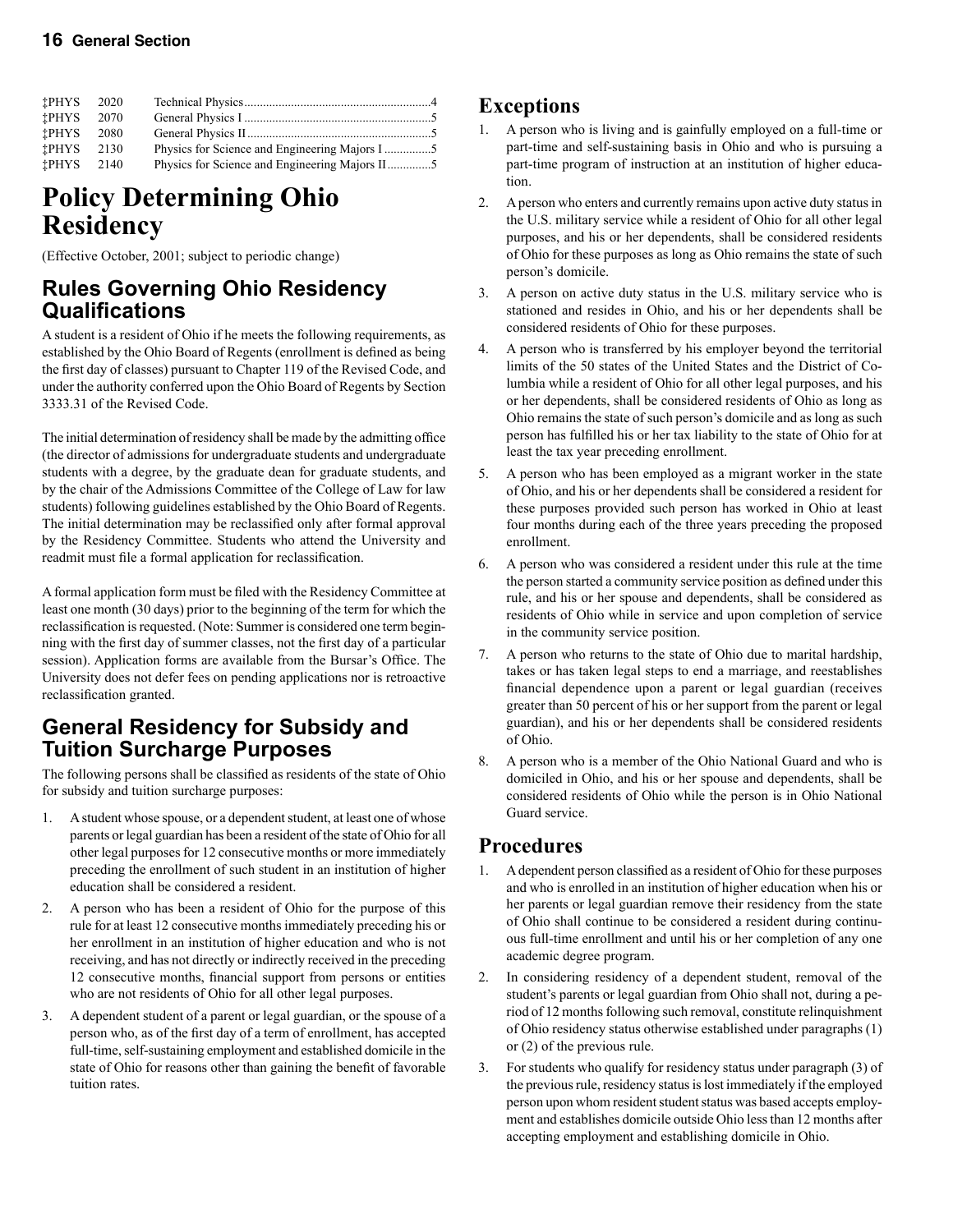| | | | |
|---|---|---|---|
| ‡PHYS | 2020 | Technical Physics | 4 |
| ‡PHYS | 2070 | General Physics I | 5 |
| ‡PHYS | 2080 | General Physics II | 5 |
| ‡PHYS | 2130 | Physics for Science and Engineering Majors I | 5 |
| ‡PHYS | 2140 | Physics for Science and Engineering Majors II | 5 |

# Policy Determining Ohio Residency

(Effective October, 2001; subject to periodic change)

## Rules Governing Ohio Residency Qualifications

A student is a resident of Ohio if he meets the following requirements, as established by the Ohio Board of Regents (enrollment is defined as being the first day of classes) pursuant to Chapter 119 of the Revised Code, and under the authority conferred upon the Ohio Board of Regents by Section 3333.31 of the Revised Code.

The initial determination of residency shall be made by the admitting office (the director of admissions for undergraduate students and undergraduate students with a degree, by the graduate dean for graduate students, and by the chair of the Admissions Committee of the College of Law for law students) following guidelines established by the Ohio Board of Regents. The initial determination may be reclassified only after formal approval by the Residency Committee. Students who attend the University and readmit must file a formal application for reclassification.

A formal application form must be filed with the Residency Committee at least one month (30 days) prior to the beginning of the term for which the reclassification is requested. (Note: Summer is considered one term beginning with the first day of summer classes, not the first day of a particular session). Application forms are available from the Bursar's Office. The University does not defer fees on pending applications nor is retroactive reclassification granted.

## General Residency for Subsidy and Tuition Surcharge Purposes

The following persons shall be classified as residents of the state of Ohio for subsidy and tuition surcharge purposes:

1. A student whose spouse, or a dependent student, at least one of whose parents or legal guardian has been a resident of the state of Ohio for all other legal purposes for 12 consecutive months or more immediately preceding the enrollment of such student in an institution of higher education shall be considered a resident.
2. A person who has been a resident of Ohio for the purpose of this rule for at least 12 consecutive months immediately preceding his or her enrollment in an institution of higher education and who is not receiving, and has not directly or indirectly received in the preceding 12 consecutive months, financial support from persons or entities who are not residents of Ohio for all other legal purposes.
3. A dependent student of a parent or legal guardian, or the spouse of a person who, as of the first day of a term of enrollment, has accepted full-time, self-sustaining employment and established domicile in the state of Ohio for reasons other than gaining the benefit of favorable tuition rates.

# Exceptions

1. A person who is living and is gainfully employed on a full-time or part-time and self-sustaining basis in Ohio and who is pursuing a part-time program of instruction at an institution of higher education.
2. A person who enters and currently remains upon active duty status in the U.S. military service while a resident of Ohio for all other legal purposes, and his or her dependents, shall be considered residents of Ohio for these purposes as long as Ohio remains the state of such person's domicile.
3. A person on active duty status in the U.S. military service who is stationed and resides in Ohio, and his or her dependents shall be considered residents of Ohio for these purposes.
4. A person who is transferred by his employer beyond the territorial limits of the 50 states of the United States and the District of Columbia while a resident of Ohio for all other legal purposes, and his or her dependents, shall be considered residents of Ohio as long as Ohio remains the state of such person's domicile and as long as such person has fulfilled his or her tax liability to the state of Ohio for at least the tax year preceding enrollment.
5. A person who has been employed as a migrant worker in the state of Ohio, and his or her dependents shall be considered a resident for these purposes provided such person has worked in Ohio at least four months during each of the three years preceding the proposed enrollment.
6. A person who was considered a resident under this rule at the time the person started a community service position as defined under this rule, and his or her spouse and dependents, shall be considered as residents of Ohio while in service and upon completion of service in the community service position.
7. A person who returns to the state of Ohio due to marital hardship, takes or has taken legal steps to end a marriage, and reestablishes financial dependence upon a parent or legal guardian (receives greater than 50 percent of his or her support from the parent or legal guardian), and his or her dependents shall be considered residents of Ohio.
8. A person who is a member of the Ohio National Guard and who is domiciled in Ohio, and his or her spouse and dependents, shall be considered residents of Ohio while the person is in Ohio National Guard service.

# Procedures

1. A dependent person classified as a resident of Ohio for these purposes and who is enrolled in an institution of higher education when his or her parents or legal guardian remove their residency from the state of Ohio shall continue to be considered a resident during continuous full-time enrollment and until his or her completion of any one academic degree program.
2. In considering residency of a dependent student, removal of the student's parents or legal guardian from Ohio shall not, during a period of 12 months following such removal, constitute relinquishment of Ohio residency status otherwise established under paragraphs (1) or (2) of the previous rule.
3. For students who qualify for residency status under paragraph (3) of the previous rule, residency status is lost immediately if the employed person upon whom resident student status was based accepts employment and establishes domicile outside Ohio less than 12 months after accepting employment and establishing domicile in Ohio.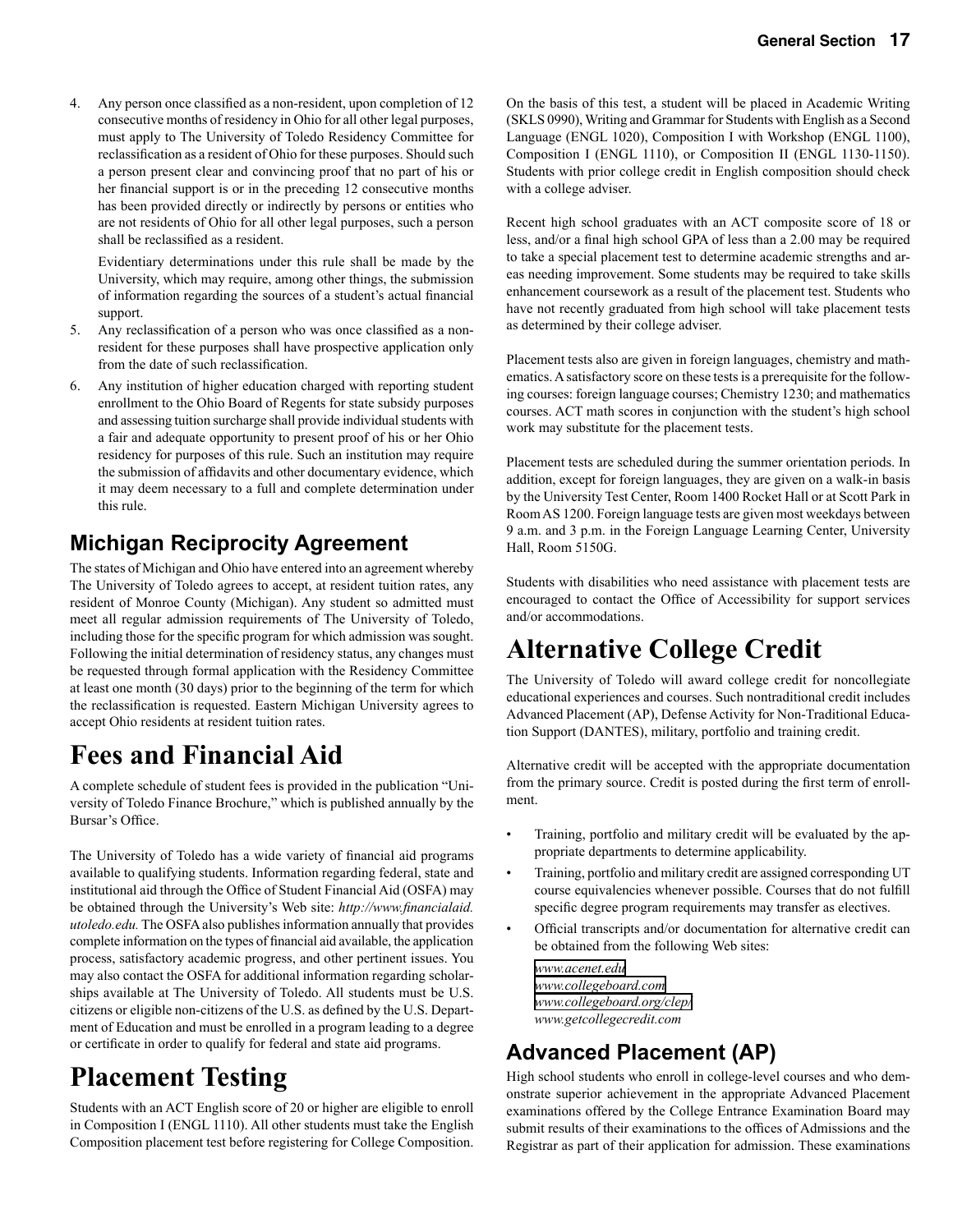4. Any person once classified as a non-resident, upon completion of 12 consecutive months of residency in Ohio for all other legal purposes, must apply to The University of Toledo Residency Committee for reclassification as a resident of Ohio for these purposes. Should such a person present clear and convincing proof that no part of his or her financial support is or in the preceding 12 consecutive months has been provided directly or indirectly by persons or entities who are not residents of Ohio for all other legal purposes, such a person shall be reclassified as a resident.

   Evidentiary determinations under this rule shall be made by the University, which may require, among other things, the submission of information regarding the sources of a student's actual financial support.

5. Any reclassification of a person who was once classified as a non-resident for these purposes shall have prospective application only from the date of such reclassification.

6. Any institution of higher education charged with reporting student enrollment to the Ohio Board of Regents for state subsidy purposes and assessing tuition surcharge shall provide individual students with a fair and adequate opportunity to present proof of his or her Ohio residency for purposes of this rule. Such an institution may require the submission of affidavits and other documentary evidence, which it may deem necessary to a full and complete determination under this rule.

## Michigan Reciprocity Agreement

The states of Michigan and Ohio have entered into an agreement whereby The University of Toledo agrees to accept, at resident tuition rates, any resident of Monroe County (Michigan). Any student so admitted must meet all regular admission requirements of The University of Toledo, including those for the specific program for which admission was sought. Following the initial determination of residency status, any changes must be requested through formal application with the Residency Committee at least one month (30 days) prior to the beginning of the term for which the reclassification is requested. Eastern Michigan University agrees to accept Ohio residents at resident tuition rates.

# Fees and Financial Aid

A complete schedule of student fees is provided in the publication "University of Toledo Finance Brochure," which is published annually by the Bursar's Office.

The University of Toledo has a wide variety of financial aid programs available to qualifying students. Information regarding federal, state and institutional aid through the Office of Student Financial Aid (OSFA) may be obtained through the University's Web site: *http://www.financialaid.utoledo.edu.* The OSFA also publishes information annually that provides complete information on the types of financial aid available, the application process, satisfactory academic progress, and other pertinent issues. You may also contact the OSFA for additional information regarding scholarships available at The University of Toledo. All students must be U.S. citizens or eligible non-citizens of the U.S. as defined by the U.S. Department of Education and must be enrolled in a program leading to a degree or certificate in order to qualify for federal and state aid programs.

# Placement Testing

Students with an ACT English score of 20 or higher are eligible to enroll in Composition I (ENGL 1110). All other students must take the English Composition placement test before registering for College Composition. On the basis of this test, a student will be placed in Academic Writing (SKLS 0990), Writing and Grammar for Students with English as a Second Language (ENGL 1020), Composition I with Workshop (ENGL 1100), Composition I (ENGL 1110), or Composition II (ENGL 1130-1150). Students with prior college credit in English composition should check with a college adviser.

Recent high school graduates with an ACT composite score of 18 or less, and/or a final high school GPA of less than a 2.00 may be required to take a special placement test to determine academic strengths and areas needing improvement. Some students may be required to take skills enhancement coursework as a result of the placement test. Students who have not recently graduated from high school will take placement tests as determined by their college adviser.

Placement tests also are given in foreign languages, chemistry and mathematics. A satisfactory score on these tests is a prerequisite for the following courses: foreign language courses; Chemistry 1230; and mathematics courses. ACT math scores in conjunction with the student's high school work may substitute for the placement tests.

Placement tests are scheduled during the summer orientation periods. In addition, except for foreign languages, they are given on a walk-in basis by the University Test Center, Room 1400 Rocket Hall or at Scott Park in Room AS 1200. Foreign language tests are given most weekdays between 9 a.m. and 3 p.m. in the Foreign Language Learning Center, University Hall, Room 5150G.

Students with disabilities who need assistance with placement tests are encouraged to contact the Office of Accessibility for support services and/or accommodations.

# Alternative College Credit

The University of Toledo will award college credit for noncollegiate educational experiences and courses. Such nontraditional credit includes Advanced Placement (AP), Defense Activity for Non-Traditional Education Support (DANTES), military, portfolio and training credit.

Alternative credit will be accepted with the appropriate documentation from the primary source. Credit is posted during the first term of enrollment.

- Training, portfolio and military credit will be evaluated by the appropriate departments to determine applicability.
- Training, portfolio and military credit are assigned corresponding UT course equivalencies whenever possible. Courses that do not fulfill specific degree program requirements may transfer as electives.
- Official transcripts and/or documentation for alternative credit can be obtained from the following Web sites:

  *www.acenet.edu*
  *www.collegeboard.com*
  *www.collegeboard.org/clep/*
  *www.getcollegecredit.com*

## Advanced Placement (AP)

High school students who enroll in college-level courses and who demonstrate superior achievement in the appropriate Advanced Placement examinations offered by the College Entrance Examination Board may submit results of their examinations to the offices of Admissions and the Registrar as part of their application for admission. These examinations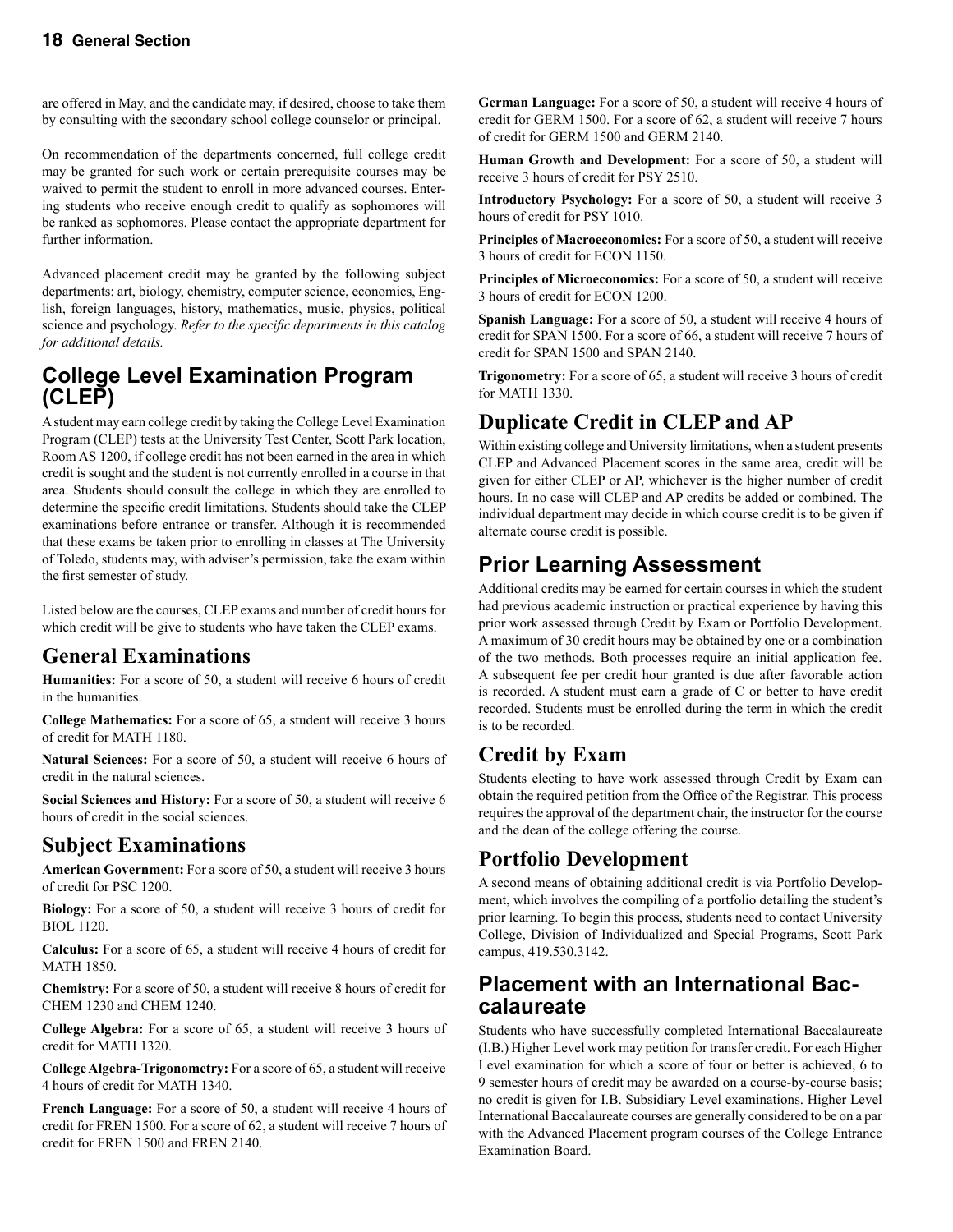are offered in May, and the candidate may, if desired, choose to take them by consulting with the secondary school college counselor or principal.

On recommendation of the departments concerned, full college credit may be granted for such work or certain prerequisite courses may be waived to permit the student to enroll in more advanced courses. Entering students who receive enough credit to qualify as sophomores will be ranked as sophomores. Please contact the appropriate department for further information.

Advanced placement credit may be granted by the following subject departments: art, biology, chemistry, computer science, economics, English, foreign languages, history, mathematics, music, physics, political science and psychology. *Refer to the specific departments in this catalog for additional details.*

## College Level Examination Program (CLEP)

A student may earn college credit by taking the College Level Examination Program (CLEP) tests at the University Test Center, Scott Park location, Room AS 1200, if college credit has not been earned in the area in which credit is sought and the student is not currently enrolled in a course in that area. Students should consult the college in which they are enrolled to determine the specific credit limitations. Students should take the CLEP examinations before entrance or transfer. Although it is recommended that these exams be taken prior to enrolling in classes at The University of Toledo, students may, with adviser's permission, take the exam within the first semester of study.

Listed below are the courses, CLEP exams and number of credit hours for which credit will be give to students who have taken the CLEP exams.

### General Examinations

**Humanities:** For a score of 50, a student will receive 6 hours of credit in the humanities.

**College Mathematics:** For a score of 65, a student will receive 3 hours of credit for MATH 1180.

**Natural Sciences:** For a score of 50, a student will receive 6 hours of credit in the natural sciences.

**Social Sciences and History:** For a score of 50, a student will receive 6 hours of credit in the social sciences.

### Subject Examinations

**American Government:** For a score of 50, a student will receive 3 hours of credit for PSC 1200.

**Biology:** For a score of 50, a student will receive 3 hours of credit for BIOL 1120.

**Calculus:** For a score of 65, a student will receive 4 hours of credit for MATH 1850.

**Chemistry:** For a score of 50, a student will receive 8 hours of credit for CHEM 1230 and CHEM 1240.

**College Algebra:** For a score of 65, a student will receive 3 hours of credit for MATH 1320.

**College Algebra-Trigonometry:** For a score of 65, a student will receive 4 hours of credit for MATH 1340.

**French Language:** For a score of 50, a student will receive 4 hours of credit for FREN 1500. For a score of 62, a student will receive 7 hours of credit for FREN 1500 and FREN 2140.

**German Language:** For a score of 50, a student will receive 4 hours of credit for GERM 1500. For a score of 62, a student will receive 7 hours of credit for GERM 1500 and GERM 2140.

**Human Growth and Development:** For a score of 50, a student will receive 3 hours of credit for PSY 2510.

**Introductory Psychology:** For a score of 50, a student will receive 3 hours of credit for PSY 1010.

**Principles of Macroeconomics:** For a score of 50, a student will receive 3 hours of credit for ECON 1150.

**Principles of Microeconomics:** For a score of 50, a student will receive 3 hours of credit for ECON 1200.

**Spanish Language:** For a score of 50, a student will receive 4 hours of credit for SPAN 1500. For a score of 66, a student will receive 7 hours of credit for SPAN 1500 and SPAN 2140.

**Trigonometry:** For a score of 65, a student will receive 3 hours of credit for MATH 1330.

### Duplicate Credit in CLEP and AP

Within existing college and University limitations, when a student presents CLEP and Advanced Placement scores in the same area, credit will be given for either CLEP or AP, whichever is the higher number of credit hours. In no case will CLEP and AP credits be added or combined. The individual department may decide in which course credit is to be given if alternate course credit is possible.

## Prior Learning Assessment

Additional credits may be earned for certain courses in which the student had previous academic instruction or practical experience by having this prior work assessed through Credit by Exam or Portfolio Development. A maximum of 30 credit hours may be obtained by one or a combination of the two methods. Both processes require an initial application fee. A subsequent fee per credit hour granted is due after favorable action is recorded. A student must earn a grade of C or better to have credit recorded. Students must be enrolled during the term in which the credit is to be recorded.

### Credit by Exam

Students electing to have work assessed through Credit by Exam can obtain the required petition from the Office of the Registrar. This process requires the approval of the department chair, the instructor for the course and the dean of the college offering the course.

### Portfolio Development

A second means of obtaining additional credit is via Portfolio Development, which involves the compiling of a portfolio detailing the student's prior learning. To begin this process, students need to contact University College, Division of Individualized and Special Programs, Scott Park campus, 419.530.3142.

## Placement with an International Baccalaureate

Students who have successfully completed International Baccalaureate (I.B.) Higher Level work may petition for transfer credit. For each Higher Level examination for which a score of four or better is achieved, 6 to 9 semester hours of credit may be awarded on a course-by-course basis; no credit is given for I.B. Subsidiary Level examinations. Higher Level International Baccalaureate courses are generally considered to be on a par with the Advanced Placement program courses of the College Entrance Examination Board.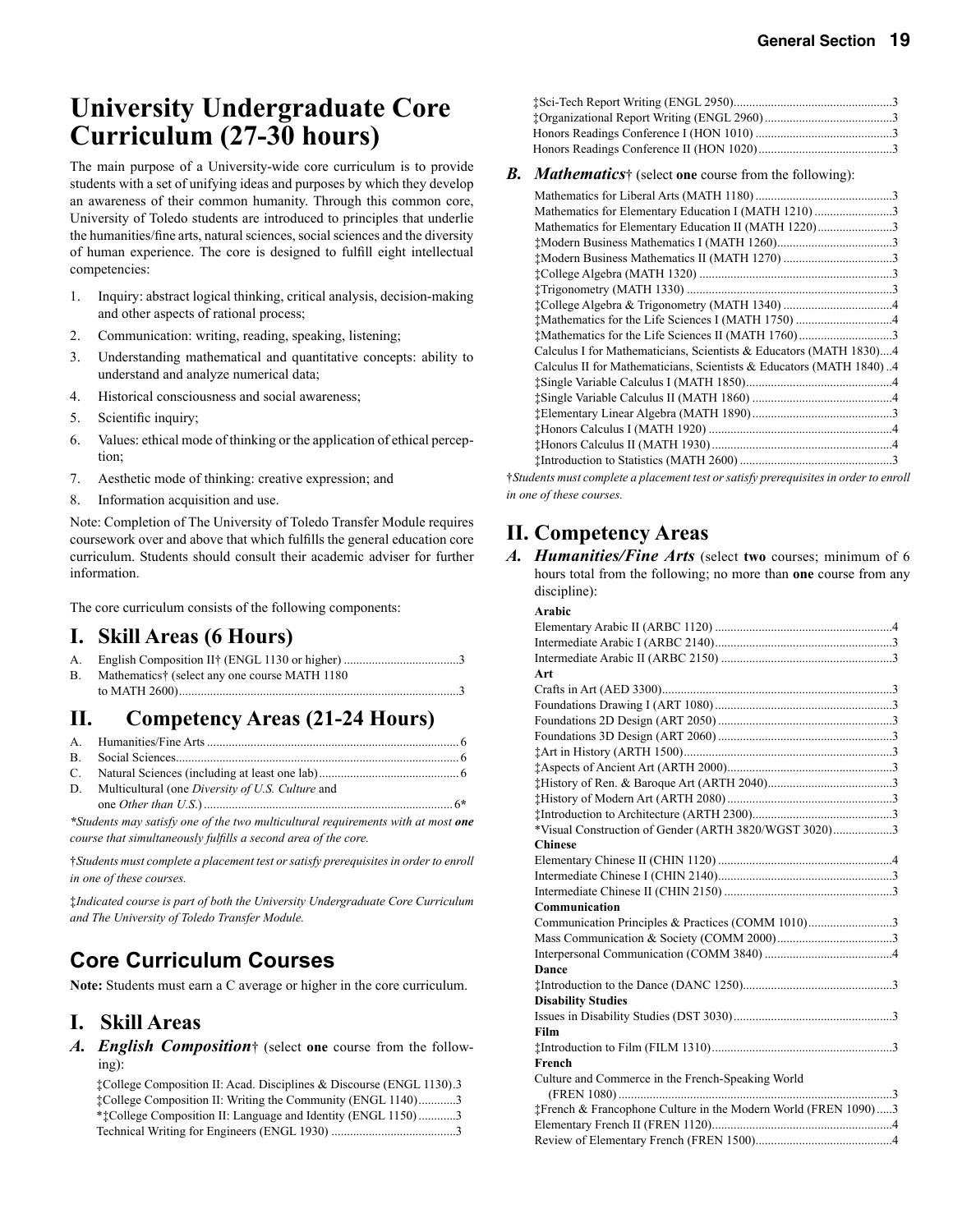# University Undergraduate Core Curriculum (27-30 hours)

The main purpose of a University-wide core curriculum is to provide students with a set of unifying ideas and purposes by which they develop an awareness of their common humanity. Through this common core, University of Toledo students are introduced to principles that underlie the humanities/fine arts, natural sciences, social sciences and the diversity of human experience. The core is designed to fulfill eight intellectual competencies:

1. Inquiry: abstract logical thinking, critical analysis, decision-making and other aspects of rational process;
2. Communication: writing, reading, speaking, listening;
3. Understanding mathematical and quantitative concepts: ability to understand and analyze numerical data;
4. Historical consciousness and social awareness;
5. Scientific inquiry;
6. Values: ethical mode of thinking or the application of ethical perception;
7. Aesthetic mode of thinking: creative expression; and
8. Information acquisition and use.

Note: Completion of The University of Toledo Transfer Module requires coursework over and above that which fulfills the general education core curriculum. Students should consult their academic adviser for further information.

The core curriculum consists of the following components:

## I. Skill Areas (6 Hours)

A. English Composition II† (ENGL 1130 or higher) .................................... 3
B. Mathematics† (select any one course MATH 1180 to MATH 2600) .................................... 3

## II. Competency Areas (21-24 Hours)

A. Humanities/Fine Arts .................................... 6
B. Social Sciences .................................... 6
C. Natural Sciences (including at least one lab) .................................... 6
D. Multicultural (one *Diversity of U.S. Culture* and one *Other than U.S.*) .................................... 6*

*\*Students may satisfy one of the two multicultural requirements with at most* ***one*** *course that simultaneously fulfills a second area of the core.*

*†Students must complete a placement test or satisfy prerequisites in order to enroll in one of these courses.*

*‡Indicated course is part of both the University Undergraduate Core Curriculum and The University of Toledo Transfer Module.*

## Core Curriculum Courses

**Note:** Students must earn a C average or higher in the core curriculum.

## I. Skill Areas

### A. *English Composition*† (select **one** course from the following):

‡College Composition II: Acad. Disciplines & Discourse (ENGL 1130) .3
‡College Composition II: Writing the Community (ENGL 1140) ............ 3
*‡College Composition II: Language and Identity (ENGL 1150) ............ 3
Technical Writing for Engineers (ENGL 1930) .................................... 3
‡Sci-Tech Report Writing (ENGL 2950) .................................... 3
‡Organizational Report Writing (ENGL 2960) .................................... 3
Honors Readings Conference I (HON 1010) .................................... 3
Honors Readings Conference II (HON 1020) .................................... 3

### B. *Mathematics*† (select **one** course from the following):

Mathematics for Liberal Arts (MATH 1180) .................................... 3
Mathematics for Elementary Education I (MATH 1210) .................................... 3
Mathematics for Elementary Education II (MATH 1220) .................................... 3
‡Modern Business Mathematics I (MATH 1260) .................................... 3
‡Modern Business Mathematics II (MATH 1270) .................................... 3
‡College Algebra (MATH 1320) .................................... 3
‡Trigonometry (MATH 1330) .................................... 3
‡College Algebra & Trigonometry (MATH 1340) .................................... 4
‡Mathematics for the Life Sciences I (MATH 1750) .................................... 4
‡Mathematics for the Life Sciences II (MATH 1760) .................................... 3
Calculus I for Mathematicians, Scientists & Educators (MATH 1830) .... 4
Calculus II for Mathematicians, Scientists & Educators (MATH 1840) .. 4
‡Single Variable Calculus I (MATH 1850) .................................... 4
‡Single Variable Calculus II (MATH 1860) .................................... 4
‡Elementary Linear Algebra (MATH 1890) .................................... 3
‡Honors Calculus I (MATH 1920) .................................... 4
‡Honors Calculus II (MATH 1930) .................................... 4
‡Introduction to Statistics (MATH 2600) .................................... 3

*†Students must complete a placement test or satisfy prerequisites in order to enroll in one of these courses.*

## II. Competency Areas

### A. *Humanities/Fine Arts* (select **two** courses; minimum of 6 hours total from the following; no more than **one** course from any discipline):

**Arabic**
Elementary Arabic II (ARBC 1120) .................................... 4
Intermediate Arabic I (ARBC 2140) .................................... 3
Intermediate Arabic II (ARBC 2150) .................................... 3

**Art**
Crafts in Art (AED 3300) .................................... 3
Foundations Drawing I (ART 1080) .................................... 3
Foundations 2D Design (ART 2050) .................................... 3
Foundations 3D Design (ART 2060) .................................... 3
‡Art in History (ARTH 1500) .................................... 3
‡Aspects of Ancient Art (ARTH 2000) .................................... 3
‡History of Ren. & Baroque Art (ARTH 2040) .................................... 3
‡History of Modern Art (ARTH 2080) .................................... 3
‡Introduction to Architecture (ARTH 2300) .................................... 3
*Visual Construction of Gender (ARTH 3820/WGST 3020) .................................... 3

**Chinese**
Elementary Chinese II (CHIN 1120) .................................... 4
Intermediate Chinese I (CHIN 2140) .................................... 3
Intermediate Chinese II (CHIN 2150) .................................... 3

**Communication**
Communication Principles & Practices (COMM 1010) .................................... 3
Mass Communication & Society (COMM 2000) .................................... 3
Interpersonal Communication (COMM 3840) .................................... 4

**Dance**
‡Introduction to the Dance (DANC 1250) .................................... 3

**Disability Studies**
Issues in Disability Studies (DST 3030) .................................... 3

**Film**
‡Introduction to Film (FILM 1310) .................................... 3

**French**
Culture and Commerce in the French-Speaking World (FREN 1080) .................................... 3
‡French & Francophone Culture in the Modern World (FREN 1090) ..... 3
Elementary French II (FREN 1120) .................................... 4
Review of Elementary French (FREN 1500) .................................... 4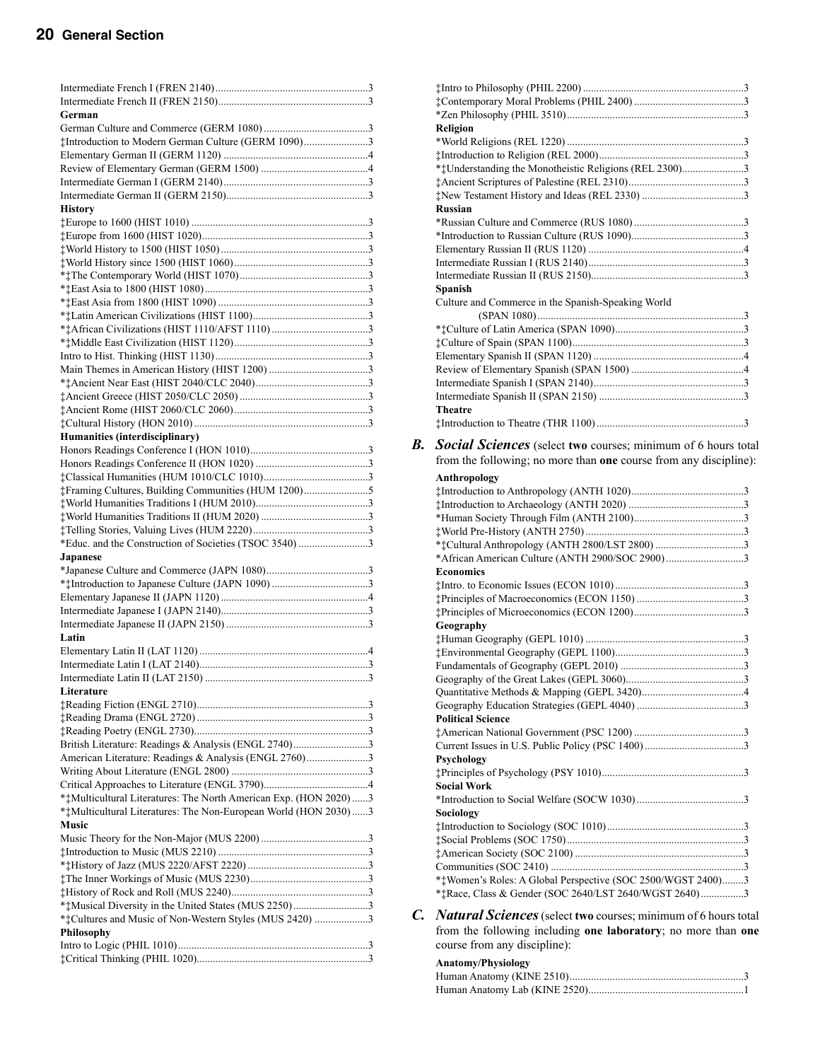Intermediate French I (FREN 2140) ........................................................3
Intermediate French II (FREN 2150).......................................................3

**German**

German Culture and Commerce (GERM 1080) .......................................3
‡Introduction to Modern German Culture (GERM 1090).........................3
Elementary German II (GERM 1120) ......................................................4
Review of Elementary German (GERM 1500) ........................................4
Intermediate German I (GERM 2140).......................................................3
Intermediate German II (GERM 2150).....................................................3

**History**

‡Europe to 1600 (HIST 1010) ..................................................................3
‡Europe from 1600 (HIST 1020)..............................................................3
‡World History to 1500 (HIST 1050).......................................................3
‡World History since 1500 (HIST 1060)..................................................3
*‡The Contemporary World (HIST 1070).................................................3
*‡East Asia to 1800 (HIST 1080).............................................................3
*‡East Asia from 1800 (HIST 1090) ........................................................3
*‡Latin American Civilizations (HIST 1100)...........................................3
*‡African Civilizations (HIST 1110/AFST 1110) ....................................3
*‡Middle East Civilization (HIST 1120)..................................................3
Intro to Hist. Thinking (HIST 1130) .........................................................3
Main Themes in American History (HIST 1200) .....................................3
*‡Ancient Near East (HIST 2040/CLC 2040)..........................................3
‡Ancient Greece (HIST 2050/CLC 2050).................................................3
‡Ancient Rome (HIST 2060/CLC 2060)..................................................3
‡Cultural History (HON 2010) .................................................................3

**Humanities (interdisciplinary)**

Honors Readings Conference I (HON 1010)............................................3
Honors Readings Conference II (HON 1020) ..........................................3
‡Classical Humanities (HUM 1010/CLC 1010).......................................3
‡Framing Cultures, Building Communities (HUM 1200)........................5
‡World Humanities Traditions I (HUM 2010)..........................................3
‡World Humanities Traditions II (HUM 2020) ........................................3
‡Telling Stories, Valuing Lives (HUM 2220)...........................................3
*Educ. and the Construction of Societies (TSOC 3540) ..........................3

**Japanese**

*Japanese Culture and Commerce (JAPN 1080)......................................3
*‡Introduction to Japanese Culture (JAPN 1090) ....................................3
Elementary Japanese II (JAPN 1120) .......................................................4
Intermediate Japanese I (JAPN 2140).......................................................3
Intermediate Japanese II (JAPN 2150) .....................................................3

**Latin**

Elementary Latin II (LAT 1120) ...............................................................4
Intermediate Latin I (LAT 2140)...............................................................3
Intermediate Latin II (LAT 2150) .............................................................3

**Literature**

‡Reading Fiction (ENGL 2710)................................................................3
‡Reading Drama (ENGL 2720) ................................................................3
‡Reading Poetry (ENGL 2730).................................................................3
British Literature: Readings & Analysis (ENGL 2740)............................3
American Literature: Readings & Analysis (ENGL 2760).......................3
Writing About Literature (ENGL 2800) ...................................................3
Critical Approaches to Literature (ENGL 3790).......................................4
*‡Multicultural Literatures: The North American Exp. (HON 2020) ......3
*‡Multicultural Literatures: The Non-European World (HON 2030) ......3

**Music**

Music Theory for the Non-Major (MUS 2200) ........................................3
‡Introduction to Music (MUS 2210) ........................................................3
*‡History of Jazz (MUS 2220/AFST 2220) .............................................3
‡The Inner Workings of Music (MUS 2230)............................................3
‡History of Rock and Roll (MUS 2240)...................................................3
*‡Musical Diversity in the United States (MUS 2250) ............................3
*‡Cultures and Music of Non-Western Styles (MUS 2420) ....................3

**Philosophy**

Intro to Logic (PHIL 1010).......................................................................3
‡Critical Thinking (PHIL 1020)................................................................3
‡Intro to Philosophy (PHIL 2200) ............................................................3
‡Contemporary Moral Problems (PHIL 2400) .........................................3
*Zen Philosophy (PHIL 3510)...................................................................3

**Religion**

*World Religions (REL 1220) ..................................................................3
‡Introduction to Religion (REL 2000)......................................................3
*‡Understanding the Monotheistic Religions (REL 2300).......................3
‡Ancient Scriptures of Palestine (REL 2310)............................................3
‡New Testament History and Ideas (REL 2330) ......................................3

**Russian**

*Russian Culture and Commerce (RUS 1080) .........................................3
*Introduction to Russian Culture (RUS 1090)..........................................3
Elementary Russian II (RUS 1120) ..........................................................4
Intermediate Russian I (RUS 2140)..........................................................3
Intermediate Russian II (RUS 2150).........................................................3

**Spanish**

Culture and Commerce in the Spanish-Speaking World (SPAN 1080)............................................................................3
*‡Culture of Latin America (SPAN 1090)................................................3
‡Culture of Spain (SPAN 1100)................................................................3
Elementary Spanish II (SPAN 1120) ........................................................4
Review of Elementary Spanish (SPAN 1500) ..........................................4
Intermediate Spanish I (SPAN 2140)........................................................3
Intermediate Spanish II (SPAN 2150) ......................................................3

**Theatre**

‡Introduction to Theatre (THR 1100).......................................................3

**B.** ***Social Sciences*** (select **two** courses; minimum of 6 hours total from the following; no more than **one** course from any discipline):

**Anthropology**

‡Introduction to Anthropology (ANTH 1020)...........................................3
‡Introduction to Archaeology (ANTH 2020) ...........................................3
*Human Society Through Film (ANTH 2100).........................................3
‡World Pre-History (ANTH 2750) ...........................................................3
*‡Cultural Anthropology (ANTH 2800/LST 2800) .................................3
*African American Culture (ANTH 2900/SOC 2900).............................3

**Economics**

‡Intro. to Economic Issues (ECON 1010)................................................3
‡Principles of Macroeconomics (ECON 1150) ........................................3
‡Principles of Microeconomics (ECON 1200).........................................3

**Geography**

‡Human Geography (GEPL 1010) ...........................................................3
‡Environmental Geography (GEPL 1100)................................................3
Fundamentals of Geography (GEPL 2010) ..............................................3
Geography of the Great Lakes (GEPL 3060)............................................3
Quantitative Methods & Mapping (GEPL 3420)......................................4
Geography Education Strategies (GEPL 4040) ........................................3

**Political Science**

‡American National Government (PSC 1200) .........................................3
Current Issues in U.S. Public Policy (PSC 1400) .....................................3

**Psychology**

‡Principles of Psychology (PSY 1010).....................................................3

**Social Work**

*Introduction to Social Welfare (SOCW 1030)........................................3

**Sociology**

‡Introduction to Sociology (SOC 1010)...................................................3
‡Social Problems (SOC 1750)..................................................................3
‡American Society (SOC 2100) ...............................................................3
Communities (SOC 2410) ........................................................................3
*‡Women's Roles: A Global Perspective (SOC 2500/WGST 2400)........3
*‡Race, Class & Gender (SOC 2640/LST 2640/WGST 2640)................3

**C.** ***Natural Sciences*** (select **two** courses; minimum of 6 hours total from the following including **one laboratory**; no more than **one** course from any discipline):

**Anatomy/Physiology**

Human Anatomy (KINE 2510).................................................................3
Human Anatomy Lab (KINE 2520)..........................................................1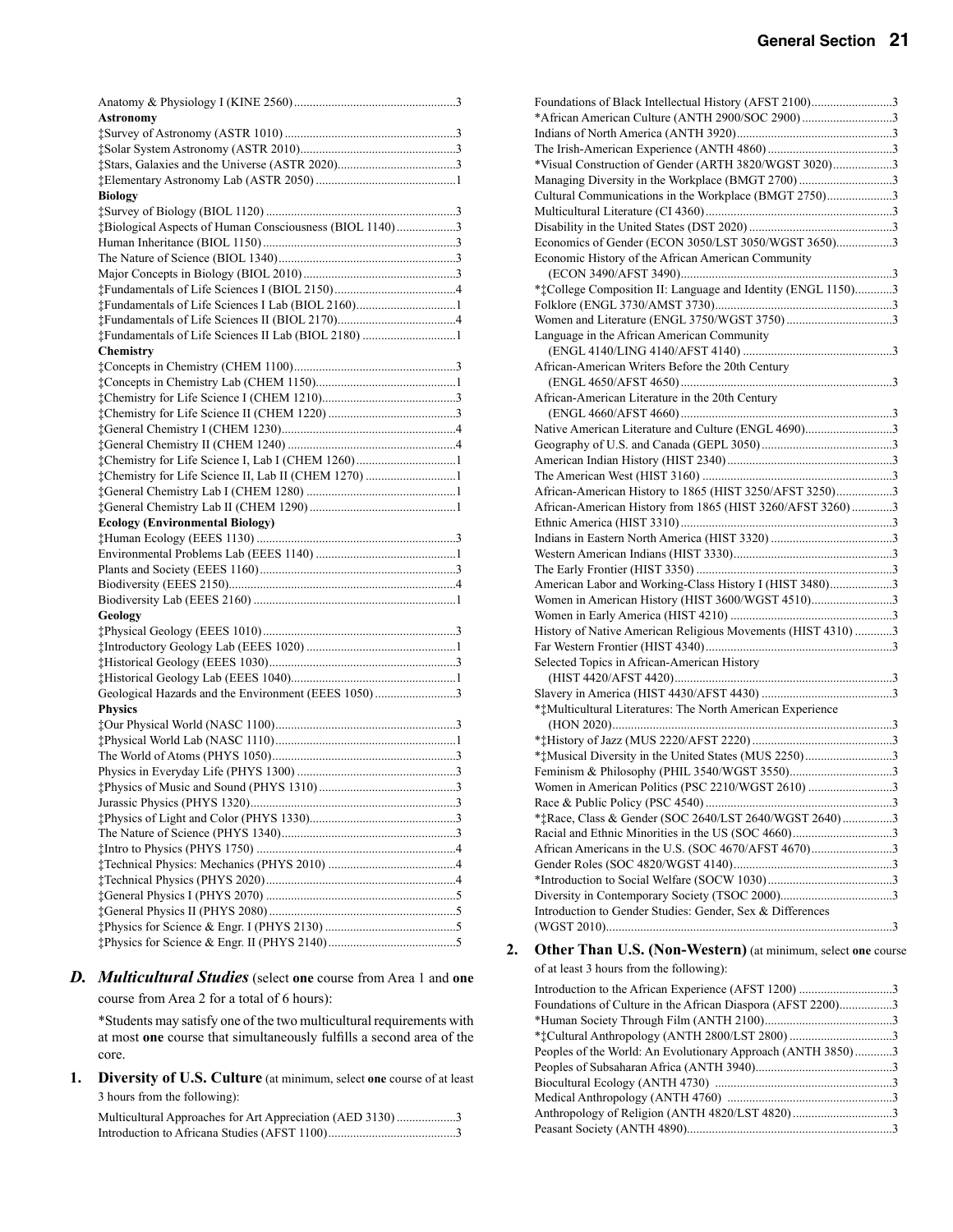Anatomy & Physiology I (KINE 2560)...3

**Astronomy**

‡Survey of Astronomy (ASTR 1010)...3
‡Solar System Astronomy (ASTR 2010)...3
‡Stars, Galaxies and the Universe (ASTR 2020)...3
‡Elementary Astronomy Lab (ASTR 2050)...1

**Biology**

‡Survey of Biology (BIOL 1120)...3
‡Biological Aspects of Human Consciousness (BIOL 1140)...3
Human Inheritance (BIOL 1150)...3
The Nature of Science (BIOL 1340)...3
Major Concepts in Biology (BIOL 2010)...3
‡Fundamentals of Life Sciences I (BIOL 2150)...4
‡Fundamentals of Life Sciences I Lab (BIOL 2160)...1
‡Fundamentals of Life Sciences II (BIOL 2170)...4
‡Fundamentals of Life Sciences II Lab (BIOL 2180)...1

**Chemistry**

‡Concepts in Chemistry (CHEM 1100)...3
‡Concepts in Chemistry Lab (CHEM 1150)...1
‡Chemistry for Life Science I (CHEM 1210)...3
‡Chemistry for Life Science II (CHEM 1220)...3
‡General Chemistry I (CHEM 1230)...4
‡General Chemistry II (CHEM 1240)...4
‡Chemistry for Life Science I, Lab I (CHEM 1260)...1
‡Chemistry for Life Science II, Lab II (CHEM 1270)...1
‡General Chemistry Lab I (CHEM 1280)...1
‡General Chemistry Lab II (CHEM 1290)...1

**Ecology (Environmental Biology)**

‡Human Ecology (EEES 1130)...3
Environmental Problems Lab (EEES 1140)...1
Plants and Society (EEES 1160)...3
Biodiversity (EEES 2150)...4
Biodiversity Lab (EEES 2160)...1

**Geology**

‡Physical Geology (EEES 1010)...3
‡Introductory Geology Lab (EEES 1020)...1
‡Historical Geology (EEES 1030)...3
‡Historical Geology Lab (EEES 1040)...1
Geological Hazards and the Environment (EEES 1050)...3

**Physics**

‡Our Physical World (NASC 1100)...3
‡Physical World Lab (NASC 1110)...1
The World of Atoms (PHYS 1050)...3
Physics in Everyday Life (PHYS 1300)...3
‡Physics of Music and Sound (PHYS 1310)...3
Jurassic Physics (PHYS 1320)...3
‡Physics of Light and Color (PHYS 1330)...3
The Nature of Science (PHYS 1340)...3
‡Intro to Physics (PHYS 1750)...4
‡Technical Physics: Mechanics (PHYS 2010)...4
‡Technical Physics (PHYS 2020)...4
‡General Physics I (PHYS 2070)...5
‡General Physics II (PHYS 2080)...5
‡Physics for Science & Engr. I (PHYS 2130)...5
‡Physics for Science & Engr. II (PHYS 2140)...5

### D. *Multicultural Studies* (select **one** course from Area 1 and **one** course from Area 2 for a total of 6 hours):

*Students may satisfy one of the two multicultural requirements with at most **one** course that simultaneously fulfills a second area of the core.

**1. Diversity of U.S. Culture** (at minimum, select **one** course of at least 3 hours from the following):

Multicultural Approaches for Art Appreciation (AED 3130)...3
Introduction to Africana Studies (AFST 1100)...3
Foundations of Black Intellectual History (AFST 2100)...3
*African American Culture (ANTH 2900/SOC 2900)...3
Indians of North America (ANTH 3920)...3
The Irish-American Experience (ANTH 4860)...3
*Visual Construction of Gender (ARTH 3820/WGST 3020)...3
Managing Diversity in the Workplace (BMGT 2700)...3
Cultural Communications in the Workplace (BMGT 2750)...3
Multicultural Literature (CI 4360)...3
Disability in the United States (DST 2020)...3
Economics of Gender (ECON 3050/LST 3050/WGST 3650)...3
Economic History of the African American Community (ECON 3490/AFST 3490)...3
*‡College Composition II: Language and Identity (ENGL 1150)...3
Folklore (ENGL 3730/AMST 3730)...3
Women and Literature (ENGL 3750/WGST 3750)...3
Language in the African American Community (ENGL 4140/LING 4140/AFST 4140)...3
African-American Writers Before the 20th Century (ENGL 4650/AFST 4650)...3
African-American Literature in the 20th Century (ENGL 4660/AFST 4660)...3
Native American Literature and Culture (ENGL 4690)...3
Geography of U.S. and Canada (GEPL 3050)...3
American Indian History (HIST 2340)...3
The American West (HIST 3160)...3
African-American History to 1865 (HIST 3250/AFST 3250)...3
African-American History from 1865 (HIST 3260/AFST 3260)...3
Ethnic America (HIST 3310)...3
Indians in Eastern North America (HIST 3320)...3
Western American Indians (HIST 3330)...3
The Early Frontier (HIST 3350)...3
American Labor and Working-Class History I (HIST 3480)...3
Women in American History (HIST 3600/WGST 4510)...3
Women in Early America (HIST 4210)...3
History of Native American Religious Movements (HIST 4310)...3
Far Western Frontier (HIST 4340)...3
Selected Topics in African-American History (HIST 4420/AFST 4420)...3
Slavery in America (HIST 4430/AFST 4430)...3
*‡Multicultural Literatures: The North American Experience (HON 2020)...3
*‡History of Jazz (MUS 2220/AFST 2220)...3
*‡Musical Diversity in the United States (MUS 2250)...3
Feminism & Philosophy (PHIL 3540/WGST 3550)...3
Women in American Politics (PSC 2210/WGST 2610)...3
Race & Public Policy (PSC 4540)...3
*‡Race, Class & Gender (SOC 2640/LST 2640/WGST 2640)...3
Racial and Ethnic Minorities in the US (SOC 4660)...3
African Americans in the U.S. (SOC 4670/AFST 4670)...3
Gender Roles (SOC 4820/WGST 4140)...3
*Introduction to Social Welfare (SOCW 1030)...3
Diversity in Contemporary Society (TSOC 2000)...3
Introduction to Gender Studies: Gender, Sex & Differences (WGST 2010)...3

**2. Other Than U.S. (Non-Western)** (at minimum, select **one** course of at least 3 hours from the following):

Introduction to the African Experience (AFST 1200)...3
Foundations of Culture in the African Diaspora (AFST 2200)...3
*Human Society Through Film (ANTH 2100)...3
*‡Cultural Anthropology (ANTH 2800/LST 2800)...3
Peoples of the World: An Evolutionary Approach (ANTH 3850)...3
Peoples of Subsaharan Africa (ANTH 3940)...3
Biocultural Ecology (ANTH 4730)...3
Medical Anthropology (ANTH 4760)...3
Anthropology of Religion (ANTH 4820/LST 4820)...3
Peasant Society (ANTH 4890)...3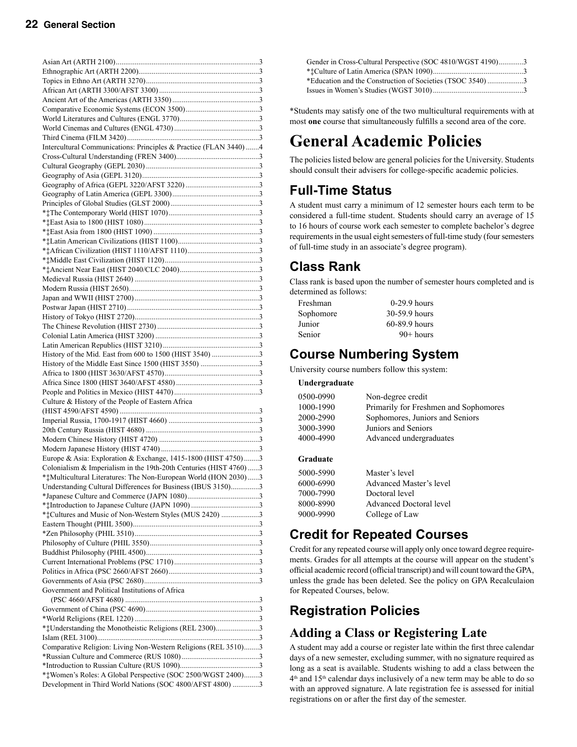Asian Art (ARTH 2100)............................................................................3
Ethnographic Art (ARTH 2200)................................................................3
Topics in Ethno Art (ARTH 3270)............................................................3
African Art (ARTH 3300/AFST 3300) .....................................................3
Ancient Art of the Americas (ARTH 3350) ..............................................3
Comparative Economic Systems (ECON 3500).......................................3
World Literatures and Cultures (ENGL 3770)..........................................3
World Cinemas and Cultures (ENGL 4730) .............................................3
Third Cinema (FILM 3420)......................................................................3
Intercultural Communications: Principles & Practice (FLAN 3440) .......4
Cross-Cultural Understanding (FREN 3400)............................................3
Cultural Geography (GEPL 2030) ............................................................3
Geography of Asia (GEPL 3120).............................................................3
Geography of Africa (GEPL 3220/AFST 3220) .......................................3
Geography of Latin America (GEPL 3300)..............................................3
Principles of Global Studies (GLST 2000)...............................................3
*‡The Contemporary World (HIST 1070)................................................3
*‡East Asia to 1800 (HIST 1080).............................................................3
*‡East Asia from 1800 (HIST 1090) ........................................................3
*‡Latin American Civilizations (HIST 1100)...........................................3
*‡African Civilization (HIST 1110/AFST 1110)......................................3
*‡Middle East Civilization (HIST 1120)..................................................3
*‡Ancient Near East (HIST 2040/CLC 2040)..........................................3
Medieval Russia (HIST 2640) ..................................................................3
Modern Russia (HIST 2650).....................................................................3
Japan and WWII (HIST 2700)..................................................................3
Postwar Japan (HIST 2710)......................................................................3
History of Tokyo (HIST 2720)..................................................................3
The Chinese Revolution (HIST 2730) ......................................................3
Colonial Latin America (HIST 3200) .......................................................3
Latin American Republics (HIST 3210)...................................................3
History of the Mid. East from 600 to 1500 (HIST 3540) .........................3
History of the Middle East Since 1500 (HIST 3550) ...............................3
Africa to 1800 (HIST 3630/AFST 4570)..................................................3
Africa Since 1800 (HIST 3640/AFST 4580)............................................3
People and Politics in Mexico (HIST 4470).............................................3
Culture & History of the People of Eastern Africa (HIST 4590/AFST 4590) .........................................................................3
Imperial Russia, 1700-1917 (HIST 4660) ................................................3
20th Century Russia (HIST 4680) ............................................................3
Modern Chinese History (HIST 4720) .....................................................3
Modern Japanese History (HIST 4740) ....................................................3
Europe & Asia: Exploration & Exchange, 1415-1800 (HIST 4750) ........3
Colonialism & Imperialism in the 19th-20th Centuries (HIST 4760) ......3
*‡Multicultural Literatures: The Non-European World (HON 2030) ......3
Understanding Cultural Differences for Business (IBUS 3150)...............3
*Japanese Culture and Commerce (JAPN 1080)......................................3
*‡Introduction to Japanese Culture (JAPN 1090) ....................................3
*‡Cultures and Music of Non-Western Styles (MUS 2420) ....................3
Eastern Thought (PHIL 3500)...................................................................3
*Zen Philosophy (PHIL 3510)..................................................................3
Philosophy of Culture (PHIL 3550)..........................................................3
Buddhist Philosophy (PHIL 4500)............................................................3
Current International Problems (PSC 1710).............................................3
Politics in Africa (PSC 2660/AFST 2660)................................................3
Governments of Asia (PSC 2680).............................................................3
Government and Political Institutions of Africa (PSC 4660/AFST 4680) .......................................................................3
Government of China (PSC 4690)............................................................3
*World Religions (REL 1220) ..................................................................3
*‡Understanding the Monotheistic Religions (REL 2300).......................3
Islam (REL 3100)......................................................................................3
Comparative Religion: Living Non-Western Religions (REL 3510)........3
*Russian Culture and Commerce (RUS 1080) .........................................3
*Introduction to Russian Culture (RUS 1090)..........................................3
*‡Women's Roles: A Global Perspective (SOC 2500/WGST 2400)........3
Development in Third World Nations (SOC 4800/AFST 4800) ..............3
Gender in Cross-Cultural Perspective (SOC 4810/WGST 4190).............3
*‡Culture of Latin America (SPAN 1090)................................................3
*Education and the Construction of Societies (TSOC 3540) ...................3
Issues in Women's Studies (WGST 3010)................................................3

*Students may satisfy one of the two multicultural requirements with at most **one** course that simultaneously fulfills a second area of the core.

# General Academic Policies

The policies listed below are general policies for the University. Students should consult their advisers for college-specific academic policies.

## Full-Time Status

A student must carry a minimum of 12 semester hours each term to be considered a full-time student. Students should carry an average of 15 to 16 hours of course work each semester to complete bachelor's degree requirements in the usual eight semesters of full-time study (four semesters of full-time study in an associate's degree program).

## Class Rank

Class rank is based upon the number of semester hours completed and is determined as follows:

| | |
|---|---|
| Freshman | 0-29.9 hours |
| Sophomore | 30-59.9 hours |
| Junior | 60-89.9 hours |
| Senior | 90+ hours |

## Course Numbering System

University course numbers follow this system:

**Undergraduate**

| | |
|---|---|
| 0500-0990 | Non-degree credit |
| 1000-1990 | Primarily for Freshmen and Sophomores |
| 2000-2990 | Sophomores, Juniors and Seniors |
| 3000-3990 | Juniors and Seniors |
| 4000-4990 | Advanced undergraduates |

**Graduate**

| | |
|---|---|
| 5000-5990 | Master's level |
| 6000-6990 | Advanced Master's level |
| 7000-7990 | Doctoral level |
| 8000-8990 | Advanced Doctoral level |
| 9000-9990 | College of Law |

## Credit for Repeated Courses

Credit for any repeated course will apply only once toward degree requirements. Grades for all attempts at the course will appear on the student's official academic record (official transcript) and will count toward the GPA, unless the grade has been deleted. See the policy on GPA Recalculaion for Repeated Courses, below.

## Registration Policies

### Adding a Class or Registering Late

A student may add a course or register late within the first three calendar days of a new semester, excluding summer, with no signature required as long as a seat is available. Students wishing to add a class between the 4th and 15th calendar days inclusively of a new term may be able to do so with an approved signature. A late registration fee is assessed for initial registrations on or after the first day of the semester.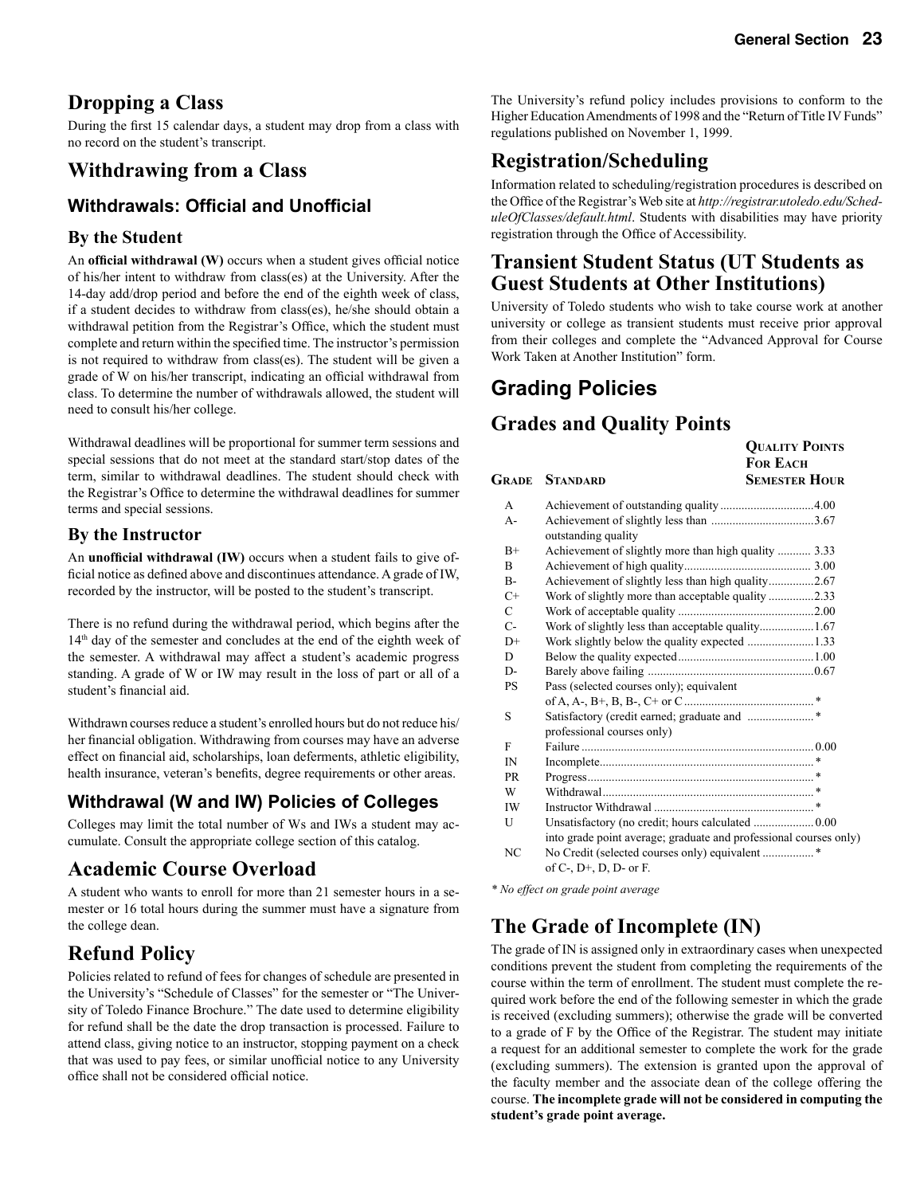## Dropping a Class

During the first 15 calendar days, a student may drop from a class with no record on the student's transcript.

## Withdrawing from a Class

### Withdrawals: Official and Unofficial

#### By the Student

An **official withdrawal (W)** occurs when a student gives official notice of his/her intent to withdraw from class(es) at the University. After the 14-day add/drop period and before the end of the eighth week of class, if a student decides to withdraw from class(es), he/she should obtain a withdrawal petition from the Registrar's Office, which the student must complete and return within the specified time. The instructor's permission is not required to withdraw from class(es). The student will be given a grade of W on his/her transcript, indicating an official withdrawal from class. To determine the number of withdrawals allowed, the student will need to consult his/her college.

Withdrawal deadlines will be proportional for summer term sessions and special sessions that do not meet at the standard start/stop dates of the term, similar to withdrawal deadlines. The student should check with the Registrar's Office to determine the withdrawal deadlines for summer terms and special sessions.

#### By the Instructor

An **unofficial withdrawal (IW)** occurs when a student fails to give official notice as defined above and discontinues attendance. A grade of IW, recorded by the instructor, will be posted to the student's transcript.

There is no refund during the withdrawal period, which begins after the 14th day of the semester and concludes at the end of the eighth week of the semester. A withdrawal may affect a student's academic progress standing. A grade of W or IW may result in the loss of part or all of a student's financial aid.

Withdrawn courses reduce a student's enrolled hours but do not reduce his/her financial obligation. Withdrawing from courses may have an adverse effect on financial aid, scholarships, loan deferments, athletic eligibility, health insurance, veteran's benefits, degree requirements or other areas.

### Withdrawal (W and IW) Policies of Colleges

Colleges may limit the total number of Ws and IWs a student may accumulate. Consult the appropriate college section of this catalog.

## Academic Course Overload

A student who wants to enroll for more than 21 semester hours in a semester or 16 total hours during the summer must have a signature from the college dean.

## Refund Policy

Policies related to refund of fees for changes of schedule are presented in the University's "Schedule of Classes" for the semester or "The University of Toledo Finance Brochure." The date used to determine eligibility for refund shall be the date the drop transaction is processed. Failure to attend class, giving notice to an instructor, stopping payment on a check that was used to pay fees, or similar unofficial notice to any University office shall not be considered official notice.

The University's refund policy includes provisions to conform to the Higher Education Amendments of 1998 and the "Return of Title IV Funds" regulations published on November 1, 1999.

## Registration/Scheduling

Information related to scheduling/registration procedures is described on the Office of the Registrar's Web site at *http://registrar.utoledo.edu/ScheduleOfClasses/default.html*. Students with disabilities may have priority registration through the Office of Accessibility.

## Transient Student Status (UT Students as Guest Students at Other Institutions)

University of Toledo students who wish to take course work at another university or college as transient students must receive prior approval from their colleges and complete the "Advanced Approval for Course Work Taken at Another Institution" form.

# Grading Policies

## Grades and Quality Points

| Grade | Standard | Quality Points For Each Semester Hour |
|---|---|---|
| A | Achievement of outstanding quality | 4.00 |
| A- | Achievement of slightly less than outstanding quality | 3.67 |
| B+ | Achievement of slightly more than high quality | 3.33 |
| B | Achievement of high quality | 3.00 |
| B- | Achievement of slightly less than high quality | 2.67 |
| C+ | Work of slightly more than acceptable quality | 2.33 |
| C | Work of acceptable quality | 2.00 |
| C- | Work of slightly less than acceptable quality | 1.67 |
| D+ | Work slightly below the quality expected | 1.33 |
| D | Below the quality expected | 1.00 |
| D- | Barely above failing | 0.67 |
| PS | Pass (selected courses only); equivalent of A, A-, B+, B, B-, C+ or C | * |
| S | Satisfactory (credit earned; graduate and professional courses only) | * |
| F | Failure | 0.00 |
| IN | Incomplete | * |
| PR | Progress | * |
| W | Withdrawal | * |
| IW | Instructor Withdrawal | * |
| U | Unsatisfactory (no credit; hours calculated into grade point average; graduate and professional courses only) | 0.00 |
| NC | No Credit (selected courses only) equivalent of C-, D+, D, D- or F. | * |

*\* No effect on grade point average*

## The Grade of Incomplete (IN)

The grade of IN is assigned only in extraordinary cases when unexpected conditions prevent the student from completing the requirements of the course within the term of enrollment. The student must complete the required work before the end of the following semester in which the grade is received (excluding summers); otherwise the grade will be converted to a grade of F by the Office of the Registrar. The student may initiate a request for an additional semester to complete the work for the grade (excluding summers). The extension is granted upon the approval of the faculty member and the associate dean of the college offering the course. **The incomplete grade will not be considered in computing the student's grade point average.**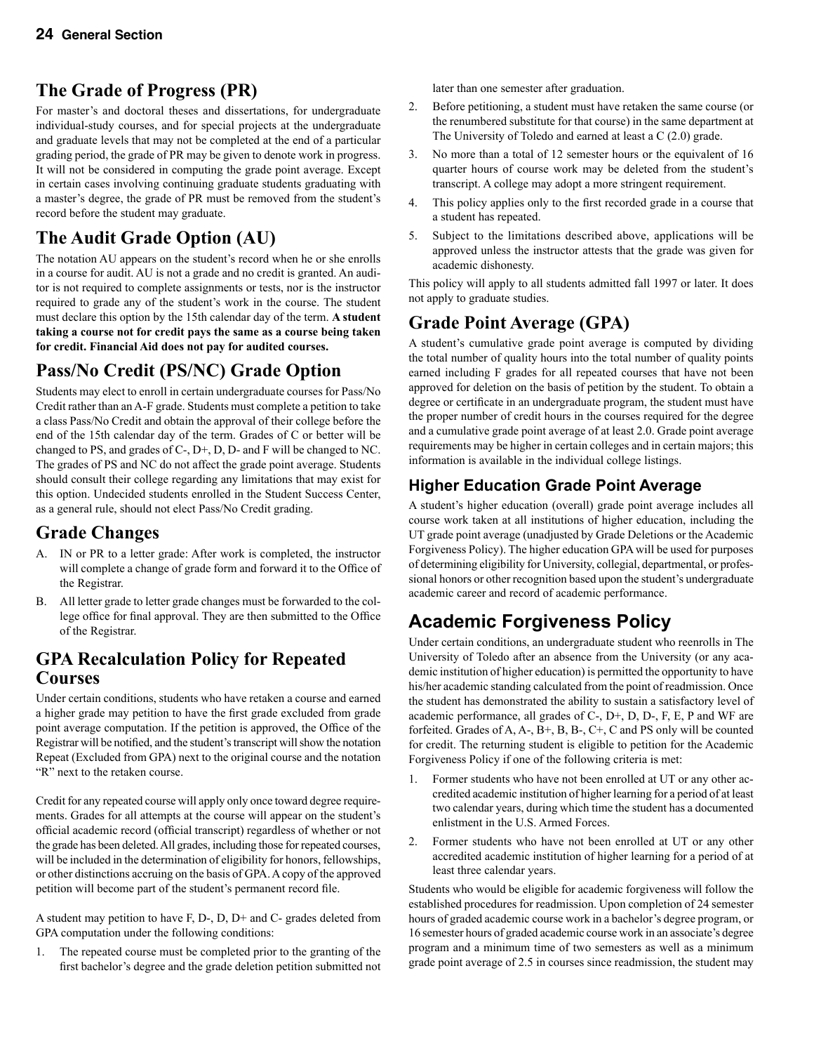## The Grade of Progress (PR)

For master's and doctoral theses and dissertations, for undergraduate individual-study courses, and for special projects at the undergraduate and graduate levels that may not be completed at the end of a particular grading period, the grade of PR may be given to denote work in progress. It will not be considered in computing the grade point average. Except in certain cases involving continuing graduate students graduating with a master's degree, the grade of PR must be removed from the student's record before the student may graduate.

## The Audit Grade Option (AU)

The notation AU appears on the student's record when he or she enrolls in a course for audit. AU is not a grade and no credit is granted. An auditor is not required to complete assignments or tests, nor is the instructor required to grade any of the student's work in the course. The student must declare this option by the 15th calendar day of the term. **A student taking a course not for credit pays the same as a course being taken for credit. Financial Aid does not pay for audited courses.**

## Pass/No Credit (PS/NC) Grade Option

Students may elect to enroll in certain undergraduate courses for Pass/No Credit rather than an A-F grade. Students must complete a petition to take a class Pass/No Credit and obtain the approval of their college before the end of the 15th calendar day of the term. Grades of C or better will be changed to PS, and grades of C-, D+, D, D- and F will be changed to NC. The grades of PS and NC do not affect the grade point average. Students should consult their college regarding any limitations that may exist for this option. Undecided students enrolled in the Student Success Center, as a general rule, should not elect Pass/No Credit grading.

## Grade Changes

A. IN or PR to a letter grade: After work is completed, the instructor will complete a change of grade form and forward it to the Office of the Registrar.

B. All letter grade to letter grade changes must be forwarded to the college office for final approval. They are then submitted to the Office of the Registrar.

## GPA Recalculation Policy for Repeated Courses

Under certain conditions, students who have retaken a course and earned a higher grade may petition to have the first grade excluded from grade point average computation. If the petition is approved, the Office of the Registrar will be notified, and the student's transcript will show the notation Repeat (Excluded from GPA) next to the original course and the notation "R" next to the retaken course.

Credit for any repeated course will apply only once toward degree requirements. Grades for all attempts at the course will appear on the student's official academic record (official transcript) regardless of whether or not the grade has been deleted. All grades, including those for repeated courses, will be included in the determination of eligibility for honors, fellowships, or other distinctions accruing on the basis of GPA. A copy of the approved petition will become part of the student's permanent record file.

A student may petition to have F, D-, D, D+ and C- grades deleted from GPA computation under the following conditions:

1. The repeated course must be completed prior to the granting of the first bachelor's degree and the grade deletion petition submitted not later than one semester after graduation.
2. Before petitioning, a student must have retaken the same course (or the renumbered substitute for that course) in the same department at The University of Toledo and earned at least a C (2.0) grade.
3. No more than a total of 12 semester hours or the equivalent of 16 quarter hours of course work may be deleted from the student's transcript. A college may adopt a more stringent requirement.
4. This policy applies only to the first recorded grade in a course that a student has repeated.
5. Subject to the limitations described above, applications will be approved unless the instructor attests that the grade was given for academic dishonesty.

This policy will apply to all students admitted fall 1997 or later. It does not apply to graduate studies.

## Grade Point Average (GPA)

A student's cumulative grade point average is computed by dividing the total number of quality hours into the total number of quality points earned including F grades for all repeated courses that have not been approved for deletion on the basis of petition by the student. To obtain a degree or certificate in an undergraduate program, the student must have the proper number of credit hours in the courses required for the degree and a cumulative grade point average of at least 2.0. Grade point average requirements may be higher in certain colleges and in certain majors; this information is available in the individual college listings.

### Higher Education Grade Point Average

A student's higher education (overall) grade point average includes all course work taken at all institutions of higher education, including the UT grade point average (unadjusted by Grade Deletions or the Academic Forgiveness Policy). The higher education GPA will be used for purposes of determining eligibility for University, collegial, departmental, or professional honors or other recognition based upon the student's undergraduate academic career and record of academic performance.

## Academic Forgiveness Policy

Under certain conditions, an undergraduate student who reenrolls in The University of Toledo after an absence from the University (or any academic institution of higher education) is permitted the opportunity to have his/her academic standing calculated from the point of readmission. Once the student has demonstrated the ability to sustain a satisfactory level of academic performance, all grades of C-, D+, D, D-, F, E, P and WF are forfeited. Grades of A, A-, B+, B, B-, C+, C and PS only will be counted for credit. The returning student is eligible to petition for the Academic Forgiveness Policy if one of the following criteria is met:

1. Former students who have not been enrolled at UT or any other accredited academic institution of higher learning for a period of at least two calendar years, during which time the student has a documented enlistment in the U.S. Armed Forces.
2. Former students who have not been enrolled at UT or any other accredited academic institution of higher learning for a period of at least three calendar years.

Students who would be eligible for academic forgiveness will follow the established procedures for readmission. Upon completion of 24 semester hours of graded academic course work in a bachelor's degree program, or 16 semester hours of graded academic course work in an associate's degree program and a minimum time of two semesters as well as a minimum grade point average of 2.5 in courses since readmission, the student may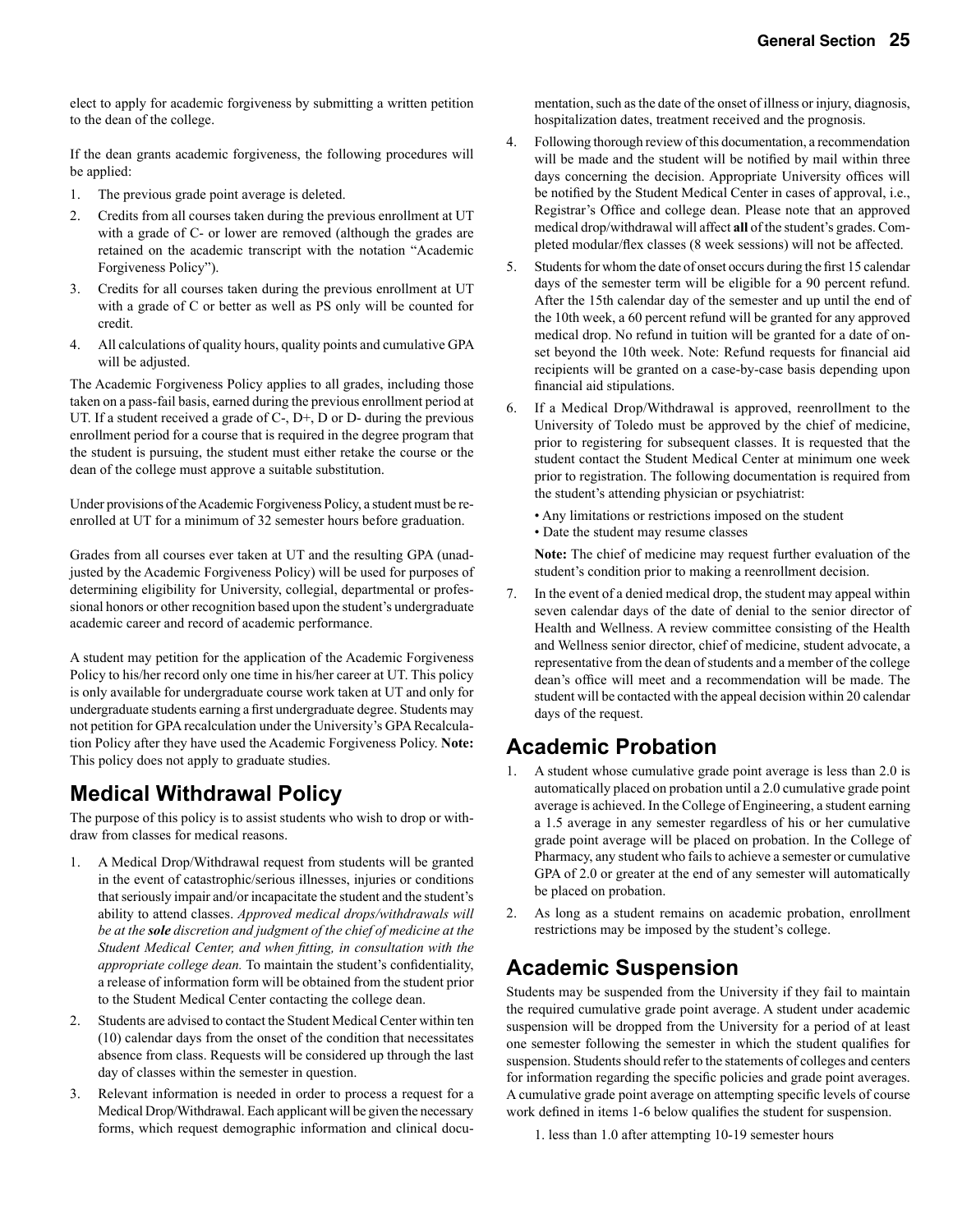elect to apply for academic forgiveness by submitting a written petition to the dean of the college.

If the dean grants academic forgiveness, the following procedures will be applied:

1. The previous grade point average is deleted.
2. Credits from all courses taken during the previous enrollment at UT with a grade of C- or lower are removed (although the grades are retained on the academic transcript with the notation "Academic Forgiveness Policy").
3. Credits for all courses taken during the previous enrollment at UT with a grade of C or better as well as PS only will be counted for credit.
4. All calculations of quality hours, quality points and cumulative GPA will be adjusted.

The Academic Forgiveness Policy applies to all grades, including those taken on a pass-fail basis, earned during the previous enrollment period at UT. If a student received a grade of C-, D+, D or D- during the previous enrollment period for a course that is required in the degree program that the student is pursuing, the student must either retake the course or the dean of the college must approve a suitable substitution.

Under provisions of the Academic Forgiveness Policy, a student must be re-enrolled at UT for a minimum of 32 semester hours before graduation.

Grades from all courses ever taken at UT and the resulting GPA (unadjusted by the Academic Forgiveness Policy) will be used for purposes of determining eligibility for University, collegial, departmental or professional honors or other recognition based upon the student's undergraduate academic career and record of academic performance.

A student may petition for the application of the Academic Forgiveness Policy to his/her record only one time in his/her career at UT. This policy is only available for undergraduate course work taken at UT and only for undergraduate students earning a first undergraduate degree. Students may not petition for GPA recalculation under the University's GPA Recalculation Policy after they have used the Academic Forgiveness Policy. **Note:** This policy does not apply to graduate studies.

## Medical Withdrawal Policy

The purpose of this policy is to assist students who wish to drop or withdraw from classes for medical reasons.

1. A Medical Drop/Withdrawal request from students will be granted in the event of catastrophic/serious illnesses, injuries or conditions that seriously impair and/or incapacitate the student and the student's ability to attend classes. *Approved medical drops/withdrawals will be at the **sole** discretion and judgment of the chief of medicine at the Student Medical Center, and when fitting, in consultation with the appropriate college dean.* To maintain the student's confidentiality, a release of information form will be obtained from the student prior to the Student Medical Center contacting the college dean.
2. Students are advised to contact the Student Medical Center within ten (10) calendar days from the onset of the condition that necessitates absence from class. Requests will be considered up through the last day of classes within the semester in question.
3. Relevant information is needed in order to process a request for a Medical Drop/Withdrawal. Each applicant will be given the necessary forms, which request demographic information and clinical documentation, such as the date of the onset of illness or injury, diagnosis, hospitalization dates, treatment received and the prognosis.
4. Following thorough review of this documentation, a recommendation will be made and the student will be notified by mail within three days concerning the decision. Appropriate University offices will be notified by the Student Medical Center in cases of approval, i.e., Registrar's Office and college dean. Please note that an approved medical drop/withdrawal will affect **all** of the student's grades. Completed modular/flex classes (8 week sessions) will not be affected.
5. Students for whom the date of onset occurs during the first 15 calendar days of the semester term will be eligible for a 90 percent refund. After the 15th calendar day of the semester and up until the end of the 10th week, a 60 percent refund will be granted for any approved medical drop. No refund in tuition will be granted for a date of onset beyond the 10th week. Note: Refund requests for financial aid recipients will be granted on a case-by-case basis depending upon financial aid stipulations.
6. If a Medical Drop/Withdrawal is approved, reenrollment to the University of Toledo must be approved by the chief of medicine, prior to registering for subsequent classes. It is requested that the student contact the Student Medical Center at minimum one week prior to registration. The following documentation is required from the student's attending physician or psychiatrist:

   • Any limitations or restrictions imposed on the student
   • Date the student may resume classes

   **Note:** The chief of medicine may request further evaluation of the student's condition prior to making a reenrollment decision.
7. In the event of a denied medical drop, the student may appeal within seven calendar days of the date of denial to the senior director of Health and Wellness. A review committee consisting of the Health and Wellness senior director, chief of medicine, student advocate, a representative from the dean of students and a member of the college dean's office will meet and a recommendation will be made. The student will be contacted with the appeal decision within 20 calendar days of the request.

## Academic Probation

1. A student whose cumulative grade point average is less than 2.0 is automatically placed on probation until a 2.0 cumulative grade point average is achieved. In the College of Engineering, a student earning a 1.5 average in any semester regardless of his or her cumulative grade point average will be placed on probation. In the College of Pharmacy, any student who fails to achieve a semester or cumulative GPA of 2.0 or greater at the end of any semester will automatically be placed on probation.
2. As long as a student remains on academic probation, enrollment restrictions may be imposed by the student's college.

## Academic Suspension

Students may be suspended from the University if they fail to maintain the required cumulative grade point average. A student under academic suspension will be dropped from the University for a period of at least one semester following the semester in which the student qualifies for suspension. Students should refer to the statements of colleges and centers for information regarding the specific policies and grade point averages. A cumulative grade point average on attempting specific levels of course work defined in items 1-6 below qualifies the student for suspension.

1. less than 1.0 after attempting 10-19 semester hours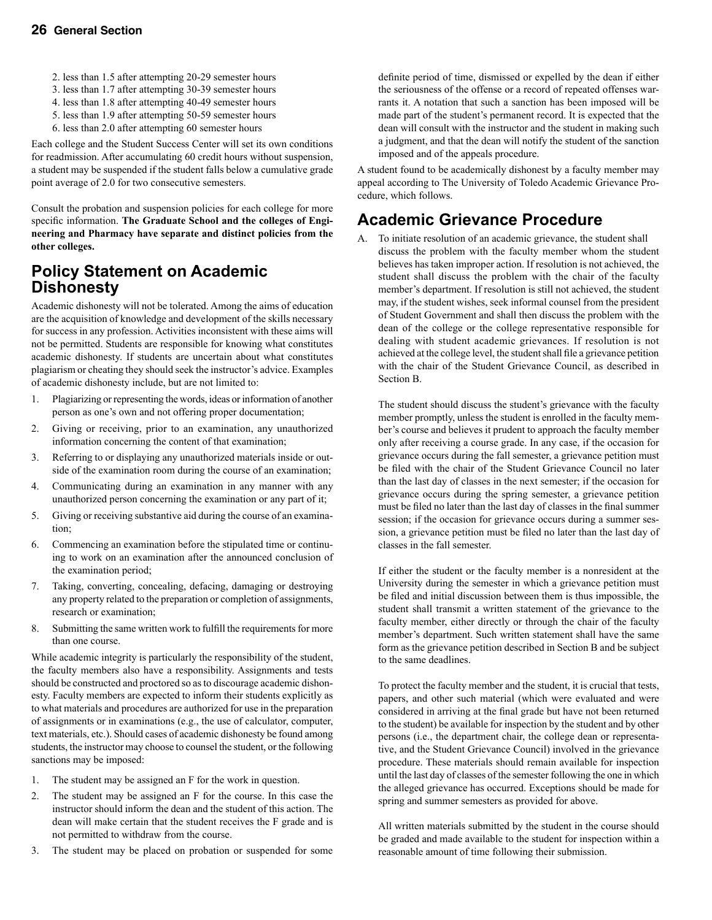2. less than 1.5 after attempting 20-29 semester hours
3. less than 1.7 after attempting 30-39 semester hours
4. less than 1.8 after attempting 40-49 semester hours
5. less than 1.9 after attempting 50-59 semester hours
6. less than 2.0 after attempting 60 semester hours

Each college and the Student Success Center will set its own conditions for readmission. After accumulating 60 credit hours without suspension, a student may be suspended if the student falls below a cumulative grade point average of 2.0 for two consecutive semesters.

Consult the probation and suspension policies for each college for more specific information. **The Graduate School and the colleges of Engineering and Pharmacy have separate and distinct policies from the other colleges.**

## Policy Statement on Academic Dishonesty

Academic dishonesty will not be tolerated. Among the aims of education are the acquisition of knowledge and development of the skills necessary for success in any profession. Activities inconsistent with these aims will not be permitted. Students are responsible for knowing what constitutes academic dishonesty. If students are uncertain about what constitutes plagiarism or cheating they should seek the instructor's advice. Examples of academic dishonesty include, but are not limited to:

1. Plagiarizing or representing the words, ideas or information of another person as one's own and not offering proper documentation;
2. Giving or receiving, prior to an examination, any unauthorized information concerning the content of that examination;
3. Referring to or displaying any unauthorized materials inside or outside of the examination room during the course of an examination;
4. Communicating during an examination in any manner with any unauthorized person concerning the examination or any part of it;
5. Giving or receiving substantive aid during the course of an examination;
6. Commencing an examination before the stipulated time or continuing to work on an examination after the announced conclusion of the examination period;
7. Taking, converting, concealing, defacing, damaging or destroying any property related to the preparation or completion of assignments, research or examination;
8. Submitting the same written work to fulfill the requirements for more than one course.

While academic integrity is particularly the responsibility of the student, the faculty members also have a responsibility. Assignments and tests should be constructed and proctored so as to discourage academic dishonesty. Faculty members are expected to inform their students explicitly as to what materials and procedures are authorized for use in the preparation of assignments or in examinations (e.g., the use of calculator, computer, text materials, etc.). Should cases of academic dishonesty be found among students, the instructor may choose to counsel the student, or the following sanctions may be imposed:

1. The student may be assigned an F for the work in question.
2. The student may be assigned an F for the course. In this case the instructor should inform the dean and the student of this action. The dean will make certain that the student receives the F grade and is not permitted to withdraw from the course.
3. The student may be placed on probation or suspended for some definite period of time, dismissed or expelled by the dean if either the seriousness of the offense or a record of repeated offenses warrants it. A notation that such a sanction has been imposed will be made part of the student's permanent record. It is expected that the dean will consult with the instructor and the student in making such a judgment, and that the dean will notify the student of the sanction imposed and of the appeals procedure.

A student found to be academically dishonest by a faculty member may appeal according to The University of Toledo Academic Grievance Procedure, which follows.

## Academic Grievance Procedure

A. To initiate resolution of an academic grievance, the student shall discuss the problem with the faculty member whom the student believes has taken improper action. If resolution is not achieved, the student shall discuss the problem with the chair of the faculty member's department. If resolution is still not achieved, the student may, if the student wishes, seek informal counsel from the president of Student Government and shall then discuss the problem with the dean of the college or the college representative responsible for dealing with student academic grievances. If resolution is not achieved at the college level, the student shall file a grievance petition with the chair of the Student Grievance Council, as described in Section B.

   The student should discuss the student's grievance with the faculty member promptly, unless the student is enrolled in the faculty member's course and believes it prudent to approach the faculty member only after receiving a course grade. In any case, if the occasion for grievance occurs during the fall semester, a grievance petition must be filed with the chair of the Student Grievance Council no later than the last day of classes in the next semester; if the occasion for grievance occurs during the spring semester, a grievance petition must be filed no later than the last day of classes in the final summer session; if the occasion for grievance occurs during a summer session, a grievance petition must be filed no later than the last day of classes in the fall semester.

   If either the student or the faculty member is a nonresident at the University during the semester in which a grievance petition must be filed and initial discussion between them is thus impossible, the student shall transmit a written statement of the grievance to the faculty member, either directly or through the chair of the faculty member's department. Such written statement shall have the same form as the grievance petition described in Section B and be subject to the same deadlines.

   To protect the faculty member and the student, it is crucial that tests, papers, and other such material (which were evaluated and were considered in arriving at the final grade but have not been returned to the student) be available for inspection by the student and by other persons (i.e., the department chair, the college dean or representative, and the Student Grievance Council) involved in the grievance procedure. These materials should remain available for inspection until the last day of classes of the semester following the one in which the alleged grievance has occurred. Exceptions should be made for spring and summer semesters as provided for above.

   All written materials submitted by the student in the course should be graded and made available to the student for inspection within a reasonable amount of time following their submission.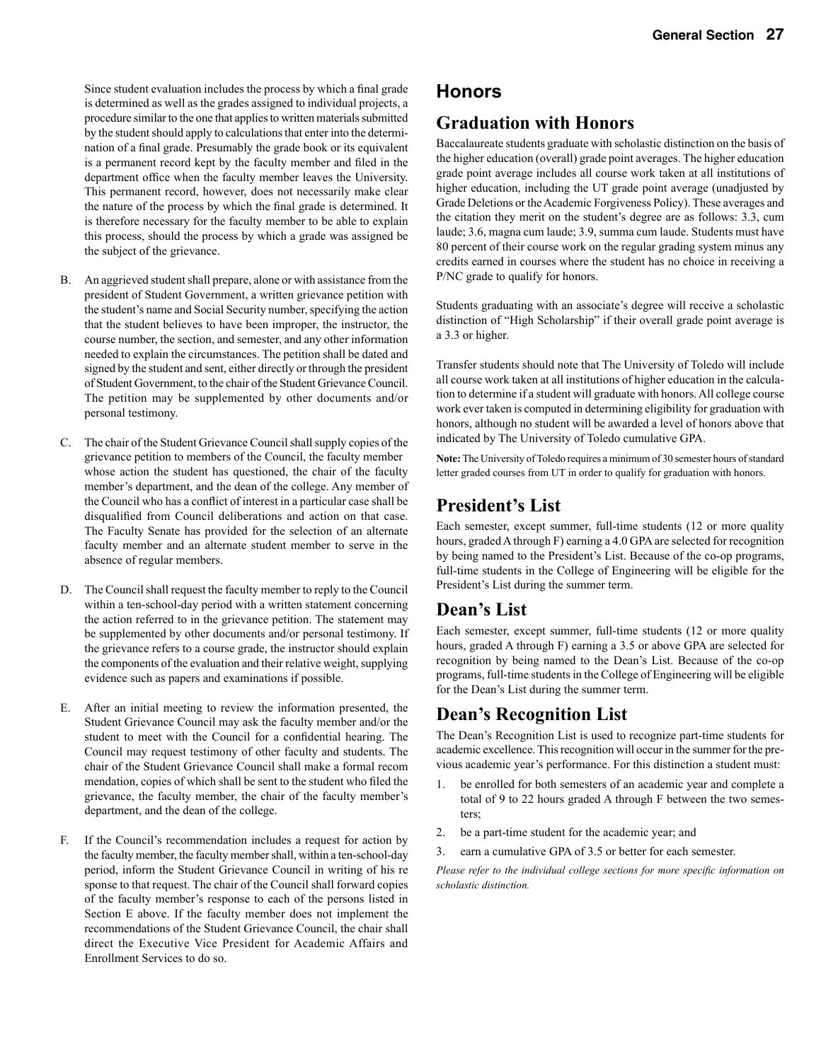Since student evaluation includes the process by which a final grade is determined as well as the grades assigned to individual projects, a procedure similar to the one that applies to written materials submitted by the student should apply to calculations that enter into the determination of a final grade. Presumably the grade book or its equivalent is a permanent record kept by the faculty member and filed in the department office when the faculty member leaves the University. This permanent record, however, does not necessarily make clear the nature of the process by which the final grade is determined. It is therefore necessary for the faculty member to be able to explain this process, should the process by which a grade was assigned be the subject of the grievance.

B. An aggrieved student shall prepare, alone or with assistance from the president of Student Government, a written grievance petition with the student's name and Social Security number, specifying the action that the student believes to have been improper, the instructor, the course number, the section, and semester, and any other information needed to explain the circumstances. The petition shall be dated and signed by the student and sent, either directly or through the president of Student Government, to the chair of the Student Grievance Council. The petition may be supplemented by other documents and/or personal testimony.

C. The chair of the Student Grievance Council shall supply copies of the grievance petition to members of the Council, the faculty member whose action the student has questioned, the chair of the faculty member's department, and the dean of the college. Any member of the Council who has a conflict of interest in a particular case shall be disqualified from Council deliberations and action on that case. The Faculty Senate has provided for the selection of an alternate faculty member and an alternate student member to serve in the absence of regular members.

D. The Council shall request the faculty member to reply to the Council within a ten-school-day period with a written statement concerning the action referred to in the grievance petition. The statement may be supplemented by other documents and/or personal testimony. If the grievance refers to a course grade, the instructor should explain the components of the evaluation and their relative weight, supplying evidence such as papers and examinations if possible.

E. After an initial meeting to review the information presented, the Student Grievance Council may ask the faculty member and/or the student to meet with the Council for a confidential hearing. The Council may request testimony of other faculty and students. The chair of the Student Grievance Council shall make a formal recommendation, copies of which shall be sent to the student who filed the grievance, the faculty member, the chair of the faculty member's department, and the dean of the college.

F. If the Council's recommendation includes a request for action by the faculty member, the faculty member shall, within a ten-school-day period, inform the Student Grievance Council in writing of his response to that request. The chair of the Council shall forward copies of the faculty member's response to each of the persons listed in Section E above. If the faculty member does not implement the recommendations of the Student Grievance Council, the chair shall direct the Executive Vice President for Academic Affairs and Enrollment Services to do so.

# Honors

## Graduation with Honors

Baccalaureate students graduate with scholastic distinction on the basis of the higher education (overall) grade point averages. The higher education grade point average includes all course work taken at all institutions of higher education, including the UT grade point average (unadjusted by Grade Deletions or the Academic Forgiveness Policy). These averages and the citation they merit on the student's degree are as follows: 3.3, cum laude; 3.6, magna cum laude; 3.9, summa cum laude. Students must have 80 percent of their course work on the regular grading system minus any credits earned in courses where the student has no choice in receiving a P/NC grade to qualify for honors.

Students graduating with an associate's degree will receive a scholastic distinction of "High Scholarship" if their overall grade point average is a 3.3 or higher.

Transfer students should note that The University of Toledo will include all course work taken at all institutions of higher education in the calculation to determine if a student will graduate with honors. All college course work ever taken is computed in determining eligibility for graduation with honors, although no student will be awarded a level of honors above that indicated by The University of Toledo cumulative GPA.

**Note:** The University of Toledo requires a minimum of 30 semester hours of standard letter graded courses from UT in order to qualify for graduation with honors.

## President's List

Each semester, except summer, full-time students (12 or more quality hours, graded A through F) earning a 4.0 GPA are selected for recognition by being named to the President's List. Because of the co-op programs, full-time students in the College of Engineering will be eligible for the President's List during the summer term.

## Dean's List

Each semester, except summer, full-time students (12 or more quality hours, graded A through F) earning a 3.5 or above GPA are selected for recognition by being named to the Dean's List. Because of the co-op programs, full-time students in the College of Engineering will be eligible for the Dean's List during the summer term.

## Dean's Recognition List

The Dean's Recognition List is used to recognize part-time students for academic excellence. This recognition will occur in the summer for the previous academic year's performance. For this distinction a student must:

1. be enrolled for both semesters of an academic year and complete a total of 9 to 22 hours graded A through F between the two semesters;
2. be a part-time student for the academic year; and
3. earn a cumulative GPA of 3.5 or better for each semester.

*Please refer to the individual college sections for more specific information on scholastic distinction.*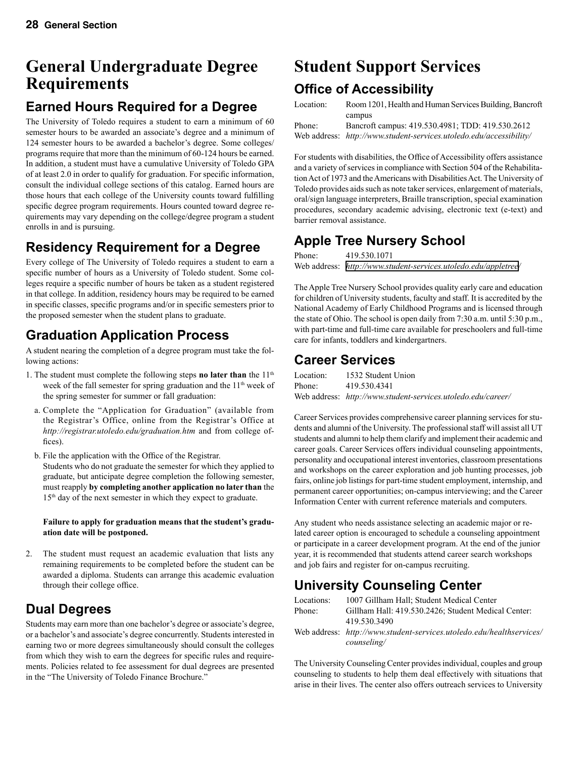# General Undergraduate Degree Requirements

## Earned Hours Required for a Degree

The University of Toledo requires a student to earn a minimum of 60 semester hours to be awarded an associate's degree and a minimum of 124 semester hours to be awarded a bachelor's degree. Some colleges/programs require that more than the minimum of 60-124 hours be earned. In addition, a student must have a cumulative University of Toledo GPA of at least 2.0 in order to qualify for graduation. For specific information, consult the individual college sections of this catalog. Earned hours are those hours that each college of the University counts toward fulfilling specific degree program requirements. Hours counted toward degree requirements may vary depending on the college/degree program a student enrolls in and is pursuing.

## Residency Requirement for a Degree

Every college of The University of Toledo requires a student to earn a specific number of hours as a University of Toledo student. Some colleges require a specific number of hours be taken as a student registered in that college. In addition, residency hours may be required to be earned in specific classes, specific programs and/or in specific semesters prior to the proposed semester when the student plans to graduate.

## Graduation Application Process

A student nearing the completion of a degree program must take the following actions:

1. The student must complete the following steps **no later than** the 11th week of the fall semester for spring graduation and the 11th week of the spring semester for summer or fall graduation:
   a. Complete the "Application for Graduation" (available from the Registrar's Office, online from the Registrar's Office at *http://registrar.utoledo.edu/graduation.htm* and from college offices).
   b. File the application with the Office of the Registrar.
   Students who do not graduate the semester for which they applied to graduate, but anticipate degree completion the following semester, must reapply **by completing another application no later than** the 15th day of the next semester in which they expect to graduate.

   **Failure to apply for graduation means that the student's graduation date will be postponed.**

2. The student must request an academic evaluation that lists any remaining requirements to be completed before the student can be awarded a diploma. Students can arrange this academic evaluation through their college office.

## Dual Degrees

Students may earn more than one bachelor's degree or associate's degree, or a bachelor's and associate's degree concurrently. Students interested in earning two or more degrees simultaneously should consult the colleges from which they wish to earn the degrees for specific rules and requirements. Policies related to fee assessment for dual degrees are presented in the "The University of Toledo Finance Brochure."

# Student Support Services

## Office of Accessibility

Location: Room 1201, Health and Human Services Building, Bancroft campus
Phone: Bancroft campus: 419.530.4981; TDD: 419.530.2612
Web address: *http://www.student-services.utoledo.edu/accessibility/*

For students with disabilities, the Office of Accessibility offers assistance and a variety of services in compliance with Section 504 of the Rehabilitation Act of 1973 and the Americans with Disabilities Act. The University of Toledo provides aids such as note taker services, enlargement of materials, oral/sign language interpreters, Braille transcription, special examination procedures, secondary academic advising, electronic text (e-text) and barrier removal assistance.

## Apple Tree Nursery School

Phone: 419.530.1071
Web address: *http://www.student-services.utoledo.edu/appletree/*

The Apple Tree Nursery School provides quality early care and education for children of University students, faculty and staff. It is accredited by the National Academy of Early Childhood Programs and is licensed through the state of Ohio. The school is open daily from 7:30 a.m. until 5:30 p.m., with part-time and full-time care available for preschoolers and full-time care for infants, toddlers and kindergartners.

## Career Services

Location: 1532 Student Union
Phone: 419.530.4341
Web address: *http://www.student-services.utoledo.edu/career/*

Career Services provides comprehensive career planning services for students and alumni of the University. The professional staff will assist all UT students and alumni to help them clarify and implement their academic and career goals. Career Services offers individual counseling appointments, personality and occupational interest inventories, classroom presentations and workshops on the career exploration and job hunting processes, job fairs, online job listings for part-time student employment, internship, and permanent career opportunities; on-campus interviewing; and the Career Information Center with current reference materials and computers.

Any student who needs assistance selecting an academic major or related career option is encouraged to schedule a counseling appointment or participate in a career development program. At the end of the junior year, it is recommended that students attend career search workshops and job fairs and register for on-campus recruiting.

## University Counseling Center

Locations: 1007 Gillham Hall; Student Medical Center
Phone: Gillham Hall: 419.530.2426; Student Medical Center: 419.530.3490
Web address: *http://www.student-services.utoledo.edu/healthservices/counseling/*

The University Counseling Center provides individual, couples and group counseling to students to help them deal effectively with situations that arise in their lives. The center also offers outreach services to University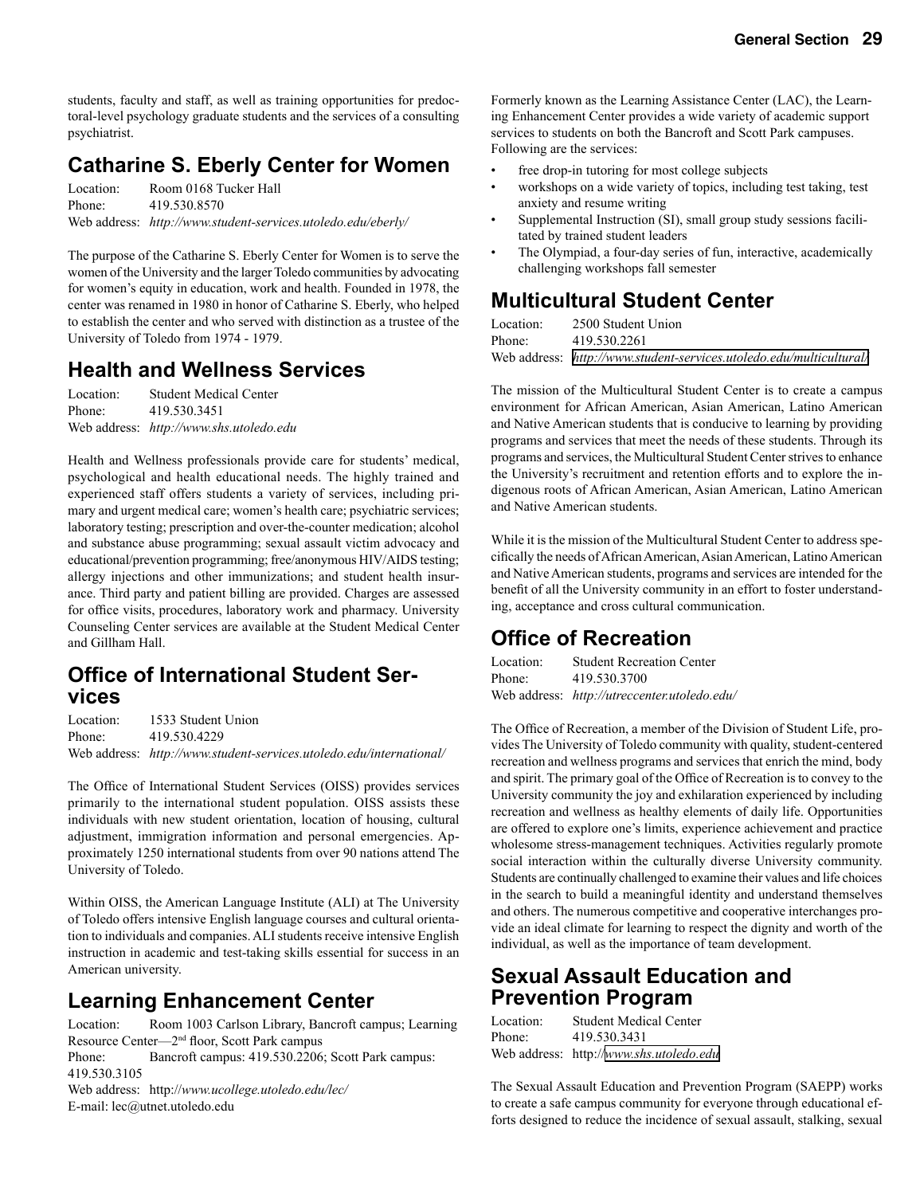students, faculty and staff, as well as training opportunities for predoctoral-level psychology graduate students and the services of a consulting psychiatrist.

## Catharine S. Eberly Center for Women

Location: Room 0168 Tucker Hall
Phone: 419.530.8570
Web address: *http://www.student-services.utoledo.edu/eberly/*

The purpose of the Catharine S. Eberly Center for Women is to serve the women of the University and the larger Toledo communities by advocating for women's equity in education, work and health. Founded in 1978, the center was renamed in 1980 in honor of Catharine S. Eberly, who helped to establish the center and who served with distinction as a trustee of the University of Toledo from 1974 - 1979.

## Health and Wellness Services

Location: Student Medical Center
Phone: 419.530.3451
Web address: *http://www.shs.utoledo.edu*

Health and Wellness professionals provide care for students' medical, psychological and health educational needs. The highly trained and experienced staff offers students a variety of services, including primary and urgent medical care; women's health care; psychiatric services; laboratory testing; prescription and over-the-counter medication; alcohol and substance abuse programming; sexual assault victim advocacy and educational/prevention programming; free/anonymous HIV/AIDS testing; allergy injections and other immunizations; and student health insurance. Third party and patient billing are provided. Charges are assessed for office visits, procedures, laboratory work and pharmacy. University Counseling Center services are available at the Student Medical Center and Gillham Hall.

## Office of International Student Services

Location: 1533 Student Union
Phone: 419.530.4229
Web address: *http://www.student-services.utoledo.edu/international/*

The Office of International Student Services (OISS) provides services primarily to the international student population. OISS assists these individuals with new student orientation, location of housing, cultural adjustment, immigration information and personal emergencies. Approximately 1250 international students from over 90 nations attend The University of Toledo.

Within OISS, the American Language Institute (ALI) at The University of Toledo offers intensive English language courses and cultural orientation to individuals and companies. ALI students receive intensive English instruction in academic and test-taking skills essential for success in an American university.

## Learning Enhancement Center

Location: Room 1003 Carlson Library, Bancroft campus; Learning Resource Center—2nd floor, Scott Park campus
Phone: Bancroft campus: 419.530.2206; Scott Park campus: 419.530.3105
Web address: http://*www.ucollege.utoledo.edu/lec/*
E-mail: lec@utnet.utoledo.edu

Formerly known as the Learning Assistance Center (LAC), the Learning Enhancement Center provides a wide variety of academic support services to students on both the Bancroft and Scott Park campuses. Following are the services:

- free drop-in tutoring for most college subjects
- workshops on a wide variety of topics, including test taking, test anxiety and resume writing
- Supplemental Instruction (SI), small group study sessions facilitated by trained student leaders
- The Olympiad, a four-day series of fun, interactive, academically challenging workshops fall semester

## Multicultural Student Center

Location: 2500 Student Union
Phone: 419.530.2261
Web address: *http://www.student-services.utoledo.edu/multicultural/*

The mission of the Multicultural Student Center is to create a campus environment for African American, Asian American, Latino American and Native American students that is conducive to learning by providing programs and services that meet the needs of these students. Through its programs and services, the Multicultural Student Center strives to enhance the University's recruitment and retention efforts and to explore the indigenous roots of African American, Asian American, Latino American and Native American students.

While it is the mission of the Multicultural Student Center to address specifically the needs of African American, Asian American, Latino American and Native American students, programs and services are intended for the benefit of all the University community in an effort to foster understanding, acceptance and cross cultural communication.

## Office of Recreation

Location: Student Recreation Center
Phone: 419.530.3700
Web address: *http://utreccenter.utoledo.edu/*

The Office of Recreation, a member of the Division of Student Life, provides The University of Toledo community with quality, student-centered recreation and wellness programs and services that enrich the mind, body and spirit. The primary goal of the Office of Recreation is to convey to the University community the joy and exhilaration experienced by including recreation and wellness as healthy elements of daily life. Opportunities are offered to explore one's limits, experience achievement and practice wholesome stress-management techniques. Activities regularly promote social interaction within the culturally diverse University community. Students are continually challenged to examine their values and life choices in the search to build a meaningful identity and understand themselves and others. The numerous competitive and cooperative interchanges provide an ideal climate for learning to respect the dignity and worth of the individual, as well as the importance of team development.

## Sexual Assault Education and Prevention Program

Location: Student Medical Center
Phone: 419.530.3431
Web address: http://*www.shs.utoledo.edu*

The Sexual Assault Education and Prevention Program (SAEPP) works to create a safe campus community for everyone through educational efforts designed to reduce the incidence of sexual assault, stalking, sexual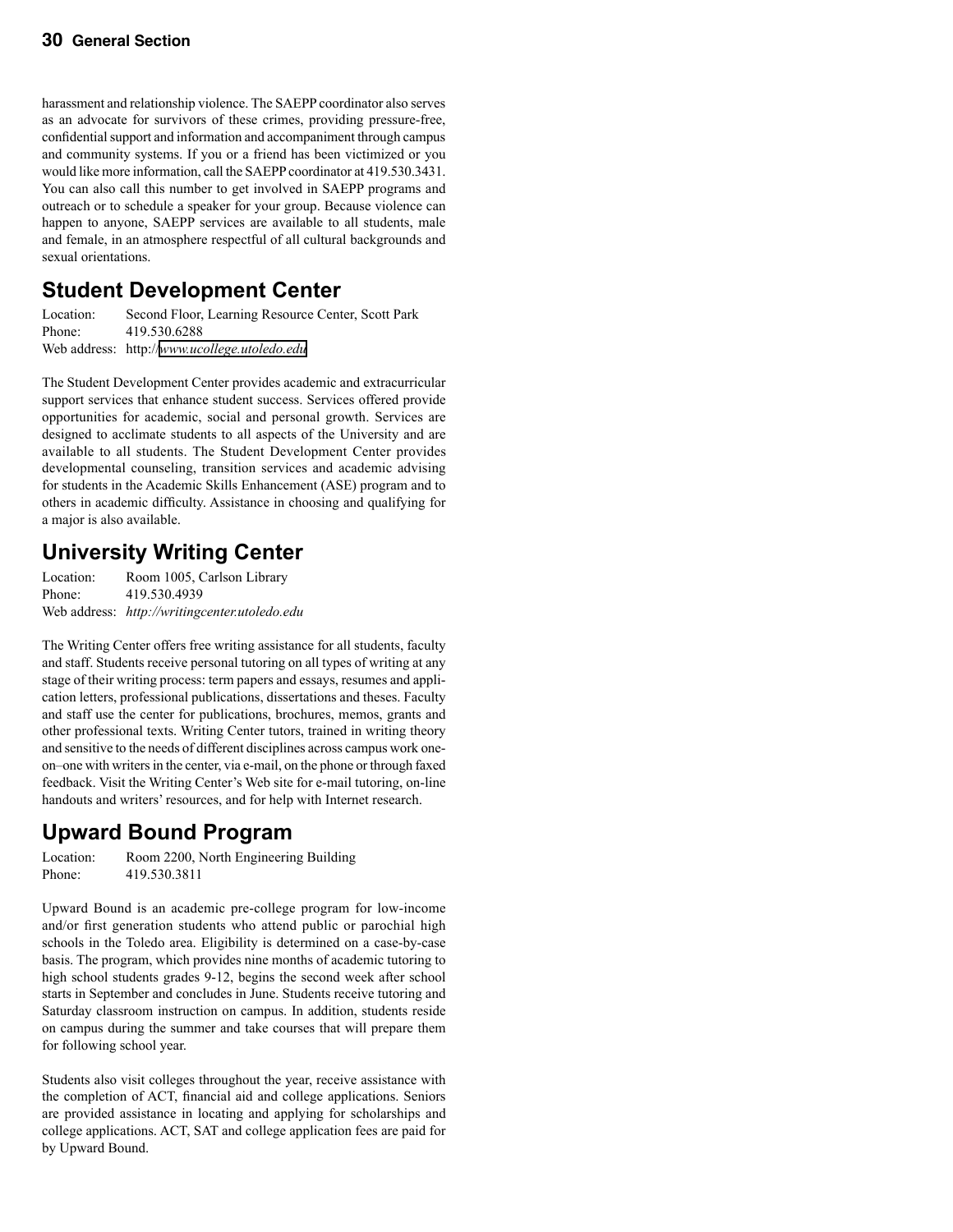harassment and relationship violence. The SAEPP coordinator also serves as an advocate for survivors of these crimes, providing pressure-free, confidential support and information and accompaniment through campus and community systems. If you or a friend has been victimized or you would like more information, call the SAEPP coordinator at 419.530.3431. You can also call this number to get involved in SAEPP programs and outreach or to schedule a speaker for your group. Because violence can happen to anyone, SAEPP services are available to all students, male and female, in an atmosphere respectful of all cultural backgrounds and sexual orientations.

## Student Development Center

Location: Second Floor, Learning Resource Center, Scott Park
Phone: 419.530.6288
Web address: http://*www.ucollege.utoledo.edu*

The Student Development Center provides academic and extracurricular support services that enhance student success. Services offered provide opportunities for academic, social and personal growth. Services are designed to acclimate students to all aspects of the University and are available to all students. The Student Development Center provides developmental counseling, transition services and academic advising for students in the Academic Skills Enhancement (ASE) program and to others in academic difficulty. Assistance in choosing and qualifying for a major is also available.

## University Writing Center

Location: Room 1005, Carlson Library
Phone: 419.530.4939
Web address: *http://writingcenter.utoledo.edu*

The Writing Center offers free writing assistance for all students, faculty and staff. Students receive personal tutoring on all types of writing at any stage of their writing process: term papers and essays, resumes and application letters, professional publications, dissertations and theses. Faculty and staff use the center for publications, brochures, memos, grants and other professional texts. Writing Center tutors, trained in writing theory and sensitive to the needs of different disciplines across campus work one-on–one with writers in the center, via e-mail, on the phone or through faxed feedback. Visit the Writing Center's Web site for e-mail tutoring, on-line handouts and writers' resources, and for help with Internet research.

## Upward Bound Program

Location: Room 2200, North Engineering Building
Phone: 419.530.3811

Upward Bound is an academic pre-college program for low-income and/or first generation students who attend public or parochial high schools in the Toledo area. Eligibility is determined on a case-by-case basis. The program, which provides nine months of academic tutoring to high school students grades 9-12, begins the second week after school starts in September and concludes in June. Students receive tutoring and Saturday classroom instruction on campus. In addition, students reside on campus during the summer and take courses that will prepare them for following school year.

Students also visit colleges throughout the year, receive assistance with the completion of ACT, financial aid and college applications. Seniors are provided assistance in locating and applying for scholarships and college applications. ACT, SAT and college application fees are paid for by Upward Bound.